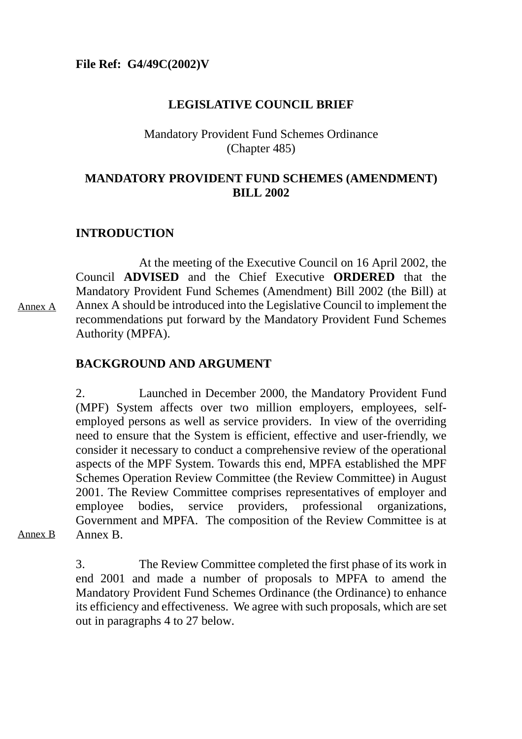**File Ref: G4/49C(2002)V**

# LEGISLATIVE COUNCIL BRIEF

Mandatory Provident Fund Schemes Ordinance
(Chapter 485)

## MANDATORY PROVIDENT FUND SCHEMES (AMENDMENT) BILL 2002

### INTRODUCTION

Annex A

At the meeting of the Executive Council on 16 April 2002, the Council **ADVISED** and the Chief Executive **ORDERED** that the Mandatory Provident Fund Schemes (Amendment) Bill 2002 (the Bill) at Annex A should be introduced into the Legislative Council to implement the recommendations put forward by the Mandatory Provident Fund Schemes Authority (MPFA).

### BACKGROUND AND ARGUMENT

Annex B

2. Launched in December 2000, the Mandatory Provident Fund (MPF) System affects over two million employers, employees, self-employed persons as well as service providers. In view of the overriding need to ensure that the System is efficient, effective and user-friendly, we consider it necessary to conduct a comprehensive review of the operational aspects of the MPF System. Towards this end, MPFA established the MPF Schemes Operation Review Committee (the Review Committee) in August 2001. The Review Committee comprises representatives of employer and employee bodies, service providers, professional organizations, Government and MPFA. The composition of the Review Committee is at Annex B.

3. The Review Committee completed the first phase of its work in end 2001 and made a number of proposals to MPFA to amend the Mandatory Provident Fund Schemes Ordinance (the Ordinance) to enhance its efficiency and effectiveness. We agree with such proposals, which are set out in paragraphs 4 to 27 below.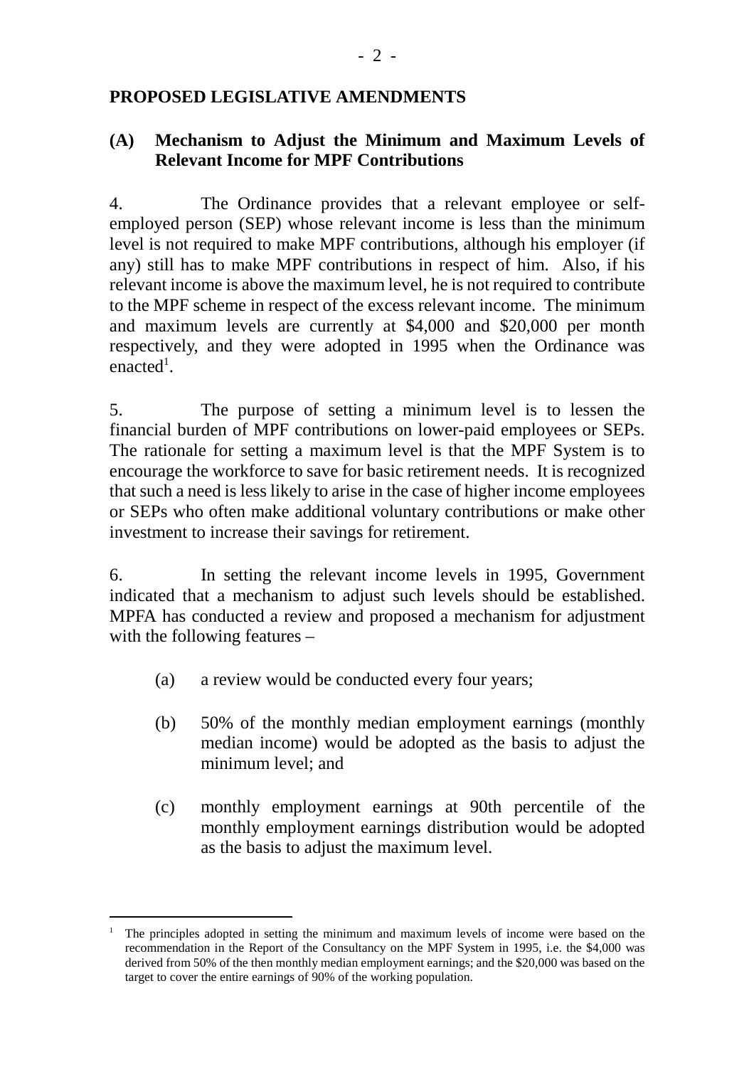## PROPOSED LEGISLATIVE AMENDMENTS

### (A) Mechanism to Adjust the Minimum and Maximum Levels of Relevant Income for MPF Contributions

4. The Ordinance provides that a relevant employee or self-employed person (SEP) whose relevant income is less than the minimum level is not required to make MPF contributions, although his employer (if any) still has to make MPF contributions in respect of him. Also, if his relevant income is above the maximum level, he is not required to contribute to the MPF scheme in respect of the excess relevant income. The minimum and maximum levels are currently at $4,000 and $20,000 per month respectively, and they were adopted in 1995 when the Ordinance was enacted[1].

5. The purpose of setting a minimum level is to lessen the financial burden of MPF contributions on lower-paid employees or SEPs. The rationale for setting a maximum level is that the MPF System is to encourage the workforce to save for basic retirement needs. It is recognized that such a need is less likely to arise in the case of higher income employees or SEPs who often make additional voluntary contributions or make other investment to increase their savings for retirement.

6. In setting the relevant income levels in 1995, Government indicated that a mechanism to adjust such levels should be established. MPFA has conducted a review and proposed a mechanism for adjustment with the following features –

(a) a review would be conducted every four years;

(b) 50% of the monthly median employment earnings (monthly median income) would be adopted as the basis to adjust the minimum level; and

(c) monthly employment earnings at 90th percentile of the monthly employment earnings distribution would be adopted as the basis to adjust the maximum level.

---

[1] The principles adopted in setting the minimum and maximum levels of income were based on the recommendation in the Report of the Consultancy on the MPF System in 1995, i.e. the $4,000 was derived from 50% of the then monthly median employment earnings; and the $20,000 was based on the target to cover the entire earnings of 90% of the working population.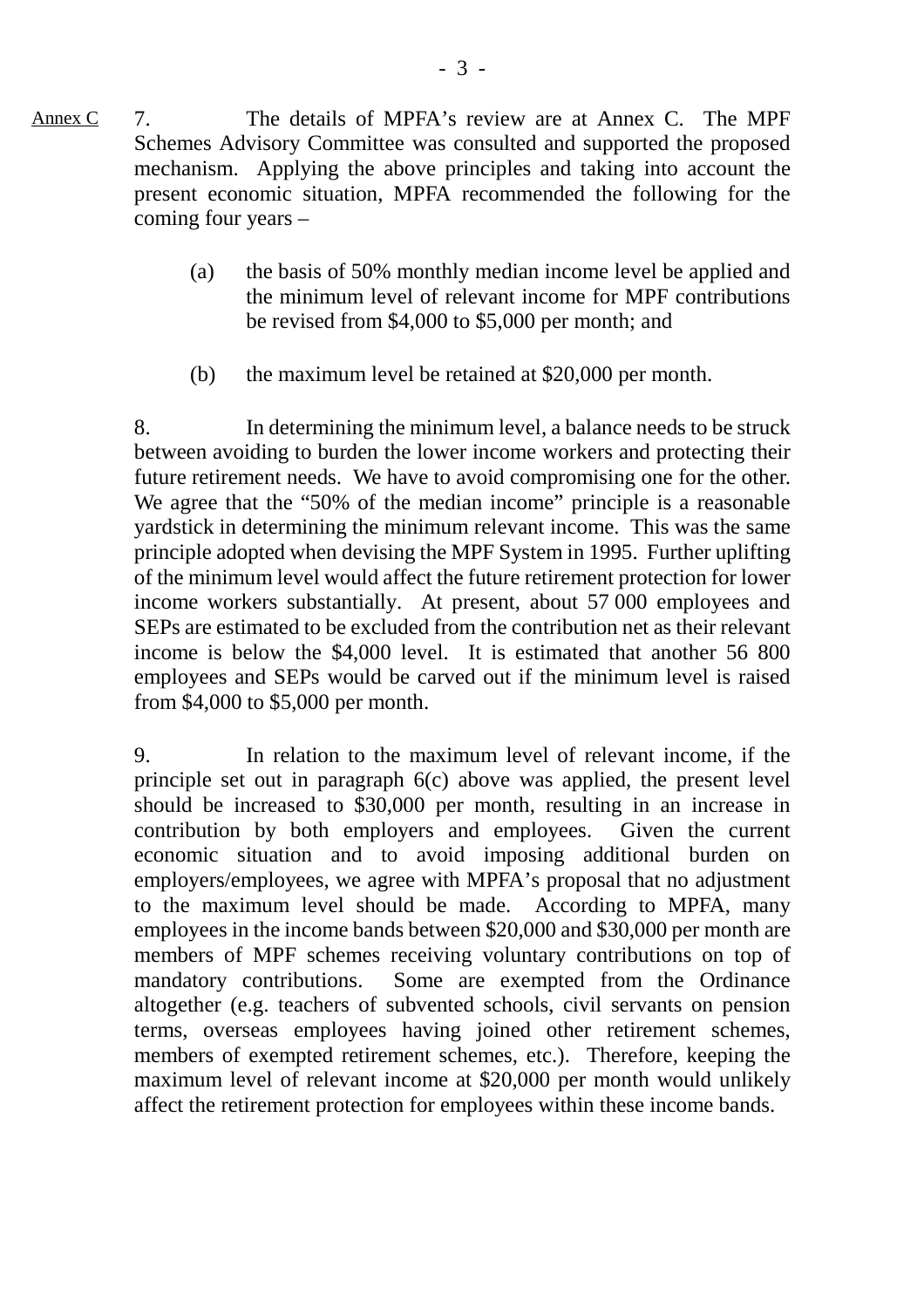Annex C

7. The details of MPFA's review are at Annex C. The MPF Schemes Advisory Committee was consulted and supported the proposed mechanism. Applying the above principles and taking into account the present economic situation, MPFA recommended the following for the coming four years –

(a) the basis of 50% monthly median income level be applied and the minimum level of relevant income for MPF contributions be revised from $4,000 to $5,000 per month; and

(b) the maximum level be retained at $20,000 per month.

8. In determining the minimum level, a balance needs to be struck between avoiding to burden the lower income workers and protecting their future retirement needs. We have to avoid compromising one for the other. We agree that the "50% of the median income" principle is a reasonable yardstick in determining the minimum relevant income. This was the same principle adopted when devising the MPF System in 1995. Further uplifting of the minimum level would affect the future retirement protection for lower income workers substantially. At present, about 57 000 employees and SEPs are estimated to be excluded from the contribution net as their relevant income is below the $4,000 level. It is estimated that another 56 800 employees and SEPs would be carved out if the minimum level is raised from $4,000 to $5,000 per month.

9. In relation to the maximum level of relevant income, if the principle set out in paragraph 6(c) above was applied, the present level should be increased to $30,000 per month, resulting in an increase in contribution by both employers and employees. Given the current economic situation and to avoid imposing additional burden on employers/employees, we agree with MPFA's proposal that no adjustment to the maximum level should be made. According to MPFA, many employees in the income bands between $20,000 and $30,000 per month are members of MPF schemes receiving voluntary contributions on top of mandatory contributions. Some are exempted from the Ordinance altogether (e.g. teachers of subvented schools, civil servants on pension terms, overseas employees having joined other retirement schemes, members of exempted retirement schemes, etc.). Therefore, keeping the maximum level of relevant income at $20,000 per month would unlikely affect the retirement protection for employees within these income bands.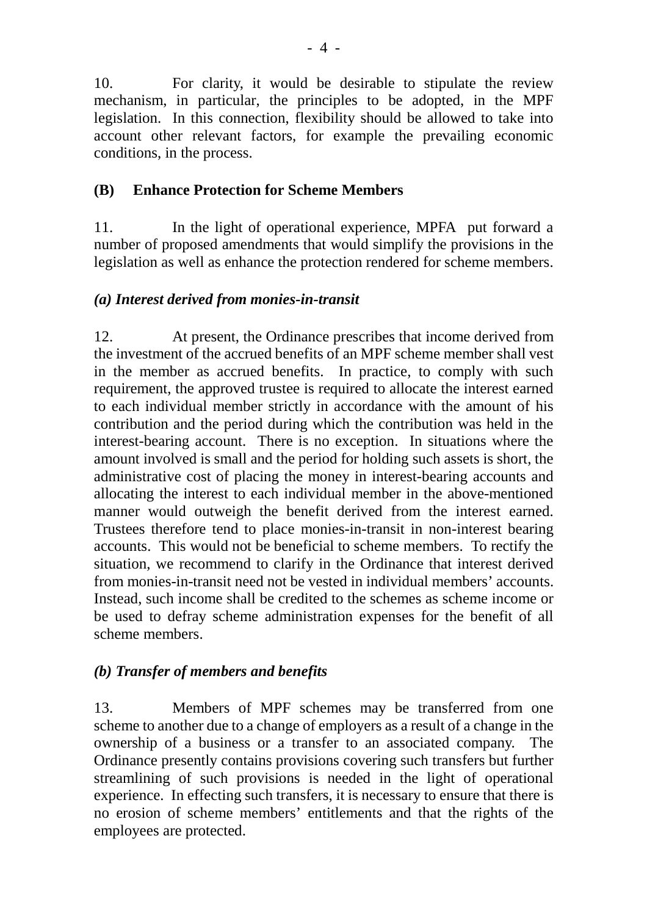10. For clarity, it would be desirable to stipulate the review mechanism, in particular, the principles to be adopted, in the MPF legislation. In this connection, flexibility should be allowed to take into account other relevant factors, for example the prevailing economic conditions, in the process.

## (B) Enhance Protection for Scheme Members

11. In the light of operational experience, MPFA put forward a number of proposed amendments that would simplify the provisions in the legislation as well as enhance the protection rendered for scheme members.

### *(a) Interest derived from monies-in-transit*

12. At present, the Ordinance prescribes that income derived from the investment of the accrued benefits of an MPF scheme member shall vest in the member as accrued benefits. In practice, to comply with such requirement, the approved trustee is required to allocate the interest earned to each individual member strictly in accordance with the amount of his contribution and the period during which the contribution was held in the interest-bearing account. There is no exception. In situations where the amount involved is small and the period for holding such assets is short, the administrative cost of placing the money in interest-bearing accounts and allocating the interest to each individual member in the above-mentioned manner would outweigh the benefit derived from the interest earned. Trustees therefore tend to place monies-in-transit in non-interest bearing accounts. This would not be beneficial to scheme members. To rectify the situation, we recommend to clarify in the Ordinance that interest derived from monies-in-transit need not be vested in individual members' accounts. Instead, such income shall be credited to the schemes as scheme income or be used to defray scheme administration expenses for the benefit of all scheme members.

### *(b) Transfer of members and benefits*

13. Members of MPF schemes may be transferred from one scheme to another due to a change of employers as a result of a change in the ownership of a business or a transfer to an associated company. The Ordinance presently contains provisions covering such transfers but further streamlining of such provisions is needed in the light of operational experience. In effecting such transfers, it is necessary to ensure that there is no erosion of scheme members' entitlements and that the rights of the employees are protected.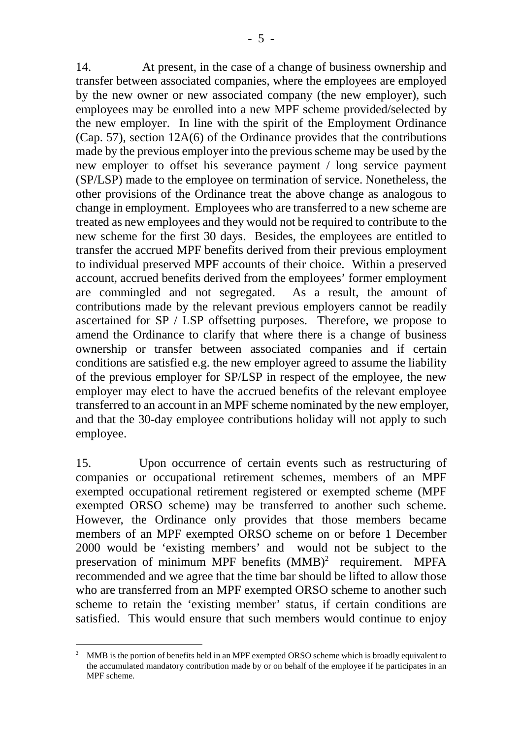14. At present, in the case of a change of business ownership and transfer between associated companies, where the employees are employed by the new owner or new associated company (the new employer), such employees may be enrolled into a new MPF scheme provided/selected by the new employer. In line with the spirit of the Employment Ordinance (Cap. 57), section 12A(6) of the Ordinance provides that the contributions made by the previous employer into the previous scheme may be used by the new employer to offset his severance payment / long service payment (SP/LSP) made to the employee on termination of service. Nonetheless, the other provisions of the Ordinance treat the above change as analogous to change in employment. Employees who are transferred to a new scheme are treated as new employees and they would not be required to contribute to the new scheme for the first 30 days. Besides, the employees are entitled to transfer the accrued MPF benefits derived from their previous employment to individual preserved MPF accounts of their choice. Within a preserved account, accrued benefits derived from the employees' former employment are commingled and not segregated. As a result, the amount of contributions made by the relevant previous employers cannot be readily ascertained for SP / LSP offsetting purposes. Therefore, we propose to amend the Ordinance to clarify that where there is a change of business ownership or transfer between associated companies and if certain conditions are satisfied e.g. the new employer agreed to assume the liability of the previous employer for SP/LSP in respect of the employee, the new employer may elect to have the accrued benefits of the relevant employee transferred to an account in an MPF scheme nominated by the new employer, and that the 30-day employee contributions holiday will not apply to such employee.

15. Upon occurrence of certain events such as restructuring of companies or occupational retirement schemes, members of an MPF exempted occupational retirement registered or exempted scheme (MPF exempted ORSO scheme) may be transferred to another such scheme. However, the Ordinance only provides that those members became members of an MPF exempted ORSO scheme on or before 1 December 2000 would be 'existing members' and would not be subject to the preservation of minimum MPF benefits (MMB)[2] requirement. MPFA recommended and we agree that the time bar should be lifted to allow those who are transferred from an MPF exempted ORSO scheme to another such scheme to retain the 'existing member' status, if certain conditions are satisfied. This would ensure that such members would continue to enjoy

---

[2] MMB is the portion of benefits held in an MPF exempted ORSO scheme which is broadly equivalent to the accumulated mandatory contribution made by or on behalf of the employee if he participates in an MPF scheme.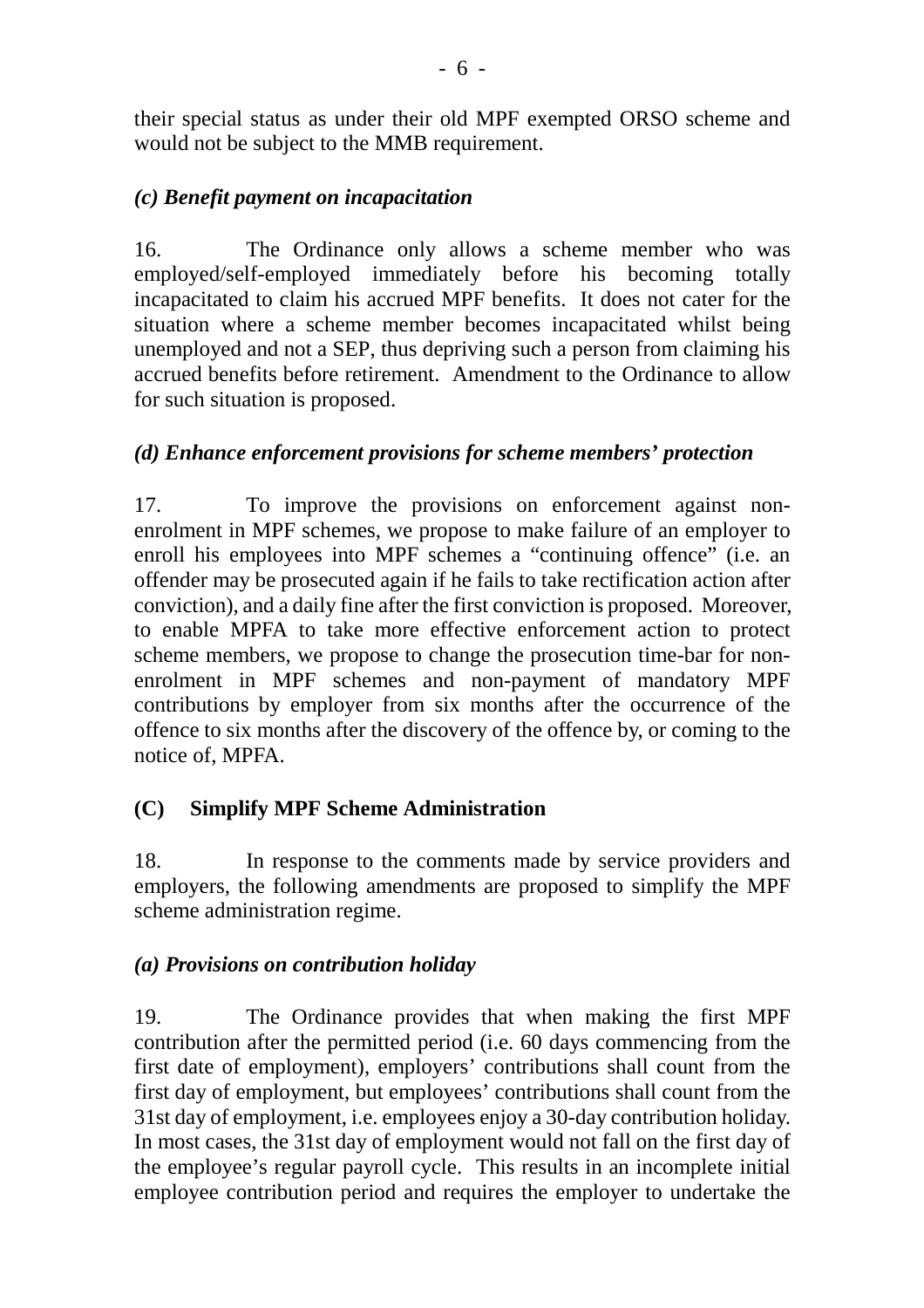their special status as under their old MPF exempted ORSO scheme and would not be subject to the MMB requirement.

### *(c) Benefit payment on incapacitation*

16. The Ordinance only allows a scheme member who was employed/self-employed immediately before his becoming totally incapacitated to claim his accrued MPF benefits. It does not cater for the situation where a scheme member becomes incapacitated whilst being unemployed and not a SEP, thus depriving such a person from claiming his accrued benefits before retirement. Amendment to the Ordinance to allow for such situation is proposed.

### *(d) Enhance enforcement provisions for scheme members' protection*

17. To improve the provisions on enforcement against non-enrolment in MPF schemes, we propose to make failure of an employer to enroll his employees into MPF schemes a "continuing offence" (i.e. an offender may be prosecuted again if he fails to take rectification action after conviction), and a daily fine after the first conviction is proposed. Moreover, to enable MPFA to take more effective enforcement action to protect scheme members, we propose to change the prosecution time-bar for non-enrolment in MPF schemes and non-payment of mandatory MPF contributions by employer from six months after the occurrence of the offence to six months after the discovery of the offence by, or coming to the notice of, MPFA.

## (C) Simplify MPF Scheme Administration

18. In response to the comments made by service providers and employers, the following amendments are proposed to simplify the MPF scheme administration regime.

### *(a) Provisions on contribution holiday*

19. The Ordinance provides that when making the first MPF contribution after the permitted period (i.e. 60 days commencing from the first date of employment), employers' contributions shall count from the first day of employment, but employees' contributions shall count from the 31st day of employment, i.e. employees enjoy a 30-day contribution holiday. In most cases, the 31st day of employment would not fall on the first day of the employee's regular payroll cycle. This results in an incomplete initial employee contribution period and requires the employer to undertake the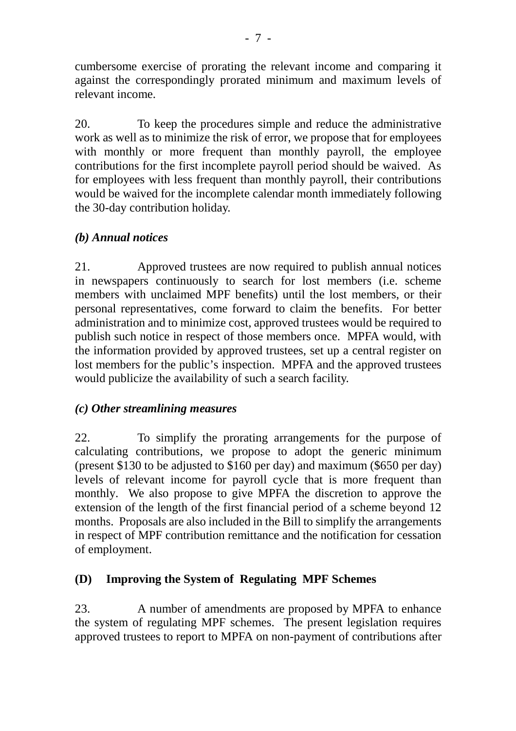cumbersome exercise of prorating the relevant income and comparing it against the correspondingly prorated minimum and maximum levels of relevant income.

20. To keep the procedures simple and reduce the administrative work as well as to minimize the risk of error, we propose that for employees with monthly or more frequent than monthly payroll, the employee contributions for the first incomplete payroll period should be waived. As for employees with less frequent than monthly payroll, their contributions would be waived for the incomplete calendar month immediately following the 30-day contribution holiday.

### *(b) Annual notices*

21. Approved trustees are now required to publish annual notices in newspapers continuously to search for lost members (i.e. scheme members with unclaimed MPF benefits) until the lost members, or their personal representatives, come forward to claim the benefits. For better administration and to minimize cost, approved trustees would be required to publish such notice in respect of those members once. MPFA would, with the information provided by approved trustees, set up a central register on lost members for the public's inspection. MPFA and the approved trustees would publicize the availability of such a search facility.

### *(c) Other streamlining measures*

22. To simplify the prorating arrangements for the purpose of calculating contributions, we propose to adopt the generic minimum (present $130 to be adjusted to $160 per day) and maximum ($650 per day) levels of relevant income for payroll cycle that is more frequent than monthly. We also propose to give MPFA the discretion to approve the extension of the length of the first financial period of a scheme beyond 12 months. Proposals are also included in the Bill to simplify the arrangements in respect of MPF contribution remittance and the notification for cessation of employment.

## (D) Improving the System of Regulating MPF Schemes

23. A number of amendments are proposed by MPFA to enhance the system of regulating MPF schemes. The present legislation requires approved trustees to report to MPFA on non-payment of contributions after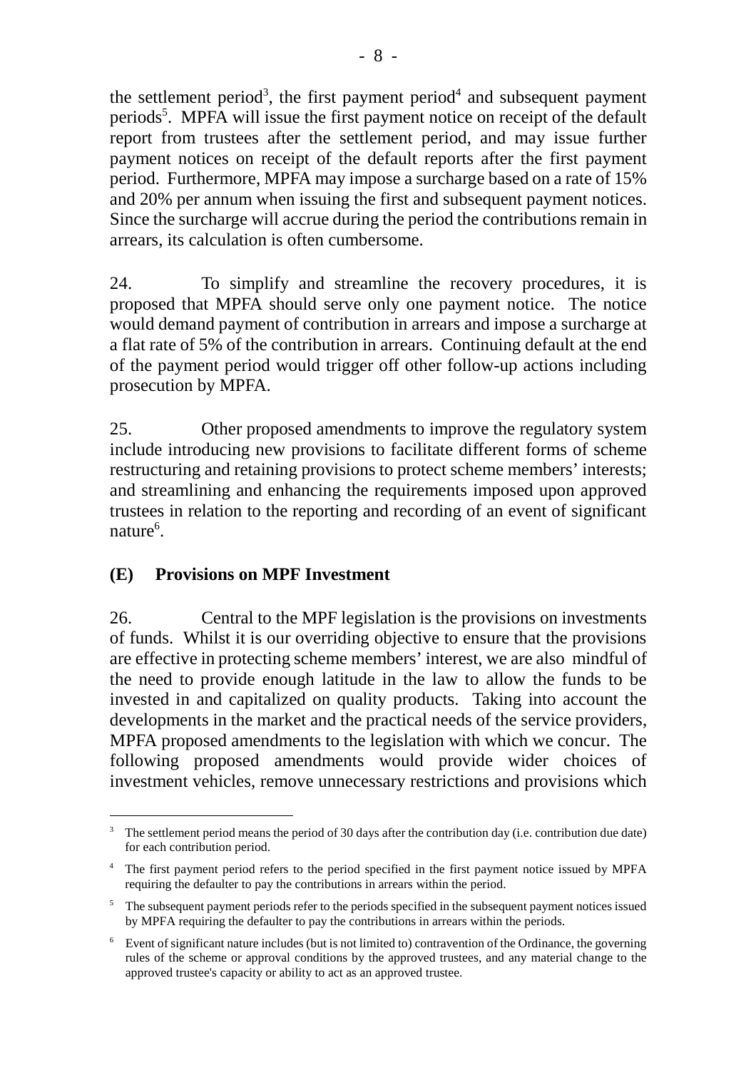the settlement period[3], the first payment period[4] and subsequent payment periods[5]. MPFA will issue the first payment notice on receipt of the default report from trustees after the settlement period, and may issue further payment notices on receipt of the default reports after the first payment period. Furthermore, MPFA may impose a surcharge based on a rate of 15% and 20% per annum when issuing the first and subsequent payment notices. Since the surcharge will accrue during the period the contributions remain in arrears, its calculation is often cumbersome.

24. To simplify and streamline the recovery procedures, it is proposed that MPFA should serve only one payment notice. The notice would demand payment of contribution in arrears and impose a surcharge at a flat rate of 5% of the contribution in arrears. Continuing default at the end of the payment period would trigger off other follow-up actions including prosecution by MPFA.

25. Other proposed amendments to improve the regulatory system include introducing new provisions to facilitate different forms of scheme restructuring and retaining provisions to protect scheme members' interests; and streamlining and enhancing the requirements imposed upon approved trustees in relation to the reporting and recording of an event of significant nature[6].

## (E) Provisions on MPF Investment

26. Central to the MPF legislation is the provisions on investments of funds. Whilst it is our overriding objective to ensure that the provisions are effective in protecting scheme members' interest, we are also mindful of the need to provide enough latitude in the law to allow the funds to be invested in and capitalized on quality products. Taking into account the developments in the market and the practical needs of the service providers, MPFA proposed amendments to the legislation with which we concur. The following proposed amendments would provide wider choices of investment vehicles, remove unnecessary restrictions and provisions which

---

[3] The settlement period means the period of 30 days after the contribution day (i.e. contribution due date) for each contribution period.

[4] The first payment period refers to the period specified in the first payment notice issued by MPFA requiring the defaulter to pay the contributions in arrears within the period.

[5] The subsequent payment periods refer to the periods specified in the subsequent payment notices issued by MPFA requiring the defaulter to pay the contributions in arrears within the periods.

[6] Event of significant nature includes (but is not limited to) contravention of the Ordinance, the governing rules of the scheme or approval conditions by the approved trustees, and any material change to the approved trustee's capacity or ability to act as an approved trustee.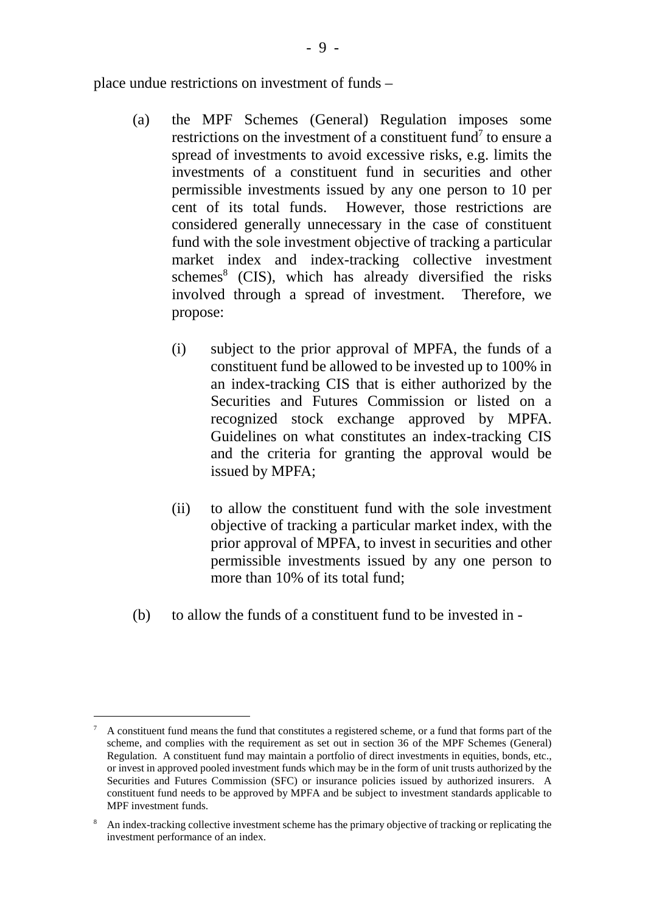place undue restrictions on investment of funds –

(a) the MPF Schemes (General) Regulation imposes some restrictions on the investment of a constituent fund[7] to ensure a spread of investments to avoid excessive risks, e.g. limits the investments of a constituent fund in securities and other permissible investments issued by any one person to 10 per cent of its total funds. However, those restrictions are considered generally unnecessary in the case of constituent fund with the sole investment objective of tracking a particular market index and index-tracking collective investment schemes[8] (CIS), which has already diversified the risks involved through a spread of investment. Therefore, we propose:

   (i) subject to the prior approval of MPFA, the funds of a constituent fund be allowed to be invested up to 100% in an index-tracking CIS that is either authorized by the Securities and Futures Commission or listed on a recognized stock exchange approved by MPFA. Guidelines on what constitutes an index-tracking CIS and the criteria for granting the approval would be issued by MPFA;

   (ii) to allow the constituent fund with the sole investment objective of tracking a particular market index, with the prior approval of MPFA, to invest in securities and other permissible investments issued by any one person to more than 10% of its total fund;

(b) to allow the funds of a constituent fund to be invested in -

---

[7] A constituent fund means the fund that constitutes a registered scheme, or a fund that forms part of the scheme, and complies with the requirement as set out in section 36 of the MPF Schemes (General) Regulation. A constituent fund may maintain a portfolio of direct investments in equities, bonds, etc., or invest in approved pooled investment funds which may be in the form of unit trusts authorized by the Securities and Futures Commission (SFC) or insurance policies issued by authorized insurers. A constituent fund needs to be approved by MPFA and be subject to investment standards applicable to MPF investment funds.

[8] An index-tracking collective investment scheme has the primary objective of tracking or replicating the investment performance of an index.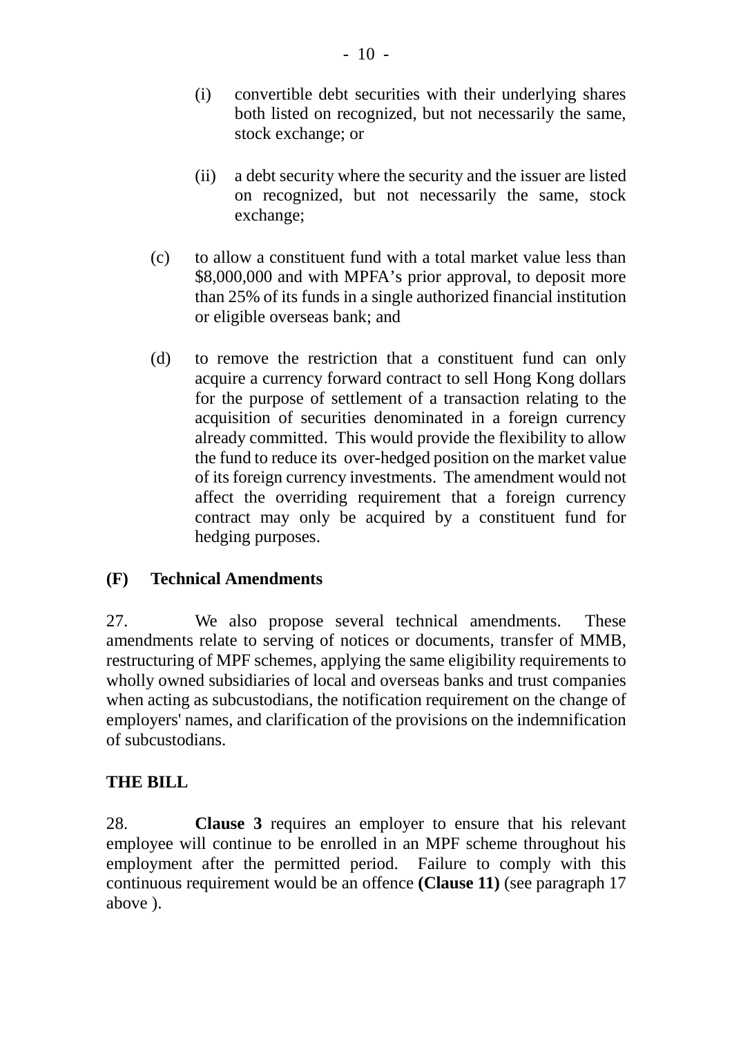(i) convertible debt securities with their underlying shares both listed on recognized, but not necessarily the same, stock exchange; or

  (ii) a debt security where the security and the issuer are listed on recognized, but not necessarily the same, stock exchange;

(c) to allow a constituent fund with a total market value less than $8,000,000 and with MPFA's prior approval, to deposit more than 25% of its funds in a single authorized financial institution or eligible overseas bank; and

(d) to remove the restriction that a constituent fund can only acquire a currency forward contract to sell Hong Kong dollars for the purpose of settlement of a transaction relating to the acquisition of securities denominated in a foreign currency already committed. This would provide the flexibility to allow the fund to reduce its over-hedged position on the market value of its foreign currency investments. The amendment would not affect the overriding requirement that a foreign currency contract may only be acquired by a constituent fund for hedging purposes.

**(F) Technical Amendments**

27. We also propose several technical amendments. These amendments relate to serving of notices or documents, transfer of MMB, restructuring of MPF schemes, applying the same eligibility requirements to wholly owned subsidiaries of local and overseas banks and trust companies when acting as subcustodians, the notification requirement on the change of employers' names, and clarification of the provisions on the indemnification of subcustodians.

**THE BILL**

28. **Clause 3** requires an employer to ensure that his relevant employee will continue to be enrolled in an MPF scheme throughout his employment after the permitted period. Failure to comply with this continuous requirement would be an offence **(Clause 11)** (see paragraph 17 above ).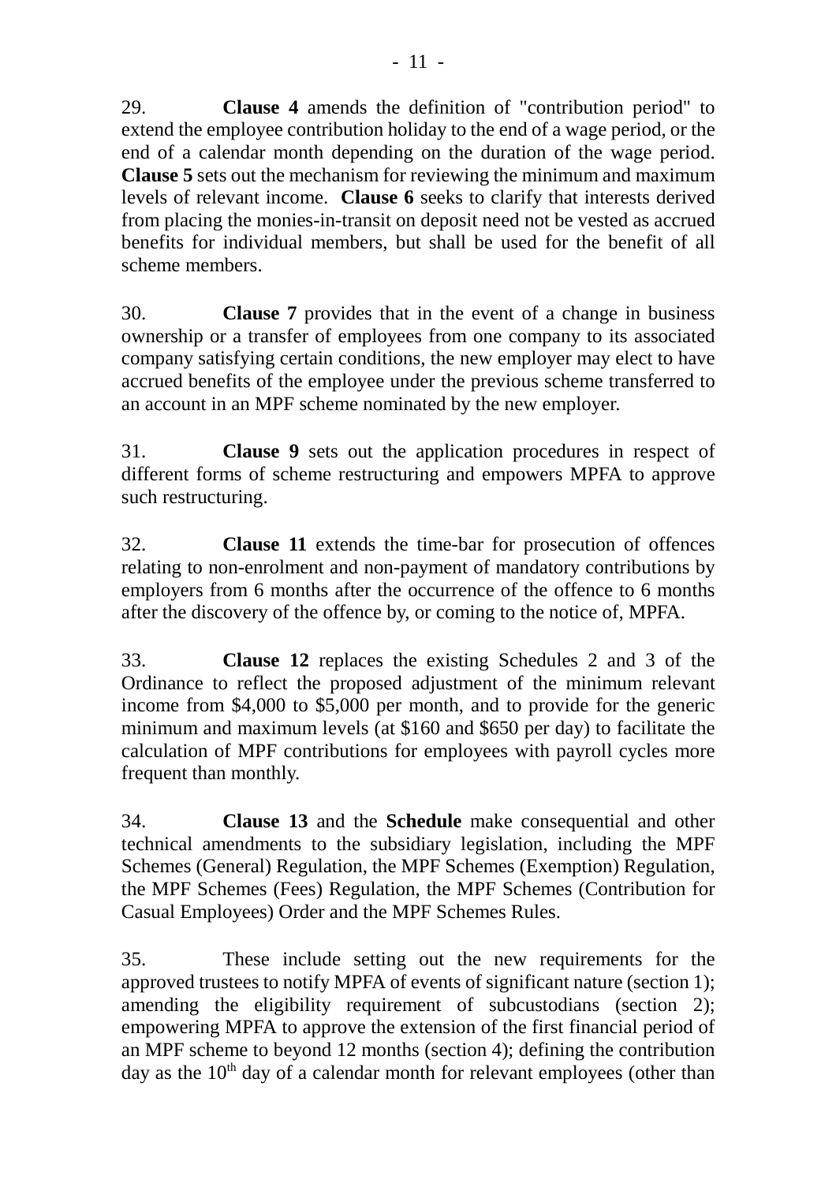29. **Clause 4** amends the definition of "contribution period" to extend the employee contribution holiday to the end of a wage period, or the end of a calendar month depending on the duration of the wage period. **Clause 5** sets out the mechanism for reviewing the minimum and maximum levels of relevant income. **Clause 6** seeks to clarify that interests derived from placing the monies-in-transit on deposit need not be vested as accrued benefits for individual members, but shall be used for the benefit of all scheme members.

30. **Clause 7** provides that in the event of a change in business ownership or a transfer of employees from one company to its associated company satisfying certain conditions, the new employer may elect to have accrued benefits of the employee under the previous scheme transferred to an account in an MPF scheme nominated by the new employer.

31. **Clause 9** sets out the application procedures in respect of different forms of scheme restructuring and empowers MPFA to approve such restructuring.

32. **Clause 11** extends the time-bar for prosecution of offences relating to non-enrolment and non-payment of mandatory contributions by employers from 6 months after the occurrence of the offence to 6 months after the discovery of the offence by, or coming to the notice of, MPFA.

33. **Clause 12** replaces the existing Schedules 2 and 3 of the Ordinance to reflect the proposed adjustment of the minimum relevant income from $4,000 to $5,000 per month, and to provide for the generic minimum and maximum levels (at $160 and $650 per day) to facilitate the calculation of MPF contributions for employees with payroll cycles more frequent than monthly.

34. **Clause 13** and the **Schedule** make consequential and other technical amendments to the subsidiary legislation, including the MPF Schemes (General) Regulation, the MPF Schemes (Exemption) Regulation, the MPF Schemes (Fees) Regulation, the MPF Schemes (Contribution for Casual Employees) Order and the MPF Schemes Rules.

35. These include setting out the new requirements for the approved trustees to notify MPFA of events of significant nature (section 1); amending the eligibility requirement of subcustodians (section 2); empowering MPFA to approve the extension of the first financial period of an MPF scheme to beyond 12 months (section 4); defining the contribution day as the 10th day of a calendar month for relevant employees (other than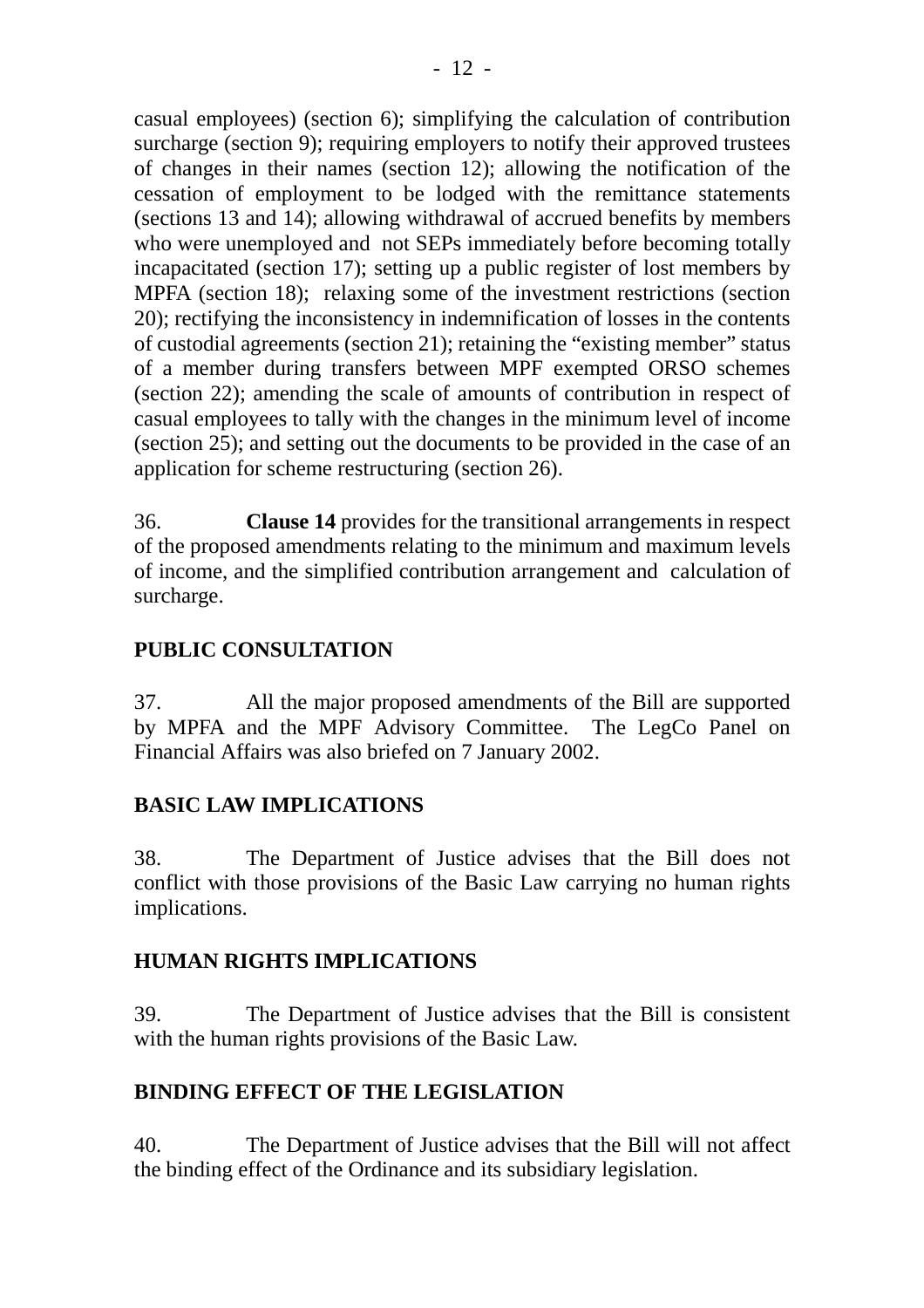casual employees) (section 6); simplifying the calculation of contribution surcharge (section 9); requiring employers to notify their approved trustees of changes in their names (section 12); allowing the notification of the cessation of employment to be lodged with the remittance statements (sections 13 and 14); allowing withdrawal of accrued benefits by members who were unemployed and not SEPs immediately before becoming totally incapacitated (section 17); setting up a public register of lost members by MPFA (section 18); relaxing some of the investment restrictions (section 20); rectifying the inconsistency in indemnification of losses in the contents of custodial agreements (section 21); retaining the "existing member" status of a member during transfers between MPF exempted ORSO schemes (section 22); amending the scale of amounts of contribution in respect of casual employees to tally with the changes in the minimum level of income (section 25); and setting out the documents to be provided in the case of an application for scheme restructuring (section 26).

36. **Clause 14** provides for the transitional arrangements in respect of the proposed amendments relating to the minimum and maximum levels of income, and the simplified contribution arrangement and calculation of surcharge.

## PUBLIC CONSULTATION

37. All the major proposed amendments of the Bill are supported by MPFA and the MPF Advisory Committee. The LegCo Panel on Financial Affairs was also briefed on 7 January 2002.

## BASIC LAW IMPLICATIONS

38. The Department of Justice advises that the Bill does not conflict with those provisions of the Basic Law carrying no human rights implications.

## HUMAN RIGHTS IMPLICATIONS

39. The Department of Justice advises that the Bill is consistent with the human rights provisions of the Basic Law.

## BINDING EFFECT OF THE LEGISLATION

40. The Department of Justice advises that the Bill will not affect the binding effect of the Ordinance and its subsidiary legislation.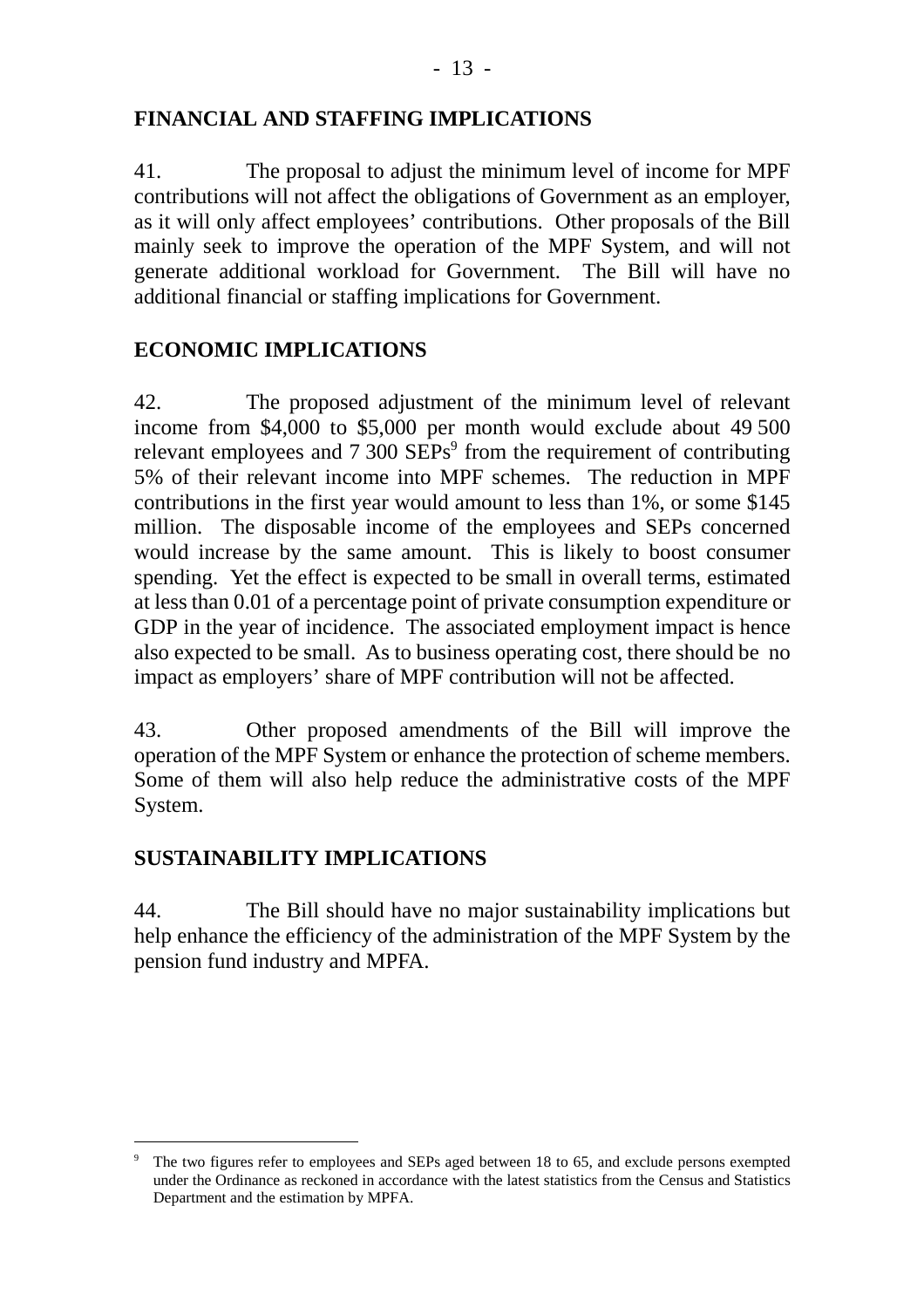## FINANCIAL AND STAFFING IMPLICATIONS

41. The proposal to adjust the minimum level of income for MPF contributions will not affect the obligations of Government as an employer, as it will only affect employees' contributions. Other proposals of the Bill mainly seek to improve the operation of the MPF System, and will not generate additional workload for Government. The Bill will have no additional financial or staffing implications for Government.

## ECONOMIC IMPLICATIONS

42. The proposed adjustment of the minimum level of relevant income from $4,000 to $5,000 per month would exclude about 49 500 relevant employees and 7 300 SEPs[9] from the requirement of contributing 5% of their relevant income into MPF schemes. The reduction in MPF contributions in the first year would amount to less than 1%, or some $145 million. The disposable income of the employees and SEPs concerned would increase by the same amount. This is likely to boost consumer spending. Yet the effect is expected to be small in overall terms, estimated at less than 0.01 of a percentage point of private consumption expenditure or GDP in the year of incidence. The associated employment impact is hence also expected to be small. As to business operating cost, there should be no impact as employers' share of MPF contribution will not be affected.

43. Other proposed amendments of the Bill will improve the operation of the MPF System or enhance the protection of scheme members. Some of them will also help reduce the administrative costs of the MPF System.

## SUSTAINABILITY IMPLICATIONS

44. The Bill should have no major sustainability implications but help enhance the efficiency of the administration of the MPF System by the pension fund industry and MPFA.

---

[9] The two figures refer to employees and SEPs aged between 18 to 65, and exclude persons exempted under the Ordinance as reckoned in accordance with the latest statistics from the Census and Statistics Department and the estimation by MPFA.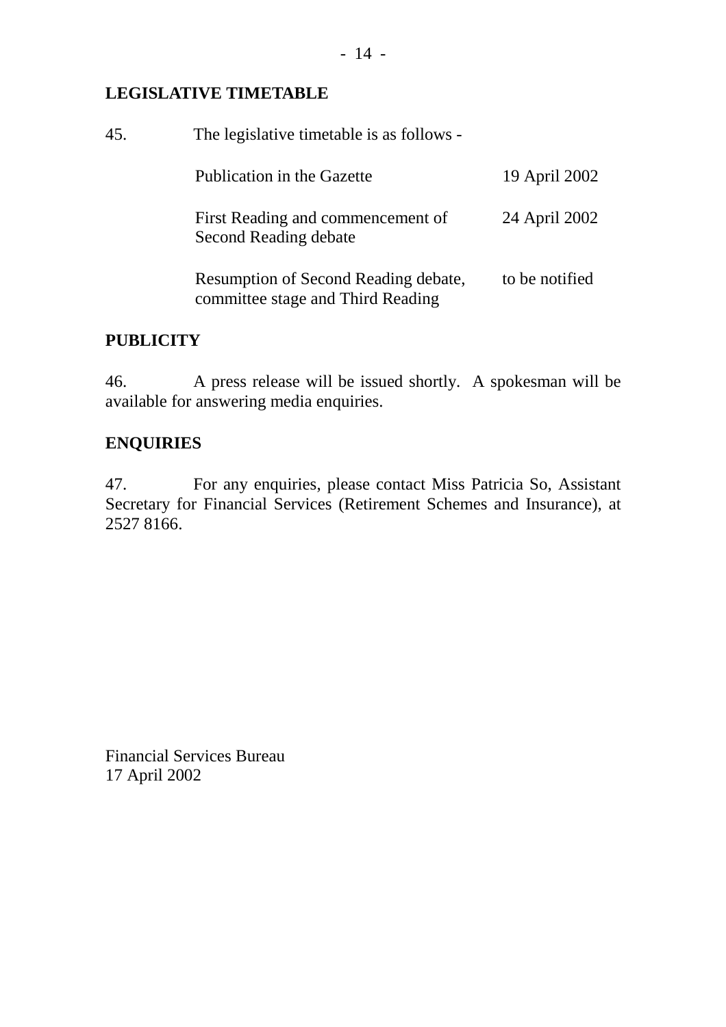**LEGISLATIVE TIMETABLE**

45. The legislative timetable is as follows -

| | |
|---|---|
| Publication in the Gazette | 19 April 2002 |
| First Reading and commencement of Second Reading debate | 24 April 2002 |
| Resumption of Second Reading debate, committee stage and Third Reading | to be notified |

**PUBLICITY**

46. A press release will be issued shortly. A spokesman will be available for answering media enquiries.

**ENQUIRIES**

47. For any enquiries, please contact Miss Patricia So, Assistant Secretary for Financial Services (Retirement Schemes and Insurance), at 2527 8166.

Financial Services Bureau
17 April 2002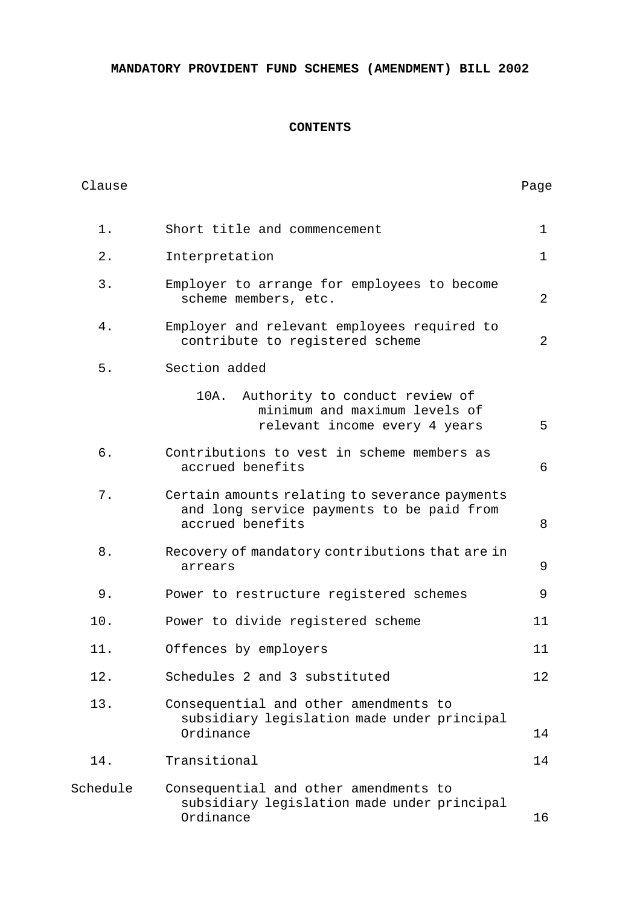**MANDATORY PROVIDENT FUND SCHEMES (AMENDMENT) BILL 2002**

**CONTENTS**

| Clause | | Page |
|---|---|---|
| 1. | Short title and commencement | 1 |
| 2. | Interpretation | 1 |
| 3. | Employer to arrange for employees to become scheme members, etc. | 2 |
| 4. | Employer and relevant employees required to contribute to registered scheme | 2 |
| 5. | Section added | |
| | 10A. Authority to conduct review of minimum and maximum levels of relevant income every 4 years | 5 |
| 6. | Contributions to vest in scheme members as accrued benefits | 6 |
| 7. | Certain amounts relating to severance payments and long service payments to be paid from accrued benefits | 8 |
| 8. | Recovery of mandatory contributions that are in arrears | 9 |
| 9. | Power to restructure registered schemes | 9 |
| 10. | Power to divide registered scheme | 11 |
| 11. | Offences by employers | 11 |
| 12. | Schedules 2 and 3 substituted | 12 |
| 13. | Consequential and other amendments to subsidiary legislation made under principal Ordinance | 14 |
| 14. | Transitional | 14 |
| Schedule | Consequential and other amendments to subsidiary legislation made under principal Ordinance | 16 |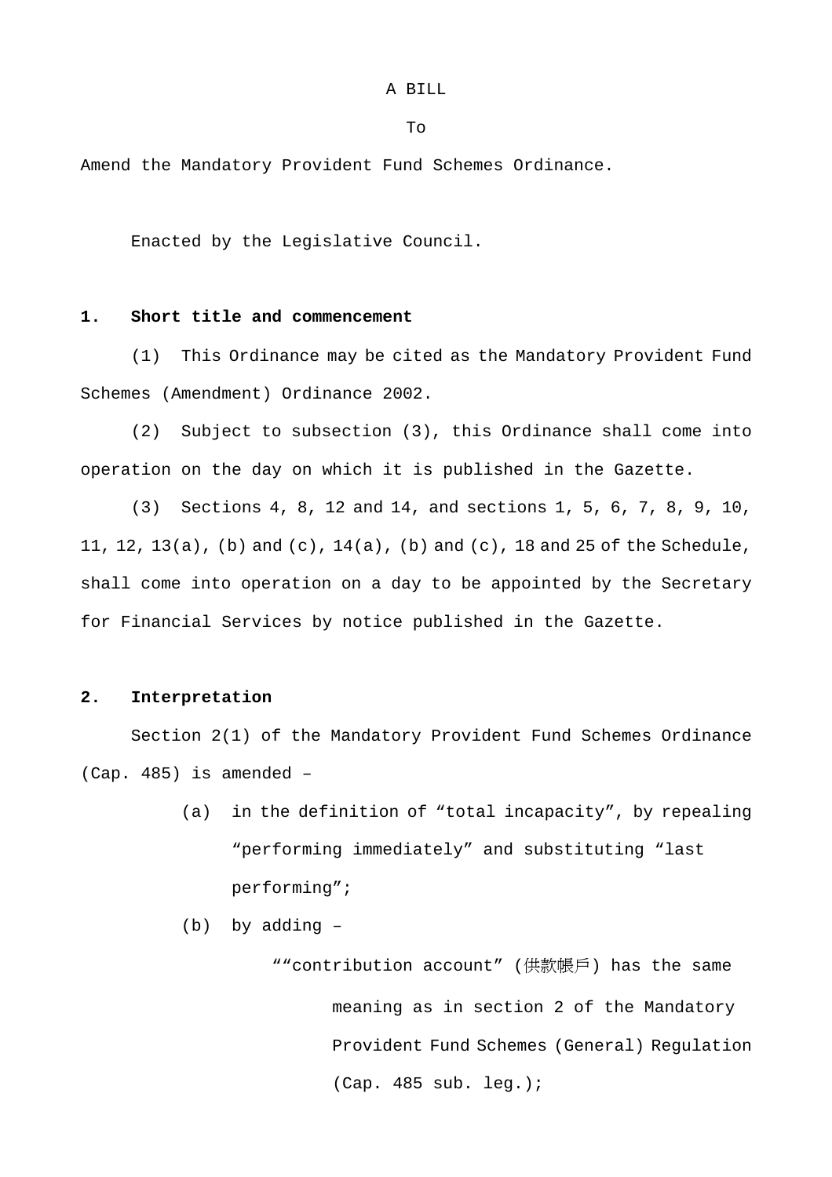A BILL

To

Amend the Mandatory Provident Fund Schemes Ordinance.

Enacted by the Legislative Council.

**1. Short title and commencement**

(1) This Ordinance may be cited as the Mandatory Provident Fund Schemes (Amendment) Ordinance 2002.

(2) Subject to subsection (3), this Ordinance shall come into operation on the day on which it is published in the Gazette.

(3) Sections 4, 8, 12 and 14, and sections 1, 5, 6, 7, 8, 9, 10, 11, 12, 13(a), (b) and (c), 14(a), (b) and (c), 18 and 25 of the Schedule, shall come into operation on a day to be appointed by the Secretary for Financial Services by notice published in the Gazette.

**2. Interpretation**

Section 2(1) of the Mandatory Provident Fund Schemes Ordinance (Cap. 485) is amended –

(a) in the definition of “total incapacity”, by repealing “performing immediately” and substituting “last performing”;

(b) by adding –

““contribution account” (供款帳戶) has the same meaning as in section 2 of the Mandatory Provident Fund Schemes (General) Regulation (Cap. 485 sub. leg.);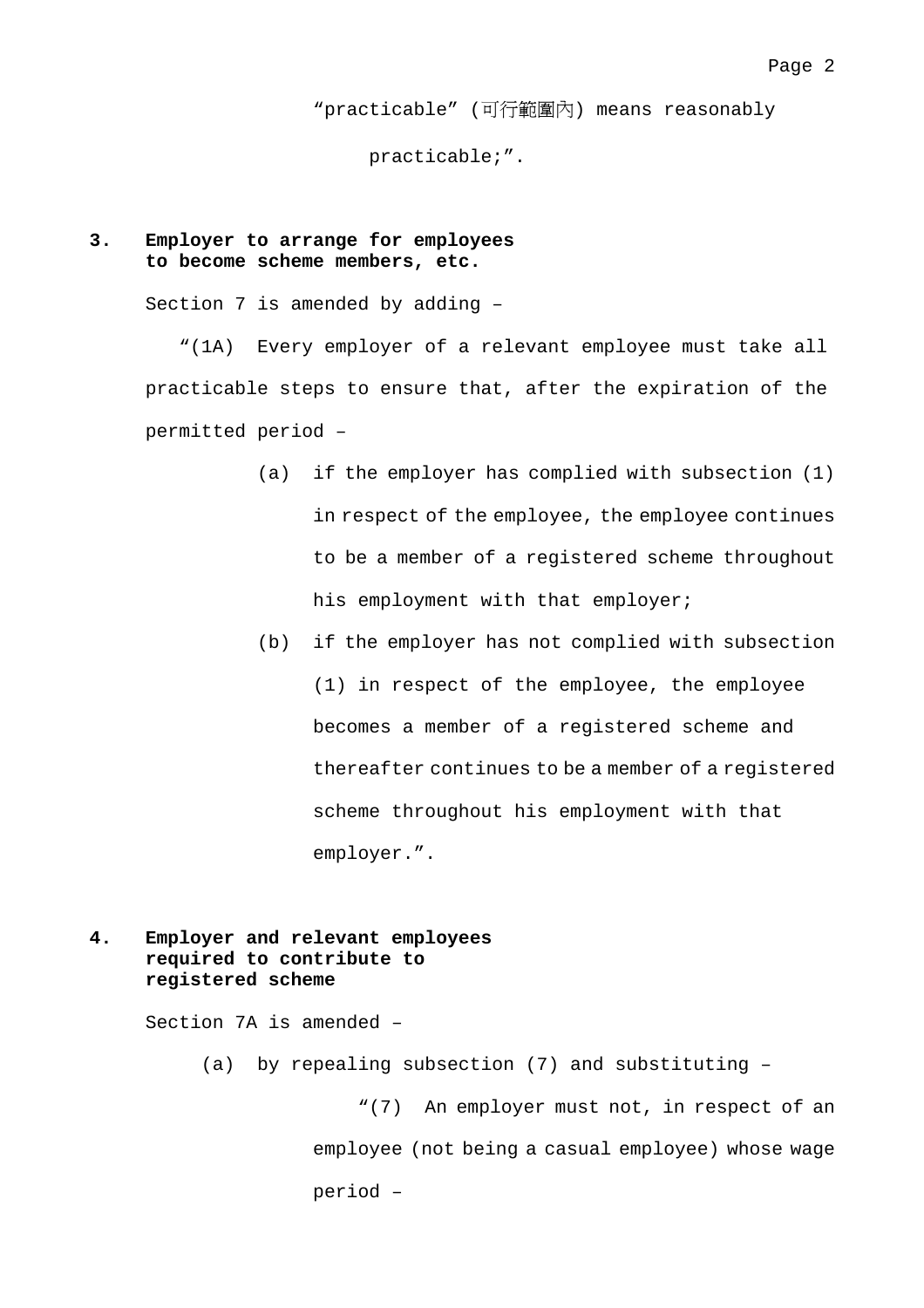"practicable" (可行範圍內) means reasonably practicable;".

**3. Employer to arrange for employees to become scheme members, etc.**

Section 7 is amended by adding –

"(1A) Every employer of a relevant employee must take all practicable steps to ensure that, after the expiration of the permitted period –

(a) if the employer has complied with subsection (1) in respect of the employee, the employee continues to be a member of a registered scheme throughout his employment with that employer;

(b) if the employer has not complied with subsection (1) in respect of the employee, the employee becomes a member of a registered scheme and thereafter continues to be a member of a registered scheme throughout his employment with that employer.".

**4. Employer and relevant employees required to contribute to registered scheme**

Section 7A is amended –

(a) by repealing subsection (7) and substituting –

"(7) An employer must not, in respect of an employee (not being a casual employee) whose wage period –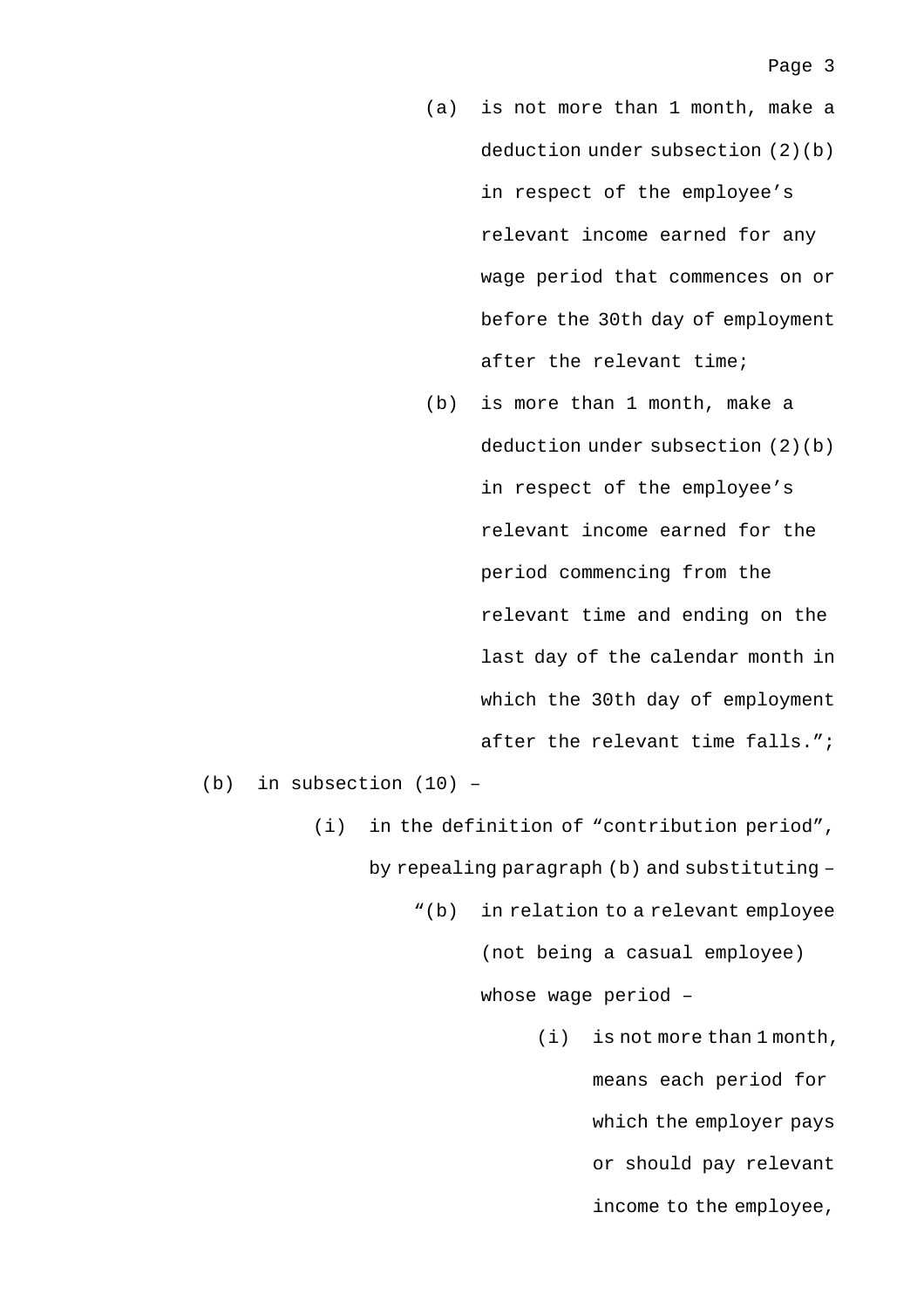(a) is not more than 1 month, make a deduction under subsection (2)(b) in respect of the employee's relevant income earned for any wage period that commences on or before the 30th day of employment after the relevant time;

(b) is more than 1 month, make a deduction under subsection (2)(b) in respect of the employee's relevant income earned for the period commencing from the relevant time and ending on the last day of the calendar month in which the 30th day of employment after the relevant time falls.";

(b) in subsection (10) –

(i) in the definition of "contribution period", by repealing paragraph (b) and substituting –

"(b) in relation to a relevant employee (not being a casual employee) whose wage period –

(i) is not more than 1 month, means each period for which the employer pays or should pay relevant income to the employee,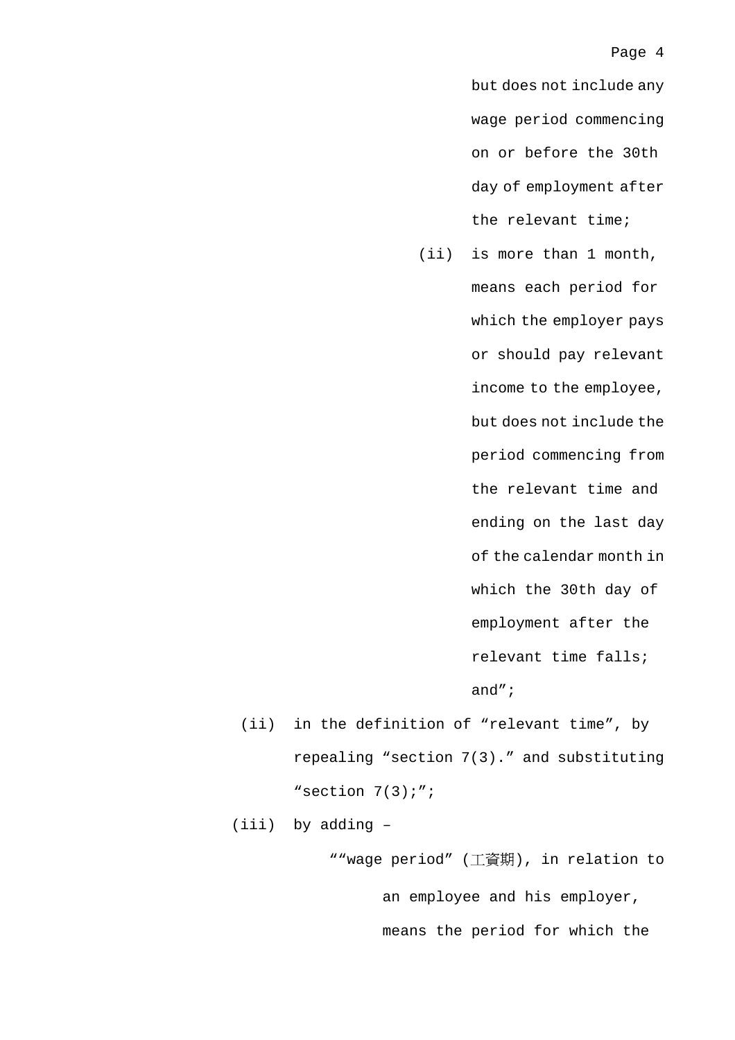but does not include any wage period commencing on or before the 30th day of employment after the relevant time;

(ii) is more than 1 month, means each period for which the employer pays or should pay relevant income to the employee, but does not include the period commencing from the relevant time and ending on the last day of the calendar month in which the 30th day of employment after the relevant time falls; and”;

(ii) in the definition of “relevant time”, by repealing “section 7(3).” and substituting “section 7(3);”;

(iii) by adding –

““wage period” (工資期), in relation to an employee and his employer, means the period for which the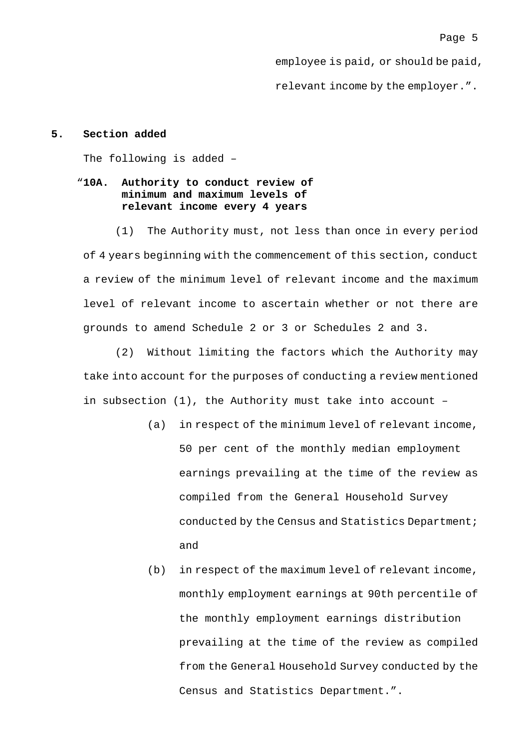employee is paid, or should be paid, relevant income by the employer.”.

**5. Section added**

The following is added –

**“10A. Authority to conduct review of minimum and maximum levels of relevant income every 4 years**

(1) The Authority must, not less than once in every period of 4 years beginning with the commencement of this section, conduct a review of the minimum level of relevant income and the maximum level of relevant income to ascertain whether or not there are grounds to amend Schedule 2 or 3 or Schedules 2 and 3.

(2) Without limiting the factors which the Authority may take into account for the purposes of conducting a review mentioned in subsection (1), the Authority must take into account –

(a) in respect of the minimum level of relevant income, 50 per cent of the monthly median employment earnings prevailing at the time of the review as compiled from the General Household Survey conducted by the Census and Statistics Department; and

(b) in respect of the maximum level of relevant income, monthly employment earnings at 90th percentile of the monthly employment earnings distribution prevailing at the time of the review as compiled from the General Household Survey conducted by the Census and Statistics Department.”.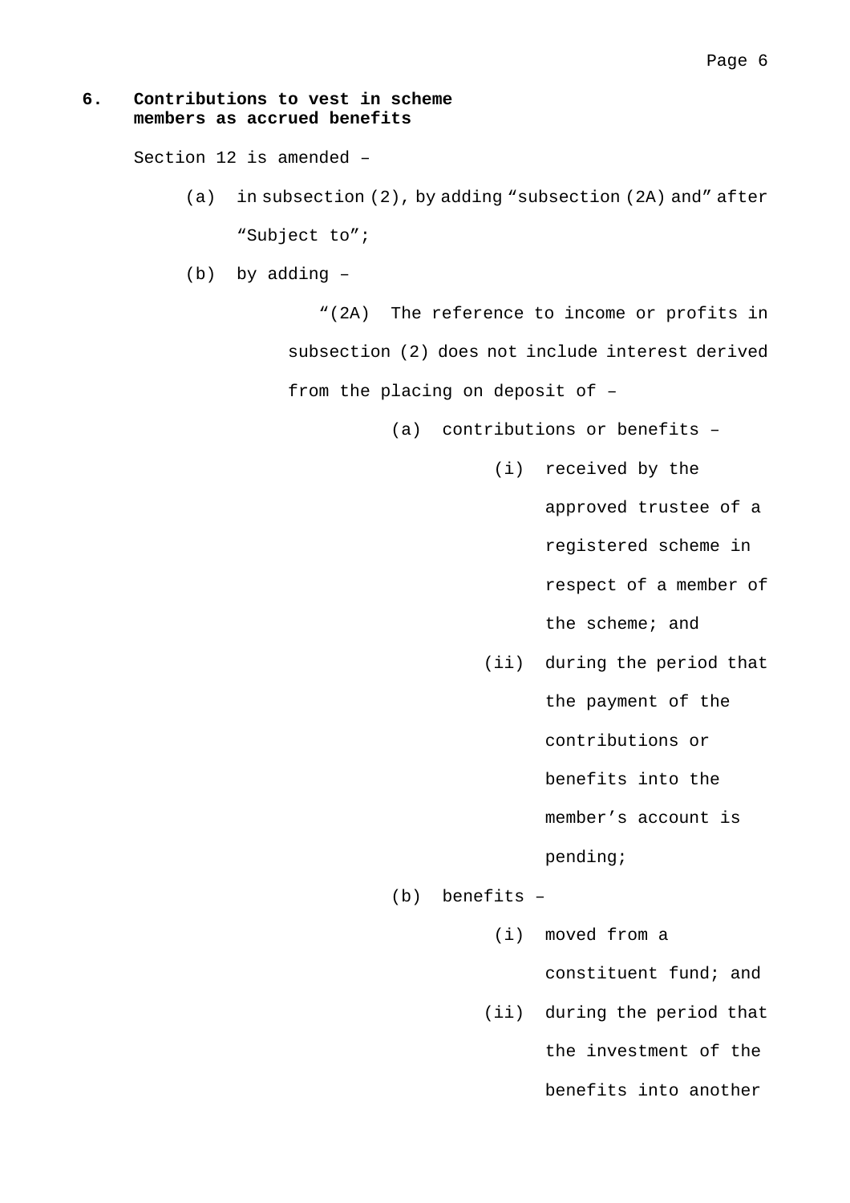**6. Contributions to vest in scheme members as accrued benefits**

Section 12 is amended –

(a) in subsection (2), by adding “subsection (2A) and” after “Subject to”;

(b) by adding –

“(2A) The reference to income or profits in subsection (2) does not include interest derived from the placing on deposit of –

(a) contributions or benefits –

(i) received by the approved trustee of a registered scheme in respect of a member of the scheme; and

(ii) during the period that the payment of the contributions or benefits into the member’s account is pending;

(b) benefits –

(i) moved from a constituent fund; and

(ii) during the period that the investment of the benefits into another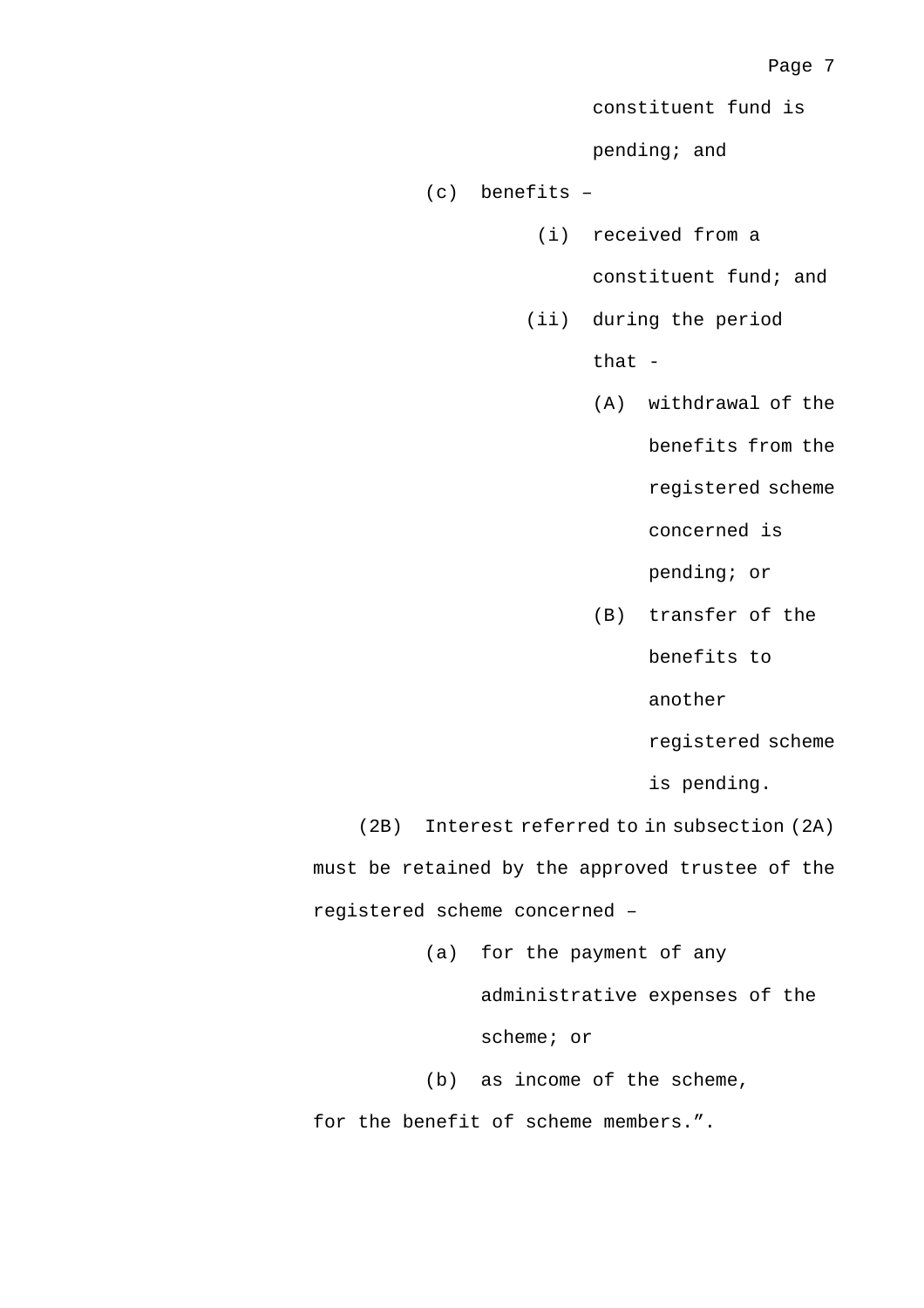constituent fund is pending; and

(c) benefits –

(i) received from a constituent fund; and

(ii) during the period that -

(A) withdrawal of the benefits from the registered scheme concerned is pending; or

(B) transfer of the benefits to another registered scheme is pending.

(2B) Interest referred to in subsection (2A) must be retained by the approved trustee of the registered scheme concerned –

(a) for the payment of any administrative expenses of the scheme; or

(b) as income of the scheme,

for the benefit of scheme members.”.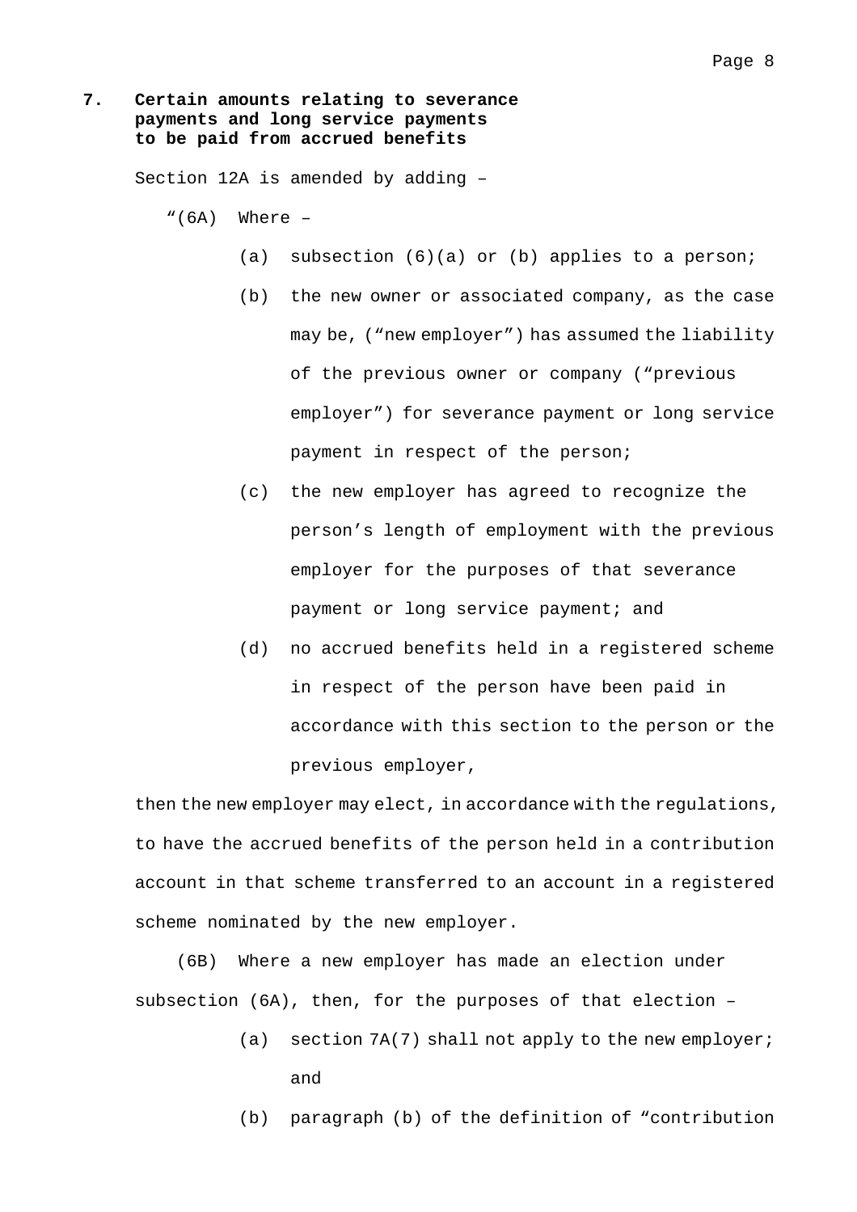**7. Certain amounts relating to severance payments and long service payments to be paid from accrued benefits**

Section 12A is amended by adding –

"(6A) Where –

(a) subsection (6)(a) or (b) applies to a person;

(b) the new owner or associated company, as the case may be, ("new employer") has assumed the liability of the previous owner or company ("previous employer") for severance payment or long service payment in respect of the person;

(c) the new employer has agreed to recognize the person's length of employment with the previous employer for the purposes of that severance payment or long service payment; and

(d) no accrued benefits held in a registered scheme in respect of the person have been paid in accordance with this section to the person or the previous employer,

then the new employer may elect, in accordance with the regulations, to have the accrued benefits of the person held in a contribution account in that scheme transferred to an account in a registered scheme nominated by the new employer.

(6B) Where a new employer has made an election under subsection (6A), then, for the purposes of that election –

(a) section 7A(7) shall not apply to the new employer; and

(b) paragraph (b) of the definition of "contribution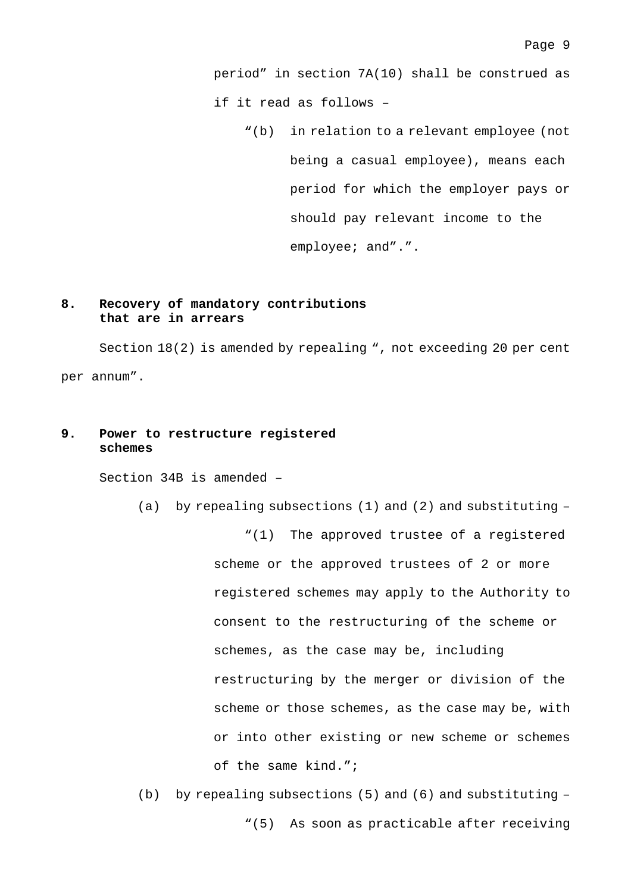period" in section 7A(10) shall be construed as if it read as follows –

"(b) in relation to a relevant employee (not being a casual employee), means each period for which the employer pays or should pay relevant income to the employee; and".".

**8. Recovery of mandatory contributions that are in arrears**

Section 18(2) is amended by repealing ", not exceeding 20 per cent per annum".

**9. Power to restructure registered schemes**

Section 34B is amended –

(a) by repealing subsections (1) and (2) and substituting –

"(1) The approved trustee of a registered scheme or the approved trustees of 2 or more registered schemes may apply to the Authority to consent to the restructuring of the scheme or schemes, as the case may be, including restructuring by the merger or division of the scheme or those schemes, as the case may be, with or into other existing or new scheme or schemes of the same kind.";

(b) by repealing subsections (5) and (6) and substituting –

"(5) As soon as practicable after receiving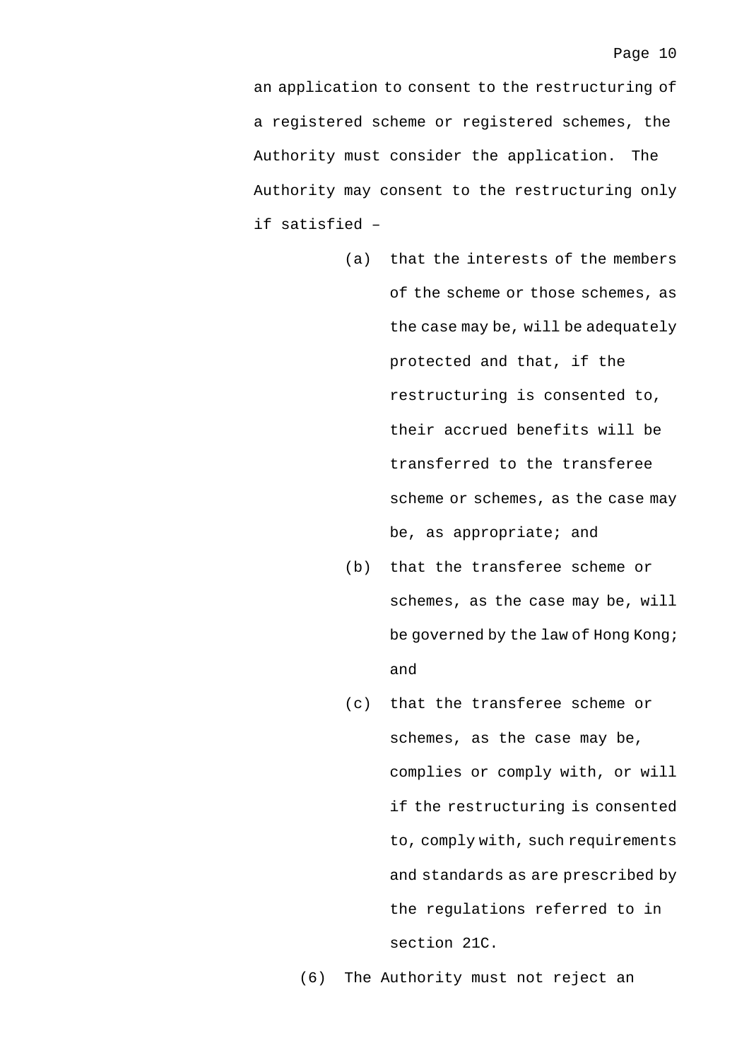an application to consent to the restructuring of a registered scheme or registered schemes, the Authority must consider the application. The Authority may consent to the restructuring only if satisfied –

(a) that the interests of the members of the scheme or those schemes, as the case may be, will be adequately protected and that, if the restructuring is consented to, their accrued benefits will be transferred to the transferee scheme or schemes, as the case may be, as appropriate; and

(b) that the transferee scheme or schemes, as the case may be, will be governed by the law of Hong Kong; and

(c) that the transferee scheme or schemes, as the case may be, complies or comply with, or will if the restructuring is consented to, comply with, such requirements and standards as are prescribed by the regulations referred to in section 21C.

(6) The Authority must not reject an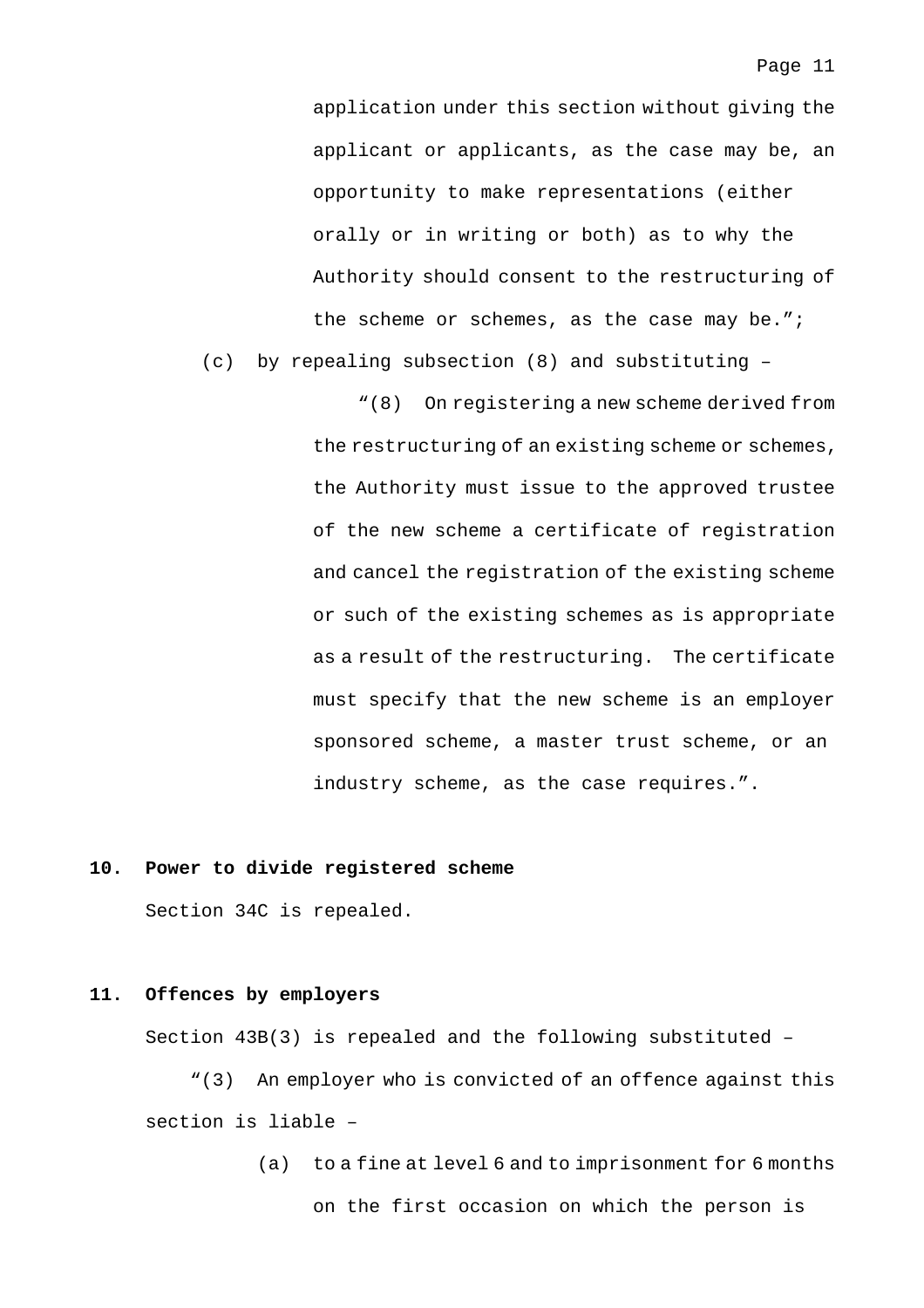application under this section without giving the applicant or applicants, as the case may be, an opportunity to make representations (either orally or in writing or both) as to why the Authority should consent to the restructuring of the scheme or schemes, as the case may be.";

(c) by repealing subsection (8) and substituting –

"(8) On registering a new scheme derived from the restructuring of an existing scheme or schemes, the Authority must issue to the approved trustee of the new scheme a certificate of registration and cancel the registration of the existing scheme or such of the existing schemes as is appropriate as a result of the restructuring. The certificate must specify that the new scheme is an employer sponsored scheme, a master trust scheme, or an industry scheme, as the case requires.".

**10. Power to divide registered scheme**

Section 34C is repealed.

**11. Offences by employers**

Section 43B(3) is repealed and the following substituted –

"(3) An employer who is convicted of an offence against this section is liable –

(a) to a fine at level 6 and to imprisonment for 6 months on the first occasion on which the person is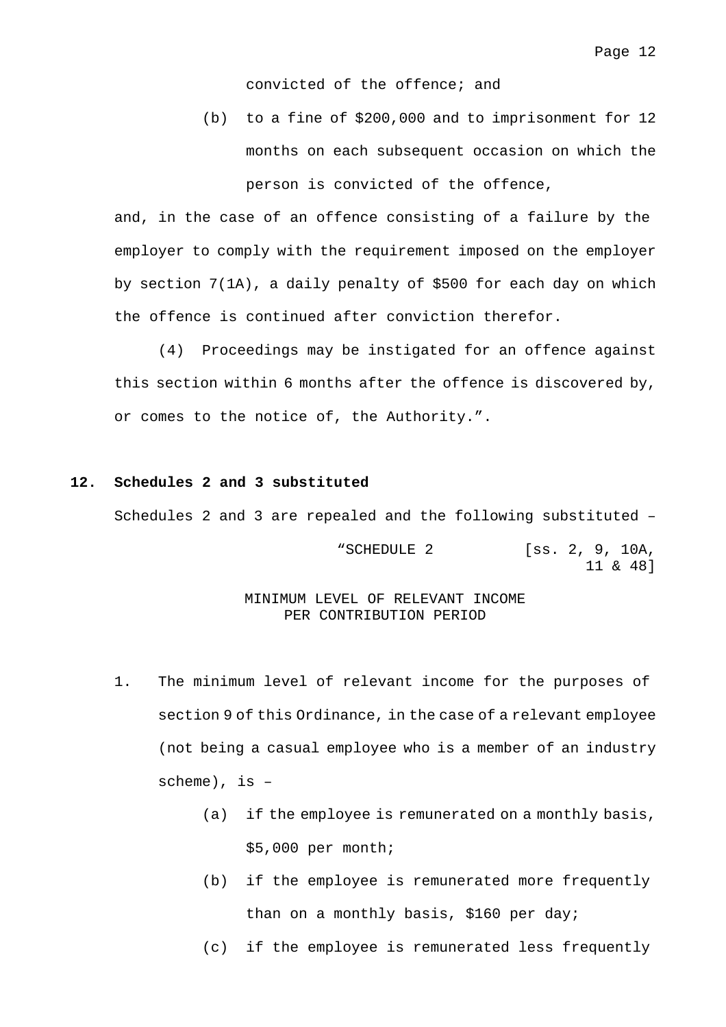convicted of the offence; and

(b) to a fine of $200,000 and to imprisonment for 12 months on each subsequent occasion on which the person is convicted of the offence,

and, in the case of an offence consisting of a failure by the employer to comply with the requirement imposed on the employer by section 7(1A), a daily penalty of $500 for each day on which the offence is continued after conviction therefor.

(4) Proceedings may be instigated for an offence against this section within 6 months after the offence is discovered by, or comes to the notice of, the Authority.".

**12. Schedules 2 and 3 substituted**

Schedules 2 and 3 are repealed and the following substituted –

"SCHEDULE 2 [ss. 2, 9, 10A, 11 & 48]

MINIMUM LEVEL OF RELEVANT INCOME PER CONTRIBUTION PERIOD

1. The minimum level of relevant income for the purposes of section 9 of this Ordinance, in the case of a relevant employee (not being a casual employee who is a member of an industry scheme), is –

   (a) if the employee is remunerated on a monthly basis, $5,000 per month;

   (b) if the employee is remunerated more frequently than on a monthly basis, $160 per day;

   (c) if the employee is remunerated less frequently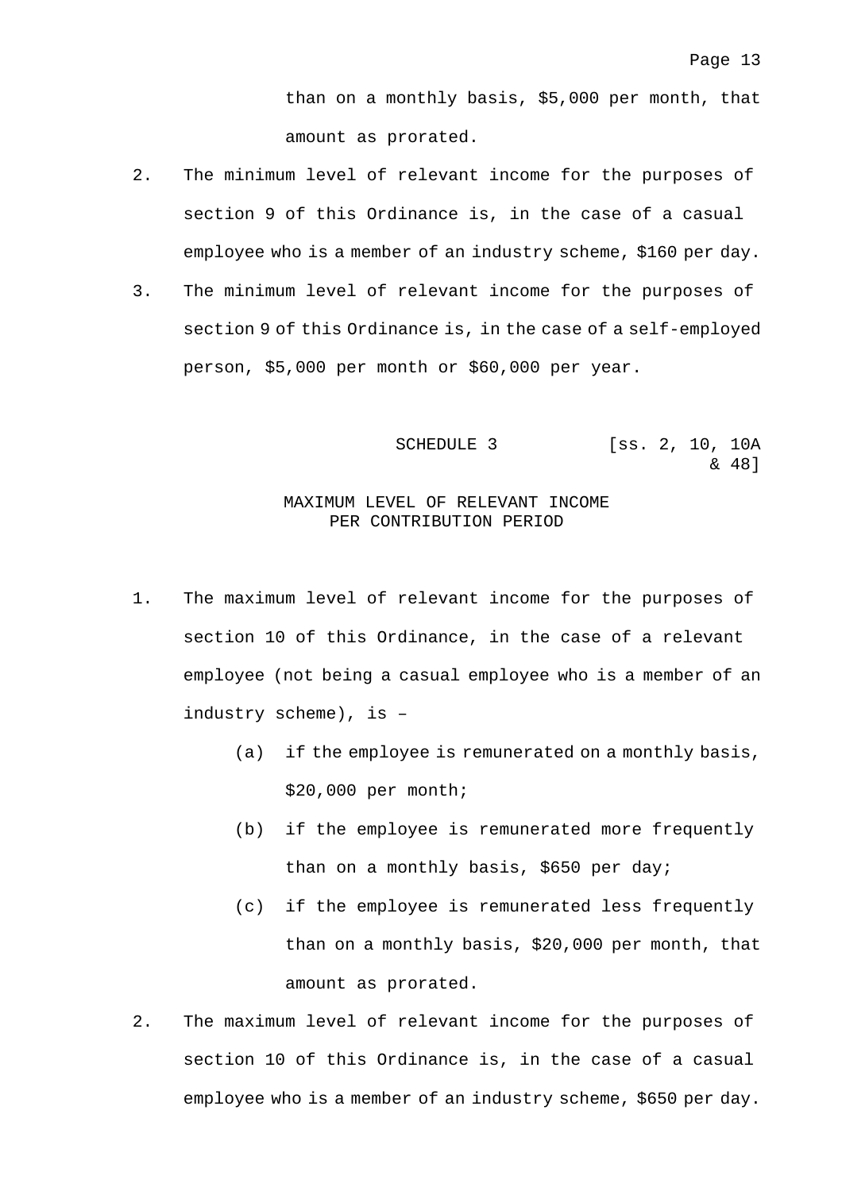than on a monthly basis, $5,000 per month, that amount as prorated.

2. The minimum level of relevant income for the purposes of section 9 of this Ordinance is, in the case of a casual employee who is a member of an industry scheme, $160 per day.

3. The minimum level of relevant income for the purposes of section 9 of this Ordinance is, in the case of a self-employed person, $5,000 per month or $60,000 per year.

## SCHEDULE 3 [ss. 2, 10, 10A & 48]

### MAXIMUM LEVEL OF RELEVANT INCOME PER CONTRIBUTION PERIOD

1. The maximum level of relevant income for the purposes of section 10 of this Ordinance, in the case of a relevant employee (not being a casual employee who is a member of an industry scheme), is –

   (a) if the employee is remunerated on a monthly basis, $20,000 per month;

   (b) if the employee is remunerated more frequently than on a monthly basis, $650 per day;

   (c) if the employee is remunerated less frequently than on a monthly basis, $20,000 per month, that amount as prorated.

2. The maximum level of relevant income for the purposes of section 10 of this Ordinance is, in the case of a casual employee who is a member of an industry scheme, $650 per day.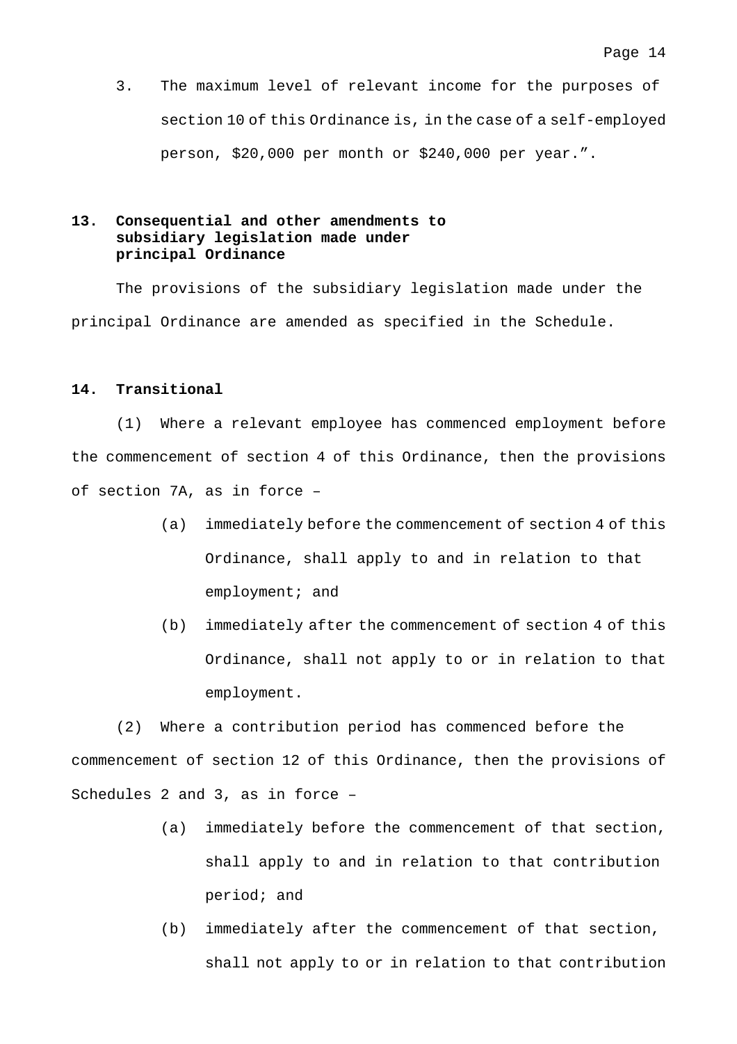3. The maximum level of relevant income for the purposes of section 10 of this Ordinance is, in the case of a self-employed person, $20,000 per month or $240,000 per year.".

**13. Consequential and other amendments to subsidiary legislation made under principal Ordinance**

The provisions of the subsidiary legislation made under the principal Ordinance are amended as specified in the Schedule.

**14. Transitional**

(1) Where a relevant employee has commenced employment before the commencement of section 4 of this Ordinance, then the provisions of section 7A, as in force –

(a) immediately before the commencement of section 4 of this Ordinance, shall apply to and in relation to that employment; and

(b) immediately after the commencement of section 4 of this Ordinance, shall not apply to or in relation to that employment.

(2) Where a contribution period has commenced before the commencement of section 12 of this Ordinance, then the provisions of Schedules 2 and 3, as in force –

(a) immediately before the commencement of that section, shall apply to and in relation to that contribution period; and

(b) immediately after the commencement of that section, shall not apply to or in relation to that contribution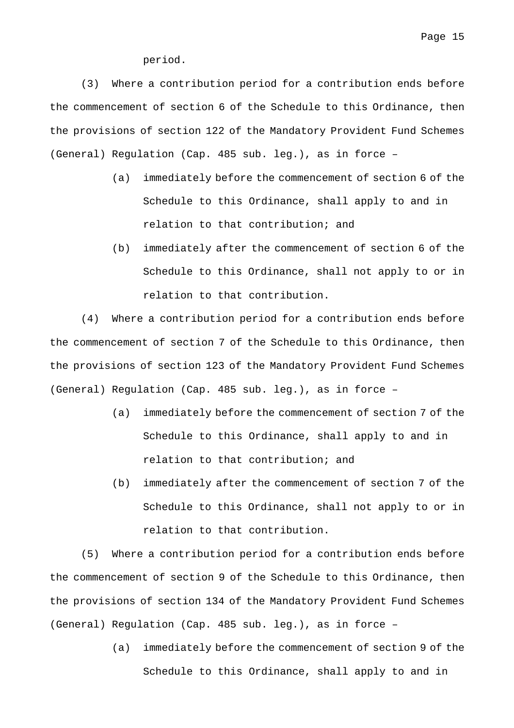period.

(3) Where a contribution period for a contribution ends before the commencement of section 6 of the Schedule to this Ordinance, then the provisions of section 122 of the Mandatory Provident Fund Schemes (General) Regulation (Cap. 485 sub. leg.), as in force –

(a) immediately before the commencement of section 6 of the Schedule to this Ordinance, shall apply to and in relation to that contribution; and

(b) immediately after the commencement of section 6 of the Schedule to this Ordinance, shall not apply to or in relation to that contribution.

(4) Where a contribution period for a contribution ends before the commencement of section 7 of the Schedule to this Ordinance, then the provisions of section 123 of the Mandatory Provident Fund Schemes (General) Regulation (Cap. 485 sub. leg.), as in force –

(a) immediately before the commencement of section 7 of the Schedule to this Ordinance, shall apply to and in relation to that contribution; and

(b) immediately after the commencement of section 7 of the Schedule to this Ordinance, shall not apply to or in relation to that contribution.

(5) Where a contribution period for a contribution ends before the commencement of section 9 of the Schedule to this Ordinance, then the provisions of section 134 of the Mandatory Provident Fund Schemes (General) Regulation (Cap. 485 sub. leg.), as in force –

(a) immediately before the commencement of section 9 of the Schedule to this Ordinance, shall apply to and in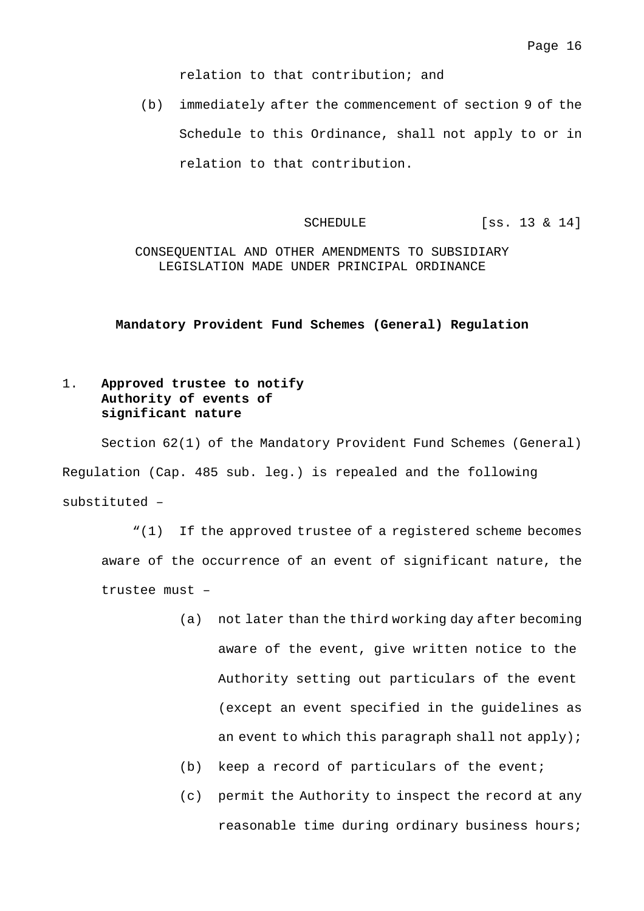relation to that contribution; and

(b) immediately after the commencement of section 9 of the Schedule to this Ordinance, shall not apply to or in relation to that contribution.

SCHEDULE [ss. 13 & 14]

CONSEQUENTIAL AND OTHER AMENDMENTS TO SUBSIDIARY LEGISLATION MADE UNDER PRINCIPAL ORDINANCE

**Mandatory Provident Fund Schemes (General) Regulation**

1. **Approved trustee to notify Authority of events of significant nature**

Section 62(1) of the Mandatory Provident Fund Schemes (General) Regulation (Cap. 485 sub. leg.) is repealed and the following substituted –

"(1) If the approved trustee of a registered scheme becomes aware of the occurrence of an event of significant nature, the trustee must –

(a) not later than the third working day after becoming aware of the event, give written notice to the Authority setting out particulars of the event (except an event specified in the guidelines as an event to which this paragraph shall not apply);

(b) keep a record of particulars of the event;

(c) permit the Authority to inspect the record at any reasonable time during ordinary business hours;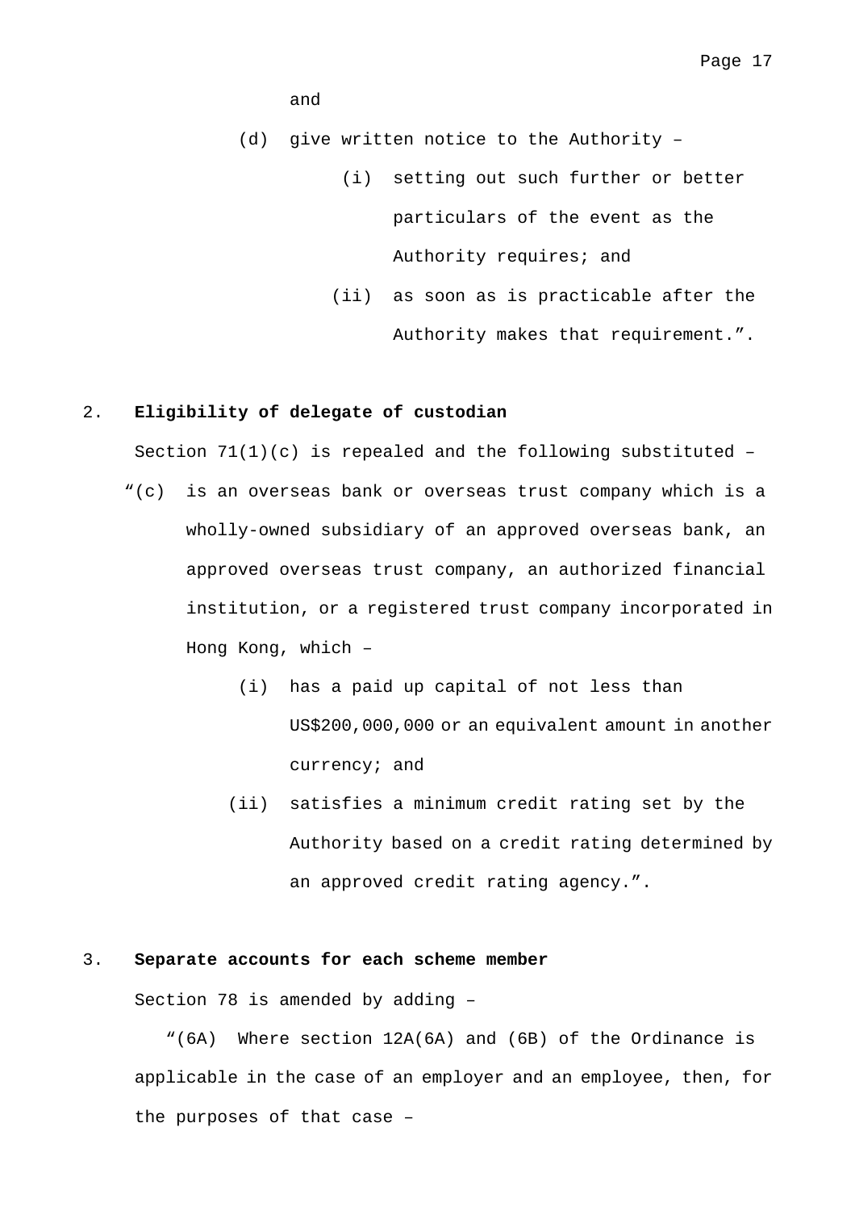and

(d) give written notice to the Authority –

(i) setting out such further or better particulars of the event as the Authority requires; and

(ii) as soon as is practicable after the Authority makes that requirement.".

2. **Eligibility of delegate of custodian**

Section 71(1)(c) is repealed and the following substituted –

"(c) is an overseas bank or overseas trust company which is a wholly-owned subsidiary of an approved overseas bank, an approved overseas trust company, an authorized financial institution, or a registered trust company incorporated in Hong Kong, which –

(i) has a paid up capital of not less than US$200,000,000 or an equivalent amount in another currency; and

(ii) satisfies a minimum credit rating set by the Authority based on a credit rating determined by an approved credit rating agency.".

3. **Separate accounts for each scheme member**

Section 78 is amended by adding –

"(6A) Where section 12A(6A) and (6B) of the Ordinance is applicable in the case of an employer and an employee, then, for the purposes of that case –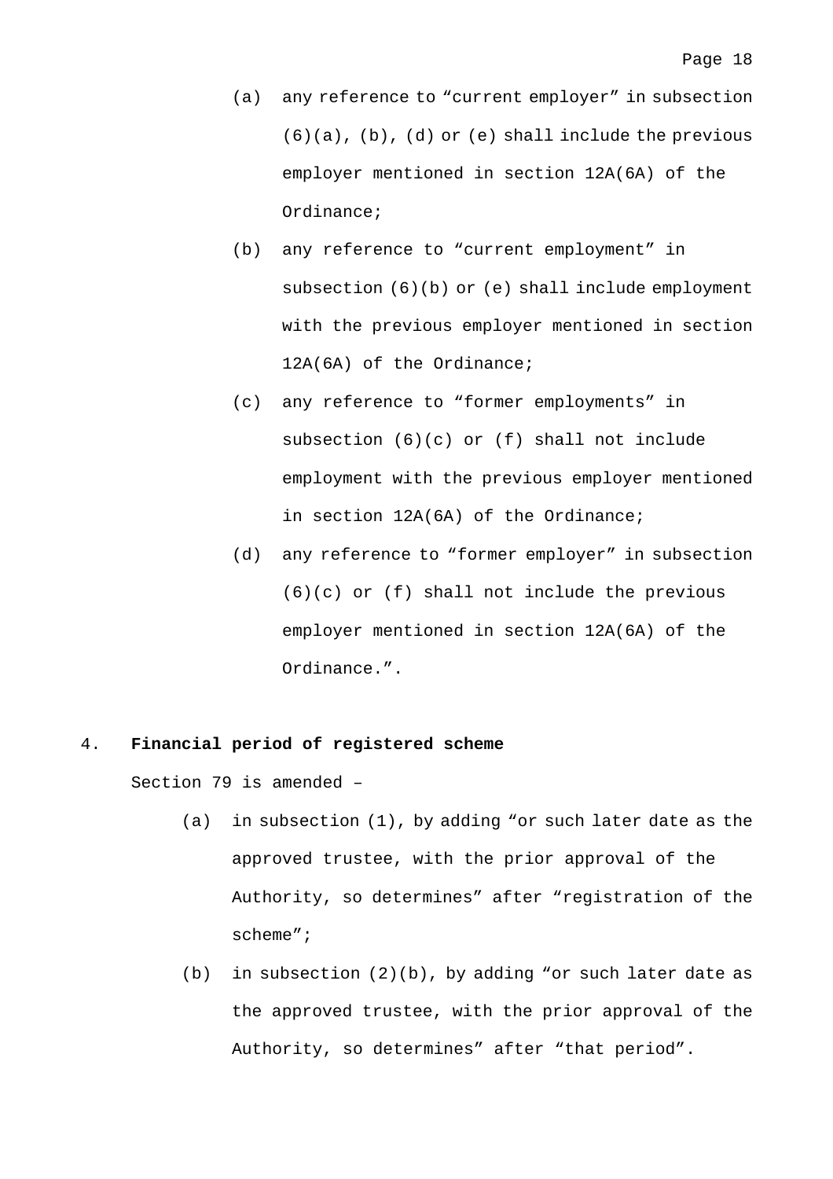(a) any reference to "current employer" in subsection (6)(a), (b), (d) or (e) shall include the previous employer mentioned in section 12A(6A) of the Ordinance;

(b) any reference to "current employment" in subsection (6)(b) or (e) shall include employment with the previous employer mentioned in section 12A(6A) of the Ordinance;

(c) any reference to "former employments" in subsection (6)(c) or (f) shall not include employment with the previous employer mentioned in section 12A(6A) of the Ordinance;

(d) any reference to "former employer" in subsection (6)(c) or (f) shall not include the previous employer mentioned in section 12A(6A) of the Ordinance.".

4. **Financial period of registered scheme**

Section 79 is amended –

(a) in subsection (1), by adding "or such later date as the approved trustee, with the prior approval of the Authority, so determines" after "registration of the scheme";

(b) in subsection (2)(b), by adding "or such later date as the approved trustee, with the prior approval of the Authority, so determines" after "that period".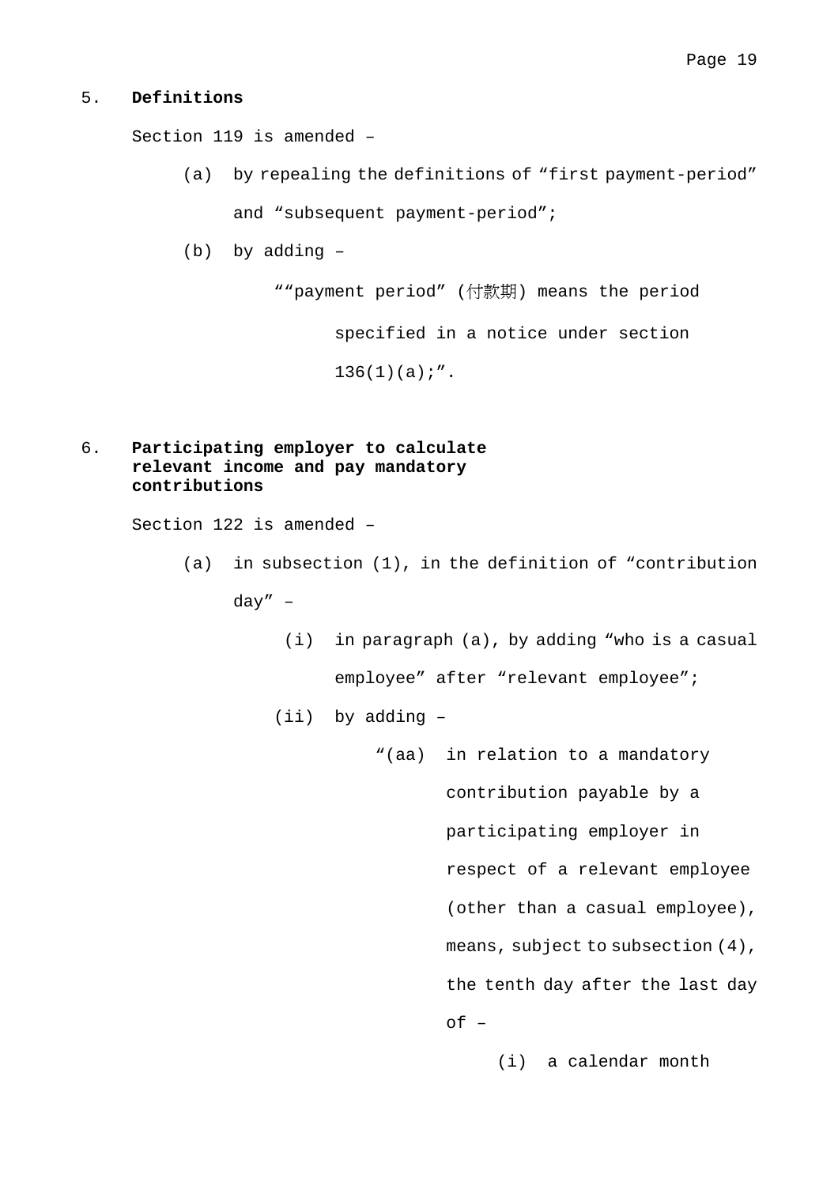## 5. Definitions

Section 119 is amended –

(a) by repealing the definitions of “first payment-period” and “subsequent payment-period”;

(b) by adding –

““payment period” (付款期) means the period specified in a notice under section 136(1)(a);”.

## 6. Participating employer to calculate relevant income and pay mandatory contributions

Section 122 is amended –

(a) in subsection (1), in the definition of “contribution day” –

(i) in paragraph (a), by adding “who is a casual employee” after “relevant employee”;

(ii) by adding –

“(aa) in relation to a mandatory contribution payable by a participating employer in respect of a relevant employee (other than a casual employee), means, subject to subsection (4), the tenth day after the last day of –

(i) a calendar month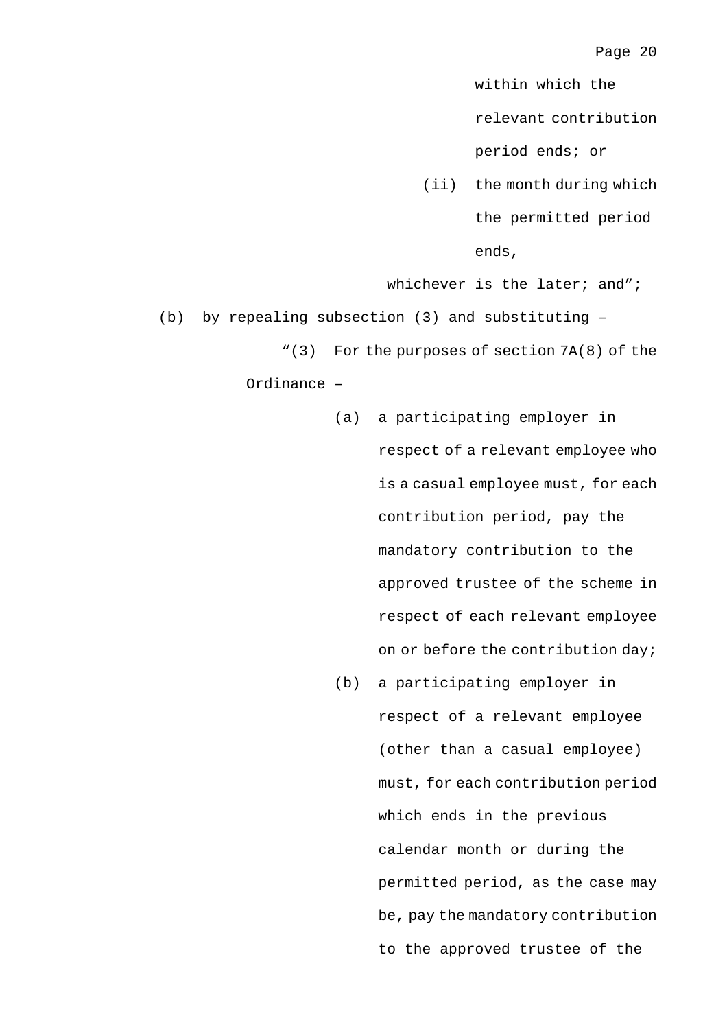within which the relevant contribution period ends; or

(ii) the month during which the permitted period ends,

whichever is the later; and";

(b) by repealing subsection (3) and substituting –

"(3) For the purposes of section 7A(8) of the Ordinance –

(a) a participating employer in respect of a relevant employee who is a casual employee must, for each contribution period, pay the mandatory contribution to the approved trustee of the scheme in respect of each relevant employee on or before the contribution day;

(b) a participating employer in respect of a relevant employee (other than a casual employee) must, for each contribution period which ends in the previous calendar month or during the permitted period, as the case may be, pay the mandatory contribution to the approved trustee of the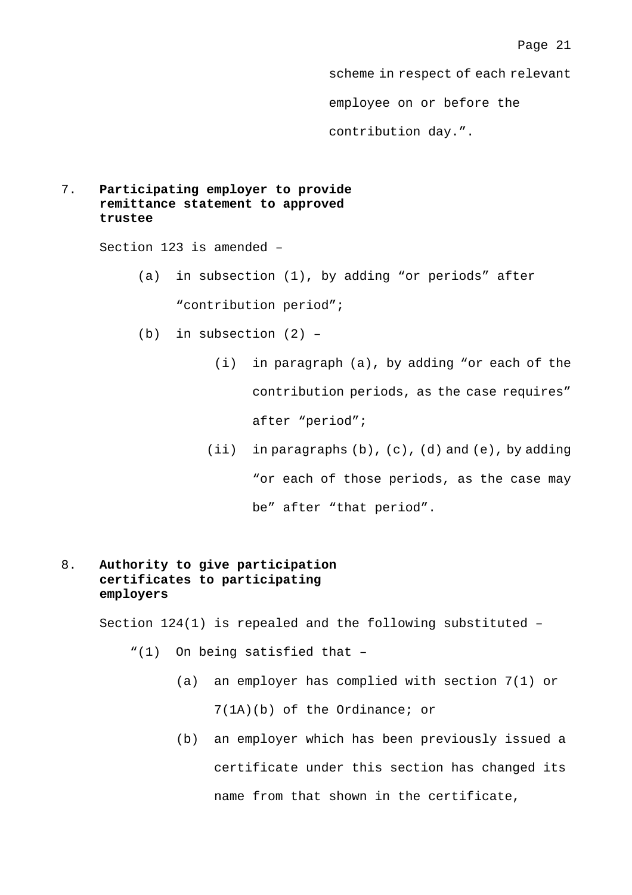scheme in respect of each relevant employee on or before the contribution day.”.

### 7. Participating employer to provide remittance statement to approved trustee

Section 123 is amended –

(a) in subsection (1), by adding “or periods” after “contribution period”;

(b) in subsection (2) –

 (i) in paragraph (a), by adding “or each of the contribution periods, as the case requires” after “period”;

 (ii) in paragraphs (b), (c), (d) and (e), by adding “or each of those periods, as the case may be” after “that period”.

### 8. Authority to give participation certificates to participating employers

Section 124(1) is repealed and the following substituted –

“(1) On being satisfied that –

(a) an employer has complied with section 7(1) or 7(1A)(b) of the Ordinance; or

(b) an employer which has been previously issued a certificate under this section has changed its name from that shown in the certificate,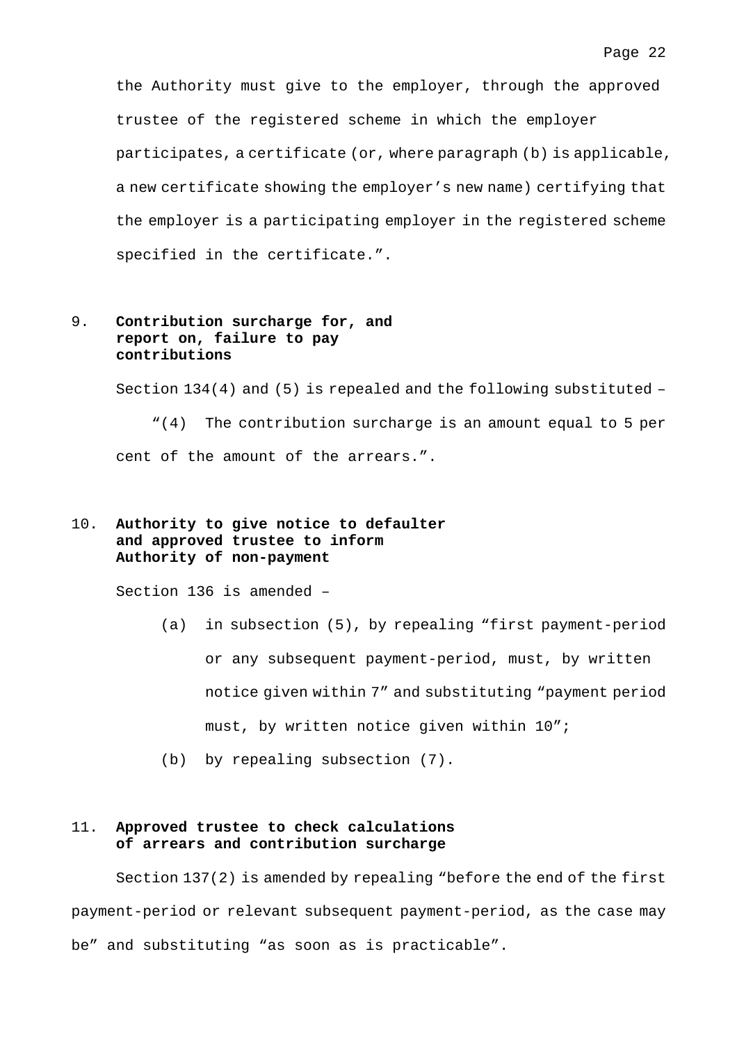the Authority must give to the employer, through the approved trustee of the registered scheme in which the employer participates, a certificate (or, where paragraph (b) is applicable, a new certificate showing the employer's new name) certifying that the employer is a participating employer in the registered scheme specified in the certificate.".

9. **Contribution surcharge for, and report on, failure to pay contributions**

Section 134(4) and (5) is repealed and the following substituted –

"(4) The contribution surcharge is an amount equal to 5 per cent of the amount of the arrears.".

10. **Authority to give notice to defaulter and approved trustee to inform Authority of non-payment**

Section 136 is amended –

(a) in subsection (5), by repealing "first payment-period or any subsequent payment-period, must, by written notice given within 7" and substituting "payment period must, by written notice given within 10";

(b) by repealing subsection (7).

11. **Approved trustee to check calculations of arrears and contribution surcharge**

Section 137(2) is amended by repealing "before the end of the first payment-period or relevant subsequent payment-period, as the case may be" and substituting "as soon as is practicable".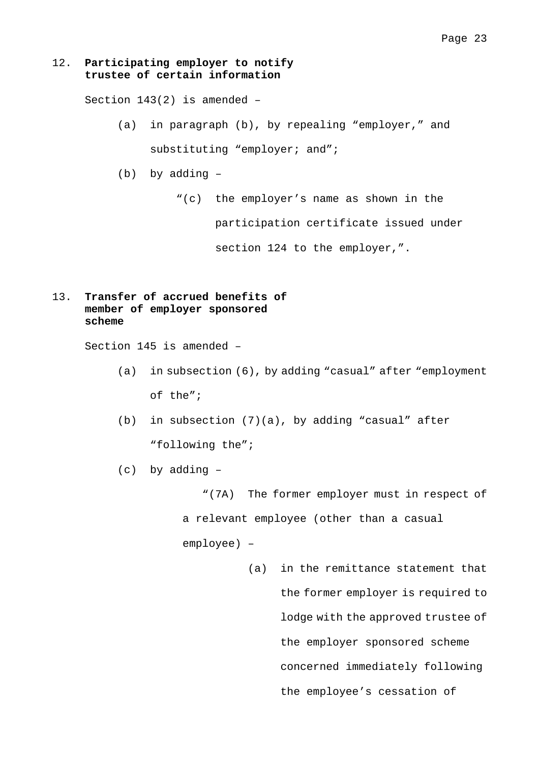12. **Participating employer to notify trustee of certain information**

Section 143(2) is amended –

(a) in paragraph (b), by repealing "employer," and substituting "employer; and";

(b) by adding –

"(c) the employer's name as shown in the participation certificate issued under section 124 to the employer,".

13. **Transfer of accrued benefits of member of employer sponsored scheme**

Section 145 is amended –

(a) in subsection (6), by adding "casual" after "employment of the";

(b) in subsection (7)(a), by adding "casual" after "following the";

(c) by adding –

"(7A) The former employer must in respect of a relevant employee (other than a casual employee) –

(a) in the remittance statement that the former employer is required to lodge with the approved trustee of the employer sponsored scheme concerned immediately following the employee's cessation of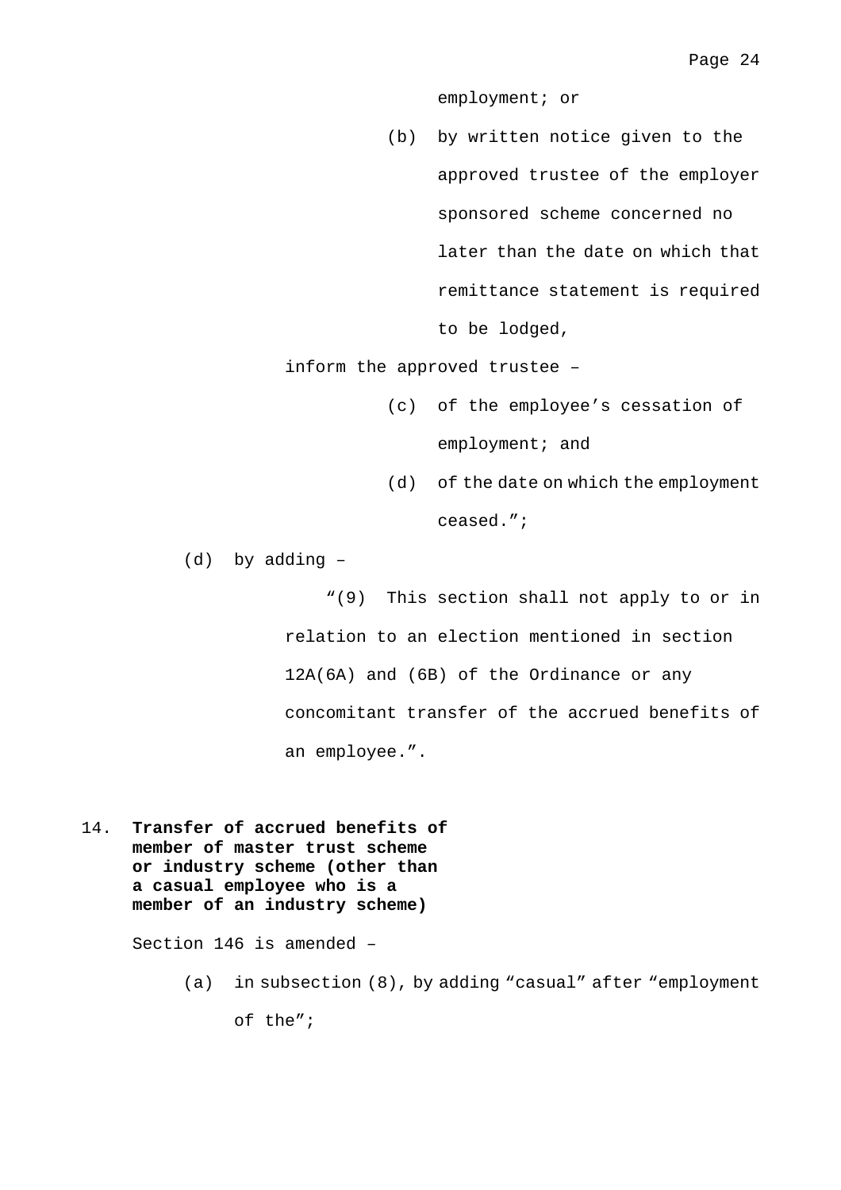employment; or

(b) by written notice given to the approved trustee of the employer sponsored scheme concerned no later than the date on which that remittance statement is required to be lodged,

inform the approved trustee –

(c) of the employee's cessation of employment; and

(d) of the date on which the employment ceased.";

(d) by adding –

"(9) This section shall not apply to or in relation to an election mentioned in section 12A(6A) and (6B) of the Ordinance or any concomitant transfer of the accrued benefits of an employee.".

14. **Transfer of accrued benefits of member of master trust scheme or industry scheme (other than a casual employee who is a member of an industry scheme)**

Section 146 is amended –

(a) in subsection (8), by adding "casual" after "employment of the";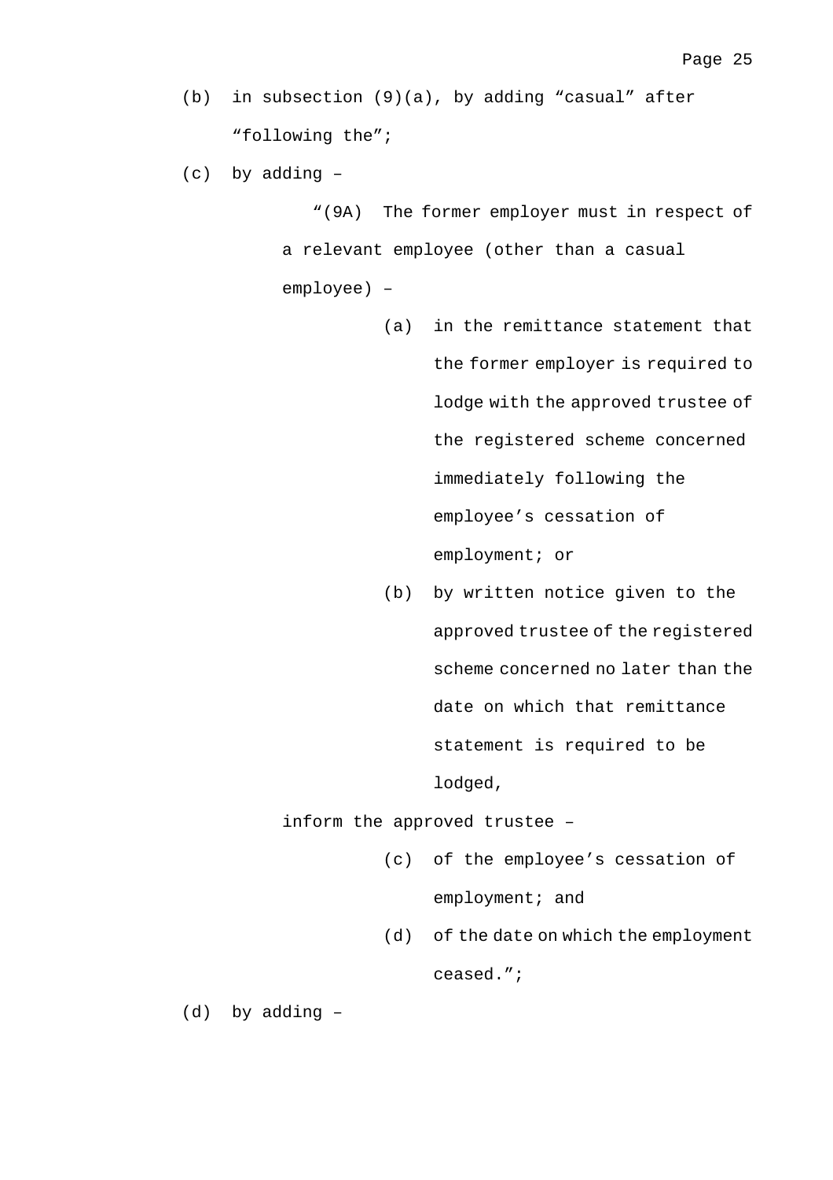(b) in subsection (9)(a), by adding “casual” after “following the”;

(c) by adding –

> “(9A) The former employer must in respect of a relevant employee (other than a casual employee) –
>
> > (a) in the remittance statement that the former employer is required to lodge with the approved trustee of the registered scheme concerned immediately following the employee’s cessation of employment; or
> >
> > (b) by written notice given to the approved trustee of the registered scheme concerned no later than the date on which that remittance statement is required to be lodged,
>
> inform the approved trustee –
>
> > (c) of the employee’s cessation of employment; and
> >
> > (d) of the date on which the employment ceased.”;

(d) by adding –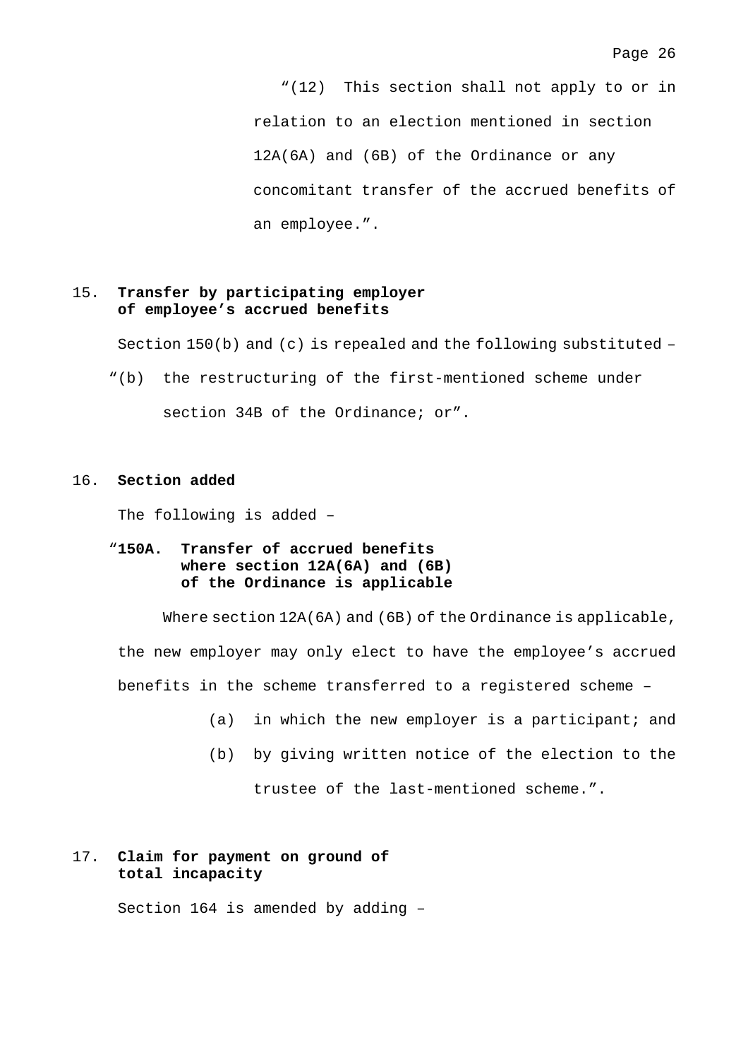"(12) This section shall not apply to or in relation to an election mentioned in section 12A(6A) and (6B) of the Ordinance or any concomitant transfer of the accrued benefits of an employee.".

15. **Transfer by participating employer of employee's accrued benefits**

Section 150(b) and (c) is repealed and the following substituted –

"(b) the restructuring of the first-mentioned scheme under section 34B of the Ordinance; or".

16. **Section added**

The following is added –

"**150A. Transfer of accrued benefits where section 12A(6A) and (6B) of the Ordinance is applicable**

Where section 12A(6A) and (6B) of the Ordinance is applicable, the new employer may only elect to have the employee's accrued benefits in the scheme transferred to a registered scheme –

(a) in which the new employer is a participant; and

(b) by giving written notice of the election to the trustee of the last-mentioned scheme.".

17. **Claim for payment on ground of total incapacity**

Section 164 is amended by adding –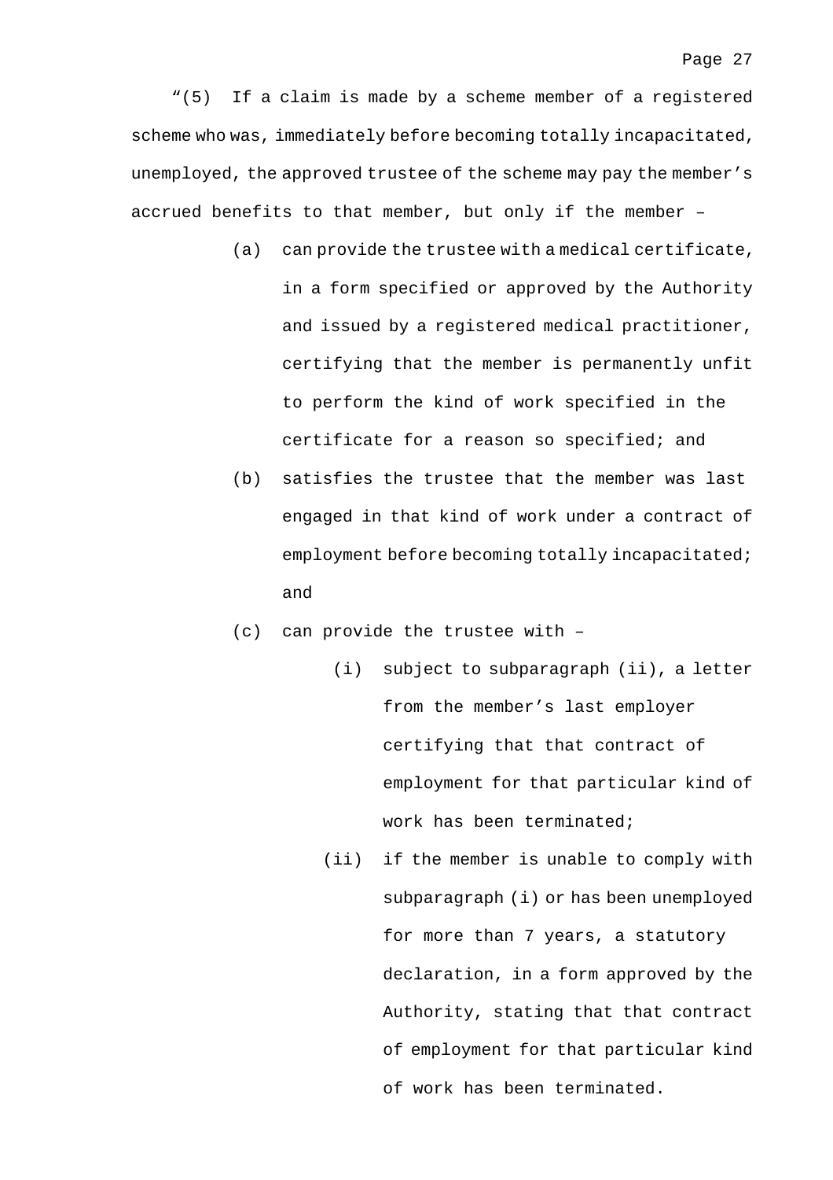"(5) If a claim is made by a scheme member of a registered scheme who was, immediately before becoming totally incapacitated, unemployed, the approved trustee of the scheme may pay the member's accrued benefits to that member, but only if the member –

- (a) can provide the trustee with a medical certificate, in a form specified or approved by the Authority and issued by a registered medical practitioner, certifying that the member is permanently unfit to perform the kind of work specified in the certificate for a reason so specified; and
- (b) satisfies the trustee that the member was last engaged in that kind of work under a contract of employment before becoming totally incapacitated; and
- (c) can provide the trustee with –
  - (i) subject to subparagraph (ii), a letter from the member's last employer certifying that that contract of employment for that particular kind of work has been terminated;
  - (ii) if the member is unable to comply with subparagraph (i) or has been unemployed for more than 7 years, a statutory declaration, in a form approved by the Authority, stating that that contract of employment for that particular kind of work has been terminated.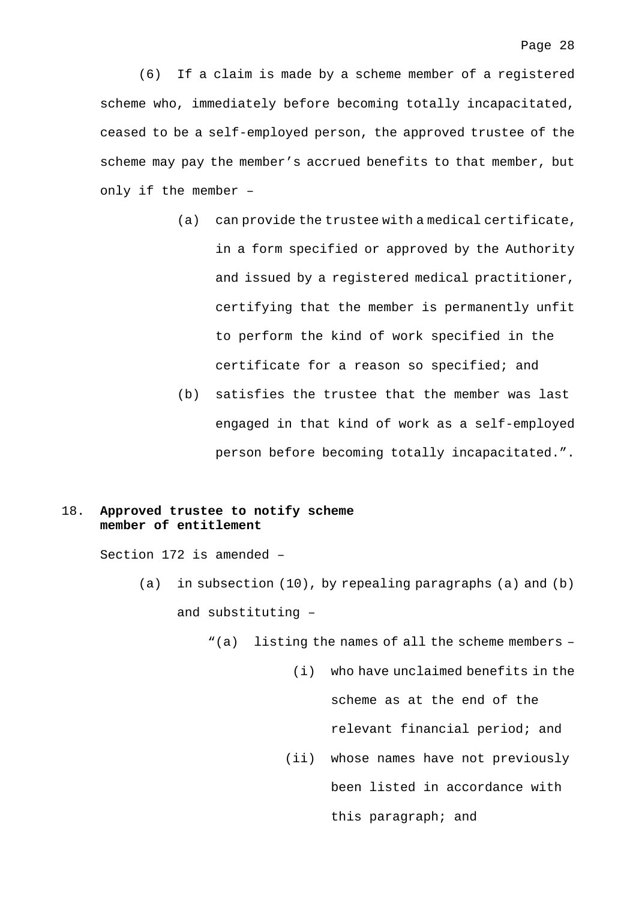(6) If a claim is made by a scheme member of a registered scheme who, immediately before becoming totally incapacitated, ceased to be a self-employed person, the approved trustee of the scheme may pay the member's accrued benefits to that member, but only if the member –

(a) can provide the trustee with a medical certificate, in a form specified or approved by the Authority and issued by a registered medical practitioner, certifying that the member is permanently unfit to perform the kind of work specified in the certificate for a reason so specified; and

(b) satisfies the trustee that the member was last engaged in that kind of work as a self-employed person before becoming totally incapacitated.".

**18. Approved trustee to notify scheme member of entitlement**

Section 172 is amended –

(a) in subsection (10), by repealing paragraphs (a) and (b) and substituting –

"(a) listing the names of all the scheme members –

(i) who have unclaimed benefits in the scheme as at the end of the relevant financial period; and

(ii) whose names have not previously been listed in accordance with this paragraph; and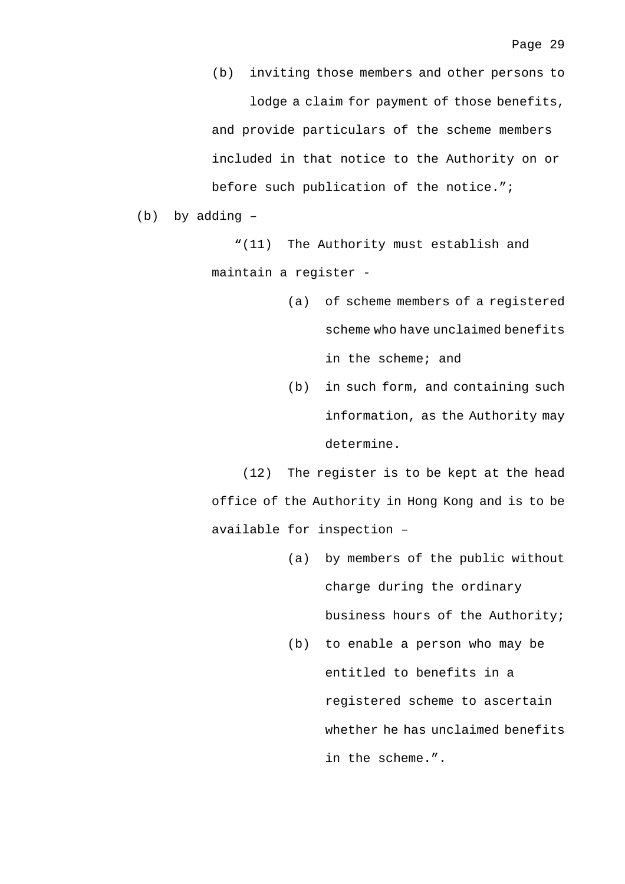(b) inviting those members and other persons to lodge a claim for payment of those benefits,

and provide particulars of the scheme members included in that notice to the Authority on or before such publication of the notice.";

(b) by adding –

"(11) The Authority must establish and maintain a register -

(a) of scheme members of a registered scheme who have unclaimed benefits in the scheme; and

(b) in such form, and containing such information, as the Authority may determine.

(12) The register is to be kept at the head office of the Authority in Hong Kong and is to be available for inspection –

(a) by members of the public without charge during the ordinary business hours of the Authority;

(b) to enable a person who may be entitled to benefits in a registered scheme to ascertain whether he has unclaimed benefits in the scheme.".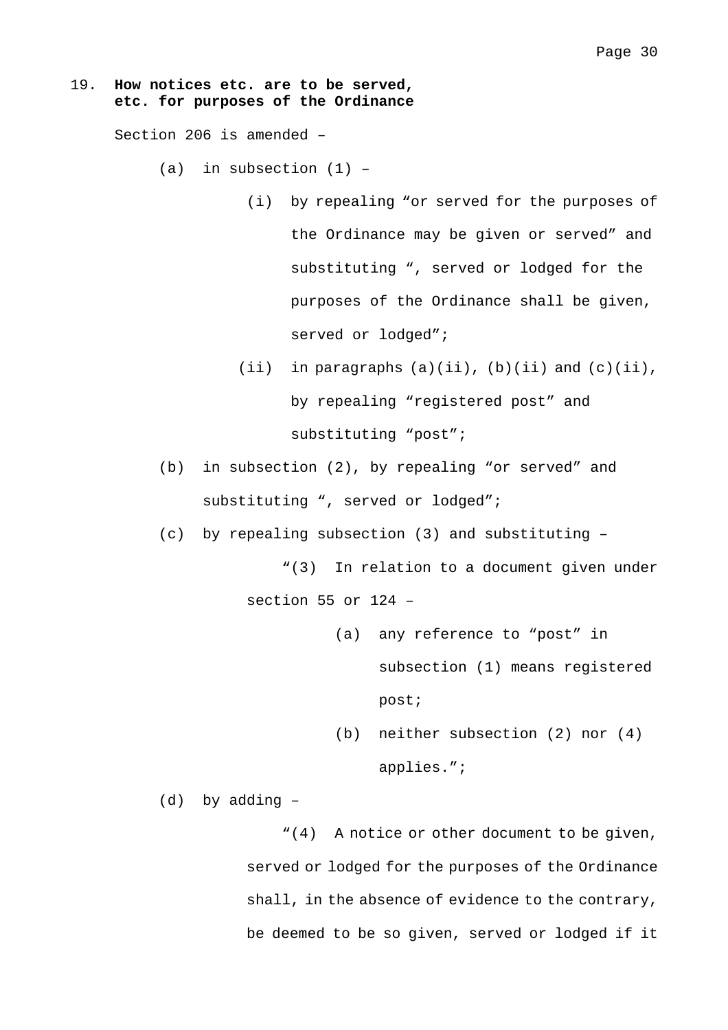19. **How notices etc. are to be served, etc. for purposes of the Ordinance**

Section 206 is amended –

(a) in subsection (1) –

(i) by repealing "or served for the purposes of the Ordinance may be given or served" and substituting ", served or lodged for the purposes of the Ordinance shall be given, served or lodged";

(ii) in paragraphs (a)(ii), (b)(ii) and (c)(ii), by repealing "registered post" and substituting "post";

(b) in subsection (2), by repealing "or served" and substituting ", served or lodged";

(c) by repealing subsection (3) and substituting –

"(3) In relation to a document given under section 55 or 124 –

(a) any reference to "post" in subsection (1) means registered post;

(b) neither subsection (2) nor (4) applies.";

(d) by adding –

"(4) A notice or other document to be given, served or lodged for the purposes of the Ordinance shall, in the absence of evidence to the contrary, be deemed to be so given, served or lodged if it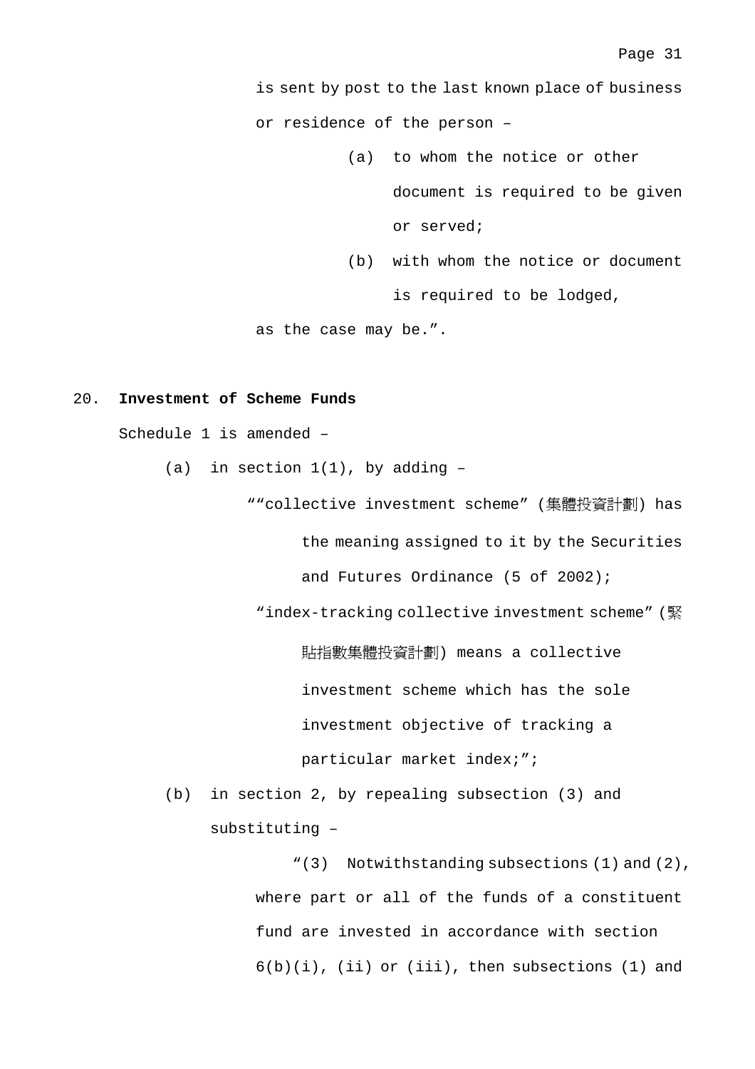is sent by post to the last known place of business or residence of the person –

(a) to whom the notice or other document is required to be given or served;

(b) with whom the notice or document is required to be lodged,

as the case may be.”.

20. **Investment of Scheme Funds**

Schedule 1 is amended –

(a) in section 1(1), by adding –

““collective investment scheme” (集體投資計劃) has the meaning assigned to it by the Securities and Futures Ordinance (5 of 2002);

“index-tracking collective investment scheme” (緊貼指數集體投資計劃) means a collective investment scheme which has the sole investment objective of tracking a particular market index;”;

(b) in section 2, by repealing subsection (3) and substituting –

“(3) Notwithstanding subsections (1) and (2), where part or all of the funds of a constituent fund are invested in accordance with section 6(b)(i), (ii) or (iii), then subsections (1) and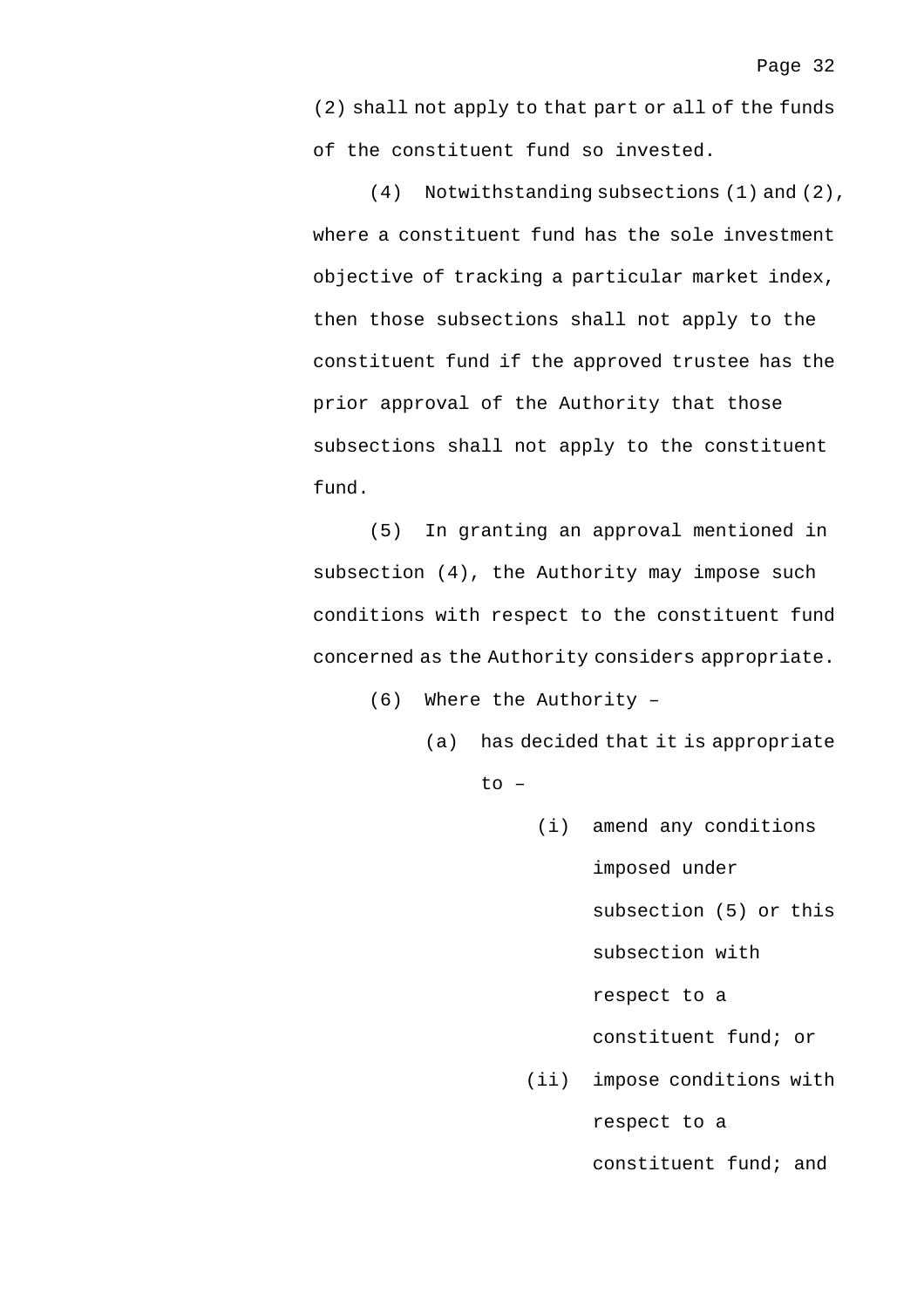(2) shall not apply to that part or all of the funds of the constituent fund so invested.

(4) Notwithstanding subsections (1) and (2), where a constituent fund has the sole investment objective of tracking a particular market index, then those subsections shall not apply to the constituent fund if the approved trustee has the prior approval of the Authority that those subsections shall not apply to the constituent fund.

(5) In granting an approval mentioned in subsection (4), the Authority may impose such conditions with respect to the constituent fund concerned as the Authority considers appropriate.

(6) Where the Authority –

- (a) has decided that it is appropriate to –
  - (i) amend any conditions imposed under subsection (5) or this subsection with respect to a constituent fund; or
  - (ii) impose conditions with respect to a constituent fund; and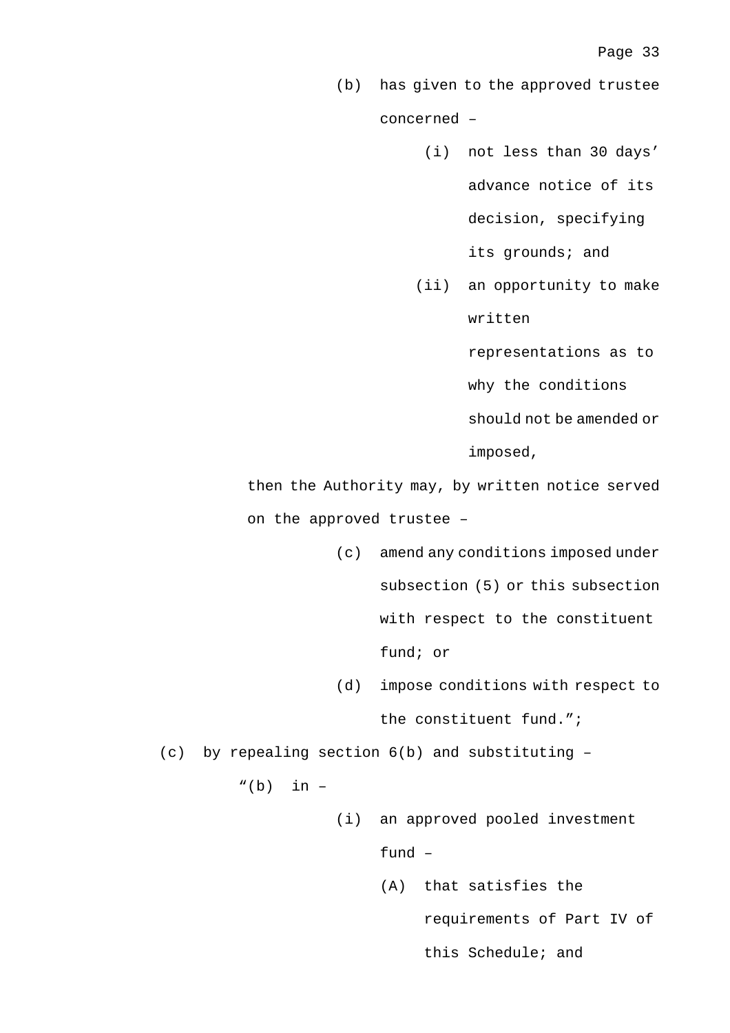(b) has given to the approved trustee concerned –

(i) not less than 30 days' advance notice of its decision, specifying its grounds; and

(ii) an opportunity to make written representations as to why the conditions should not be amended or imposed,

then the Authority may, by written notice served on the approved trustee –

(c) amend any conditions imposed under subsection (5) or this subsection with respect to the constituent fund; or

(d) impose conditions with respect to the constituent fund.";

(c) by repealing section 6(b) and substituting –

"(b) in –

(i) an approved pooled investment fund –

(A) that satisfies the requirements of Part IV of this Schedule; and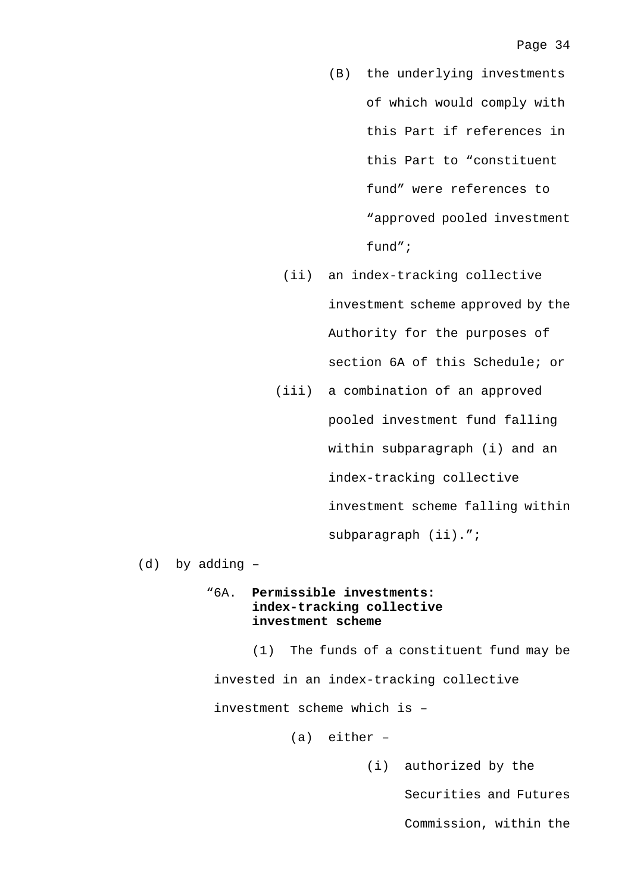(B) the underlying investments of which would comply with this Part if references in this Part to "constituent fund" were references to "approved pooled investment fund";

(ii) an index-tracking collective investment scheme approved by the Authority for the purposes of section 6A of this Schedule; or

(iii) a combination of an approved pooled investment fund falling within subparagraph (i) and an index-tracking collective investment scheme falling within subparagraph (ii).";

(d) by adding –

"6A. **Permissible investments: index-tracking collective investment scheme**

(1) The funds of a constituent fund may be invested in an index-tracking collective investment scheme which is –

(a) either –

(i) authorized by the Securities and Futures Commission, within the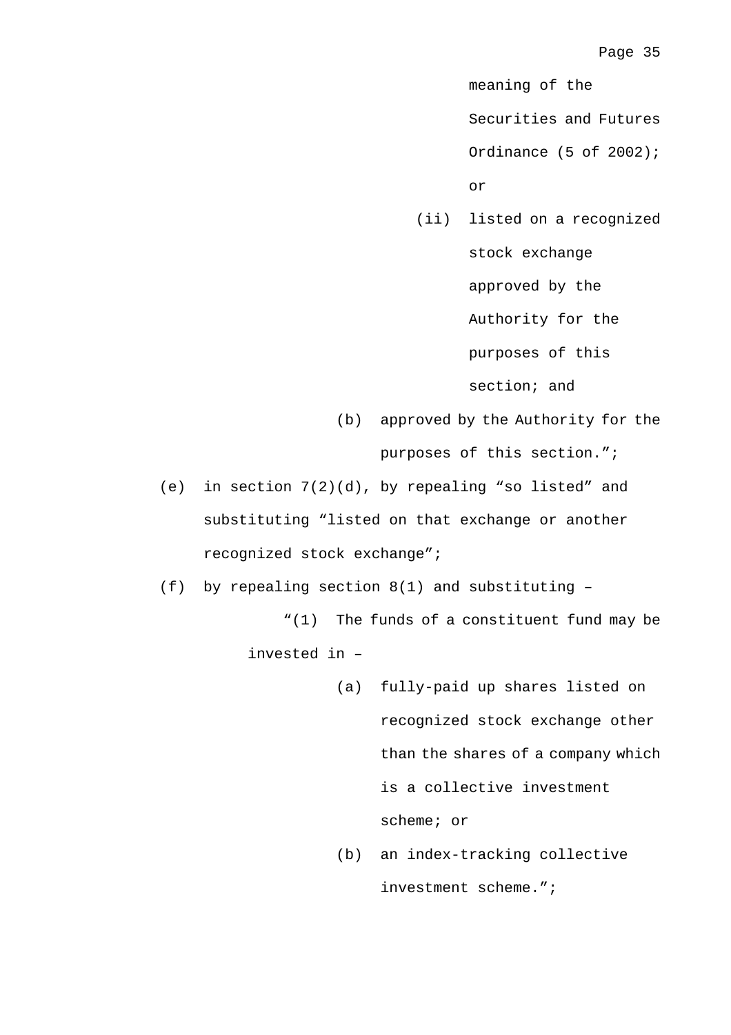meaning of the Securities and Futures Ordinance (5 of 2002); or

(ii) listed on a recognized stock exchange approved by the Authority for the purposes of this section; and

(b) approved by the Authority for the purposes of this section.”;

(e) in section 7(2)(d), by repealing “so listed” and substituting “listed on that exchange or another recognized stock exchange”;

(f) by repealing section 8(1) and substituting –

“(1) The funds of a constituent fund may be invested in –

(a) fully-paid up shares listed on recognized stock exchange other than the shares of a company which is a collective investment scheme; or

(b) an index-tracking collective investment scheme.”;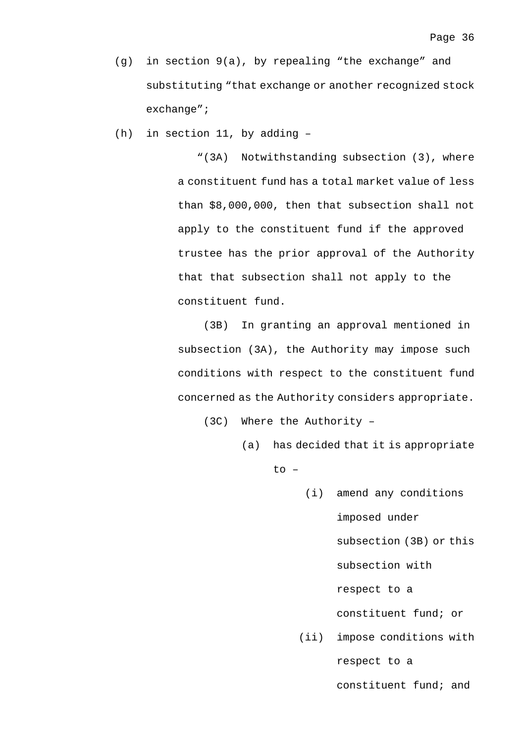(g) in section 9(a), by repealing "the exchange" and substituting "that exchange or another recognized stock exchange";

(h) in section 11, by adding –

"(3A) Notwithstanding subsection (3), where a constituent fund has a total market value of less than $8,000,000, then that subsection shall not apply to the constituent fund if the approved trustee has the prior approval of the Authority that that subsection shall not apply to the constituent fund.

(3B) In granting an approval mentioned in subsection (3A), the Authority may impose such conditions with respect to the constituent fund concerned as the Authority considers appropriate.

(3C) Where the Authority –

(a) has decided that it is appropriate to –

(i) amend any conditions imposed under subsection (3B) or this subsection with respect to a constituent fund; or

(ii) impose conditions with respect to a constituent fund; and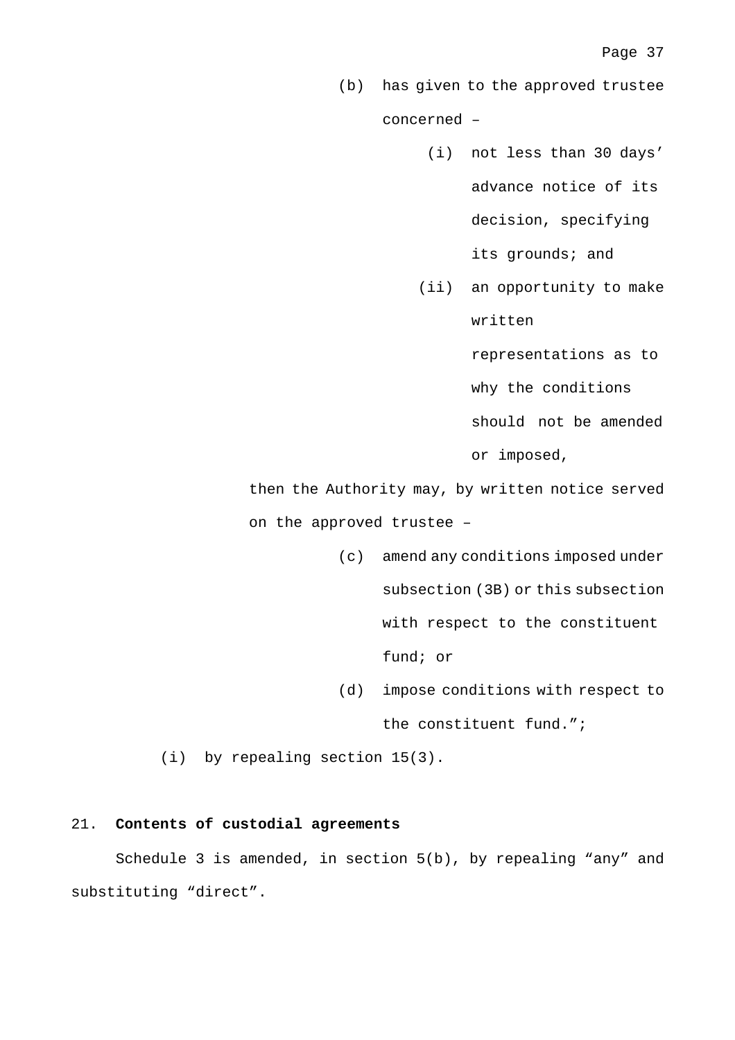(b) has given to the approved trustee concerned –

(i) not less than 30 days' advance notice of its decision, specifying its grounds; and

(ii) an opportunity to make written representations as to why the conditions should not be amended or imposed,

then the Authority may, by written notice served on the approved trustee –

(c) amend any conditions imposed under subsection (3B) or this subsection with respect to the constituent fund; or

(d) impose conditions with respect to the constituent fund.";

(i) by repealing section 15(3).

## 21. **Contents of custodial agreements**

Schedule 3 is amended, in section 5(b), by repealing "any" and substituting "direct".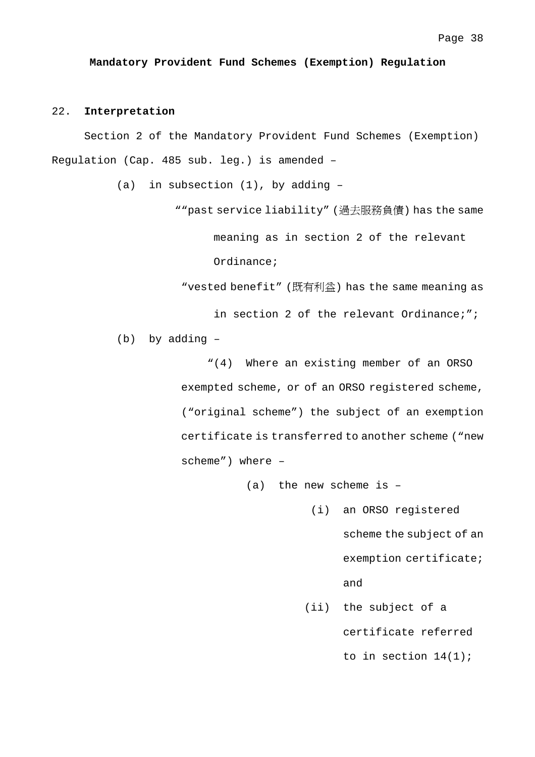**Mandatory Provident Fund Schemes (Exemption) Regulation**

22. **Interpretation**

Section 2 of the Mandatory Provident Fund Schemes (Exemption) Regulation (Cap. 485 sub. leg.) is amended –

(a) in subsection (1), by adding –

""past service liability" (過去服務負債) has the same meaning as in section 2 of the relevant Ordinance;

"vested benefit" (既有利益) has the same meaning as in section 2 of the relevant Ordinance;";

(b) by adding –

"(4) Where an existing member of an ORSO exempted scheme, or of an ORSO registered scheme, ("original scheme") the subject of an exemption certificate is transferred to another scheme ("new scheme") where –

(a) the new scheme is –

(i) an ORSO registered scheme the subject of an exemption certificate; and

(ii) the subject of a certificate referred to in section 14(1);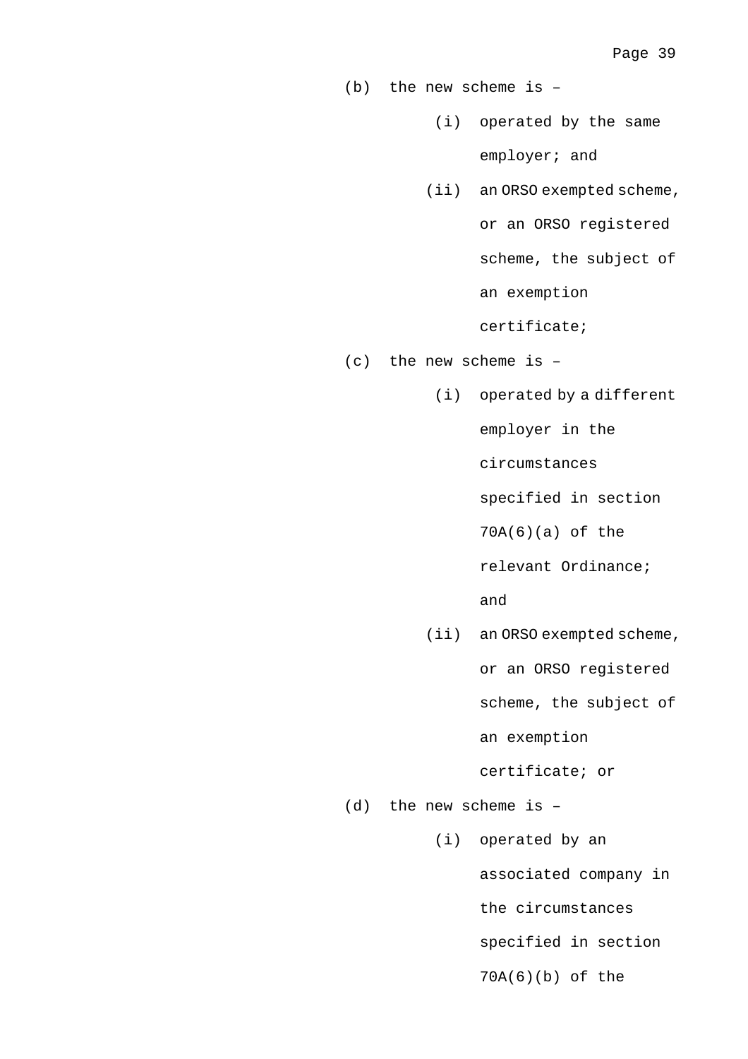(b) the new scheme is –

  (i) operated by the same employer; and

  (ii) an ORSO exempted scheme, or an ORSO registered scheme, the subject of an exemption certificate;

(c) the new scheme is –

  (i) operated by a different employer in the circumstances specified in section 70A(6)(a) of the relevant Ordinance; and

  (ii) an ORSO exempted scheme, or an ORSO registered scheme, the subject of an exemption certificate; or

(d) the new scheme is –

  (i) operated by an associated company in the circumstances specified in section 70A(6)(b) of the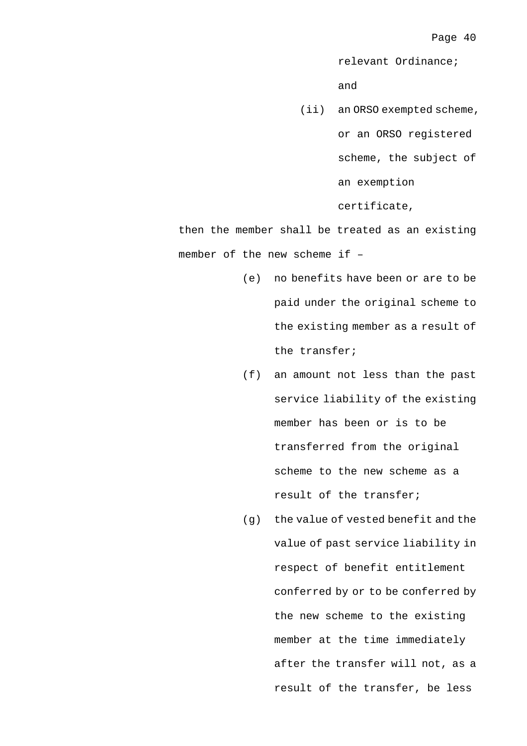relevant Ordinance; and

(ii) an ORSO exempted scheme, or an ORSO registered scheme, the subject of an exemption certificate,

then the member shall be treated as an existing member of the new scheme if –

(e) no benefits have been or are to be paid under the original scheme to the existing member as a result of the transfer;

(f) an amount not less than the past service liability of the existing member has been or is to be transferred from the original scheme to the new scheme as a result of the transfer;

(g) the value of vested benefit and the value of past service liability in respect of benefit entitlement conferred by or to be conferred by the new scheme to the existing member at the time immediately after the transfer will not, as a result of the transfer, be less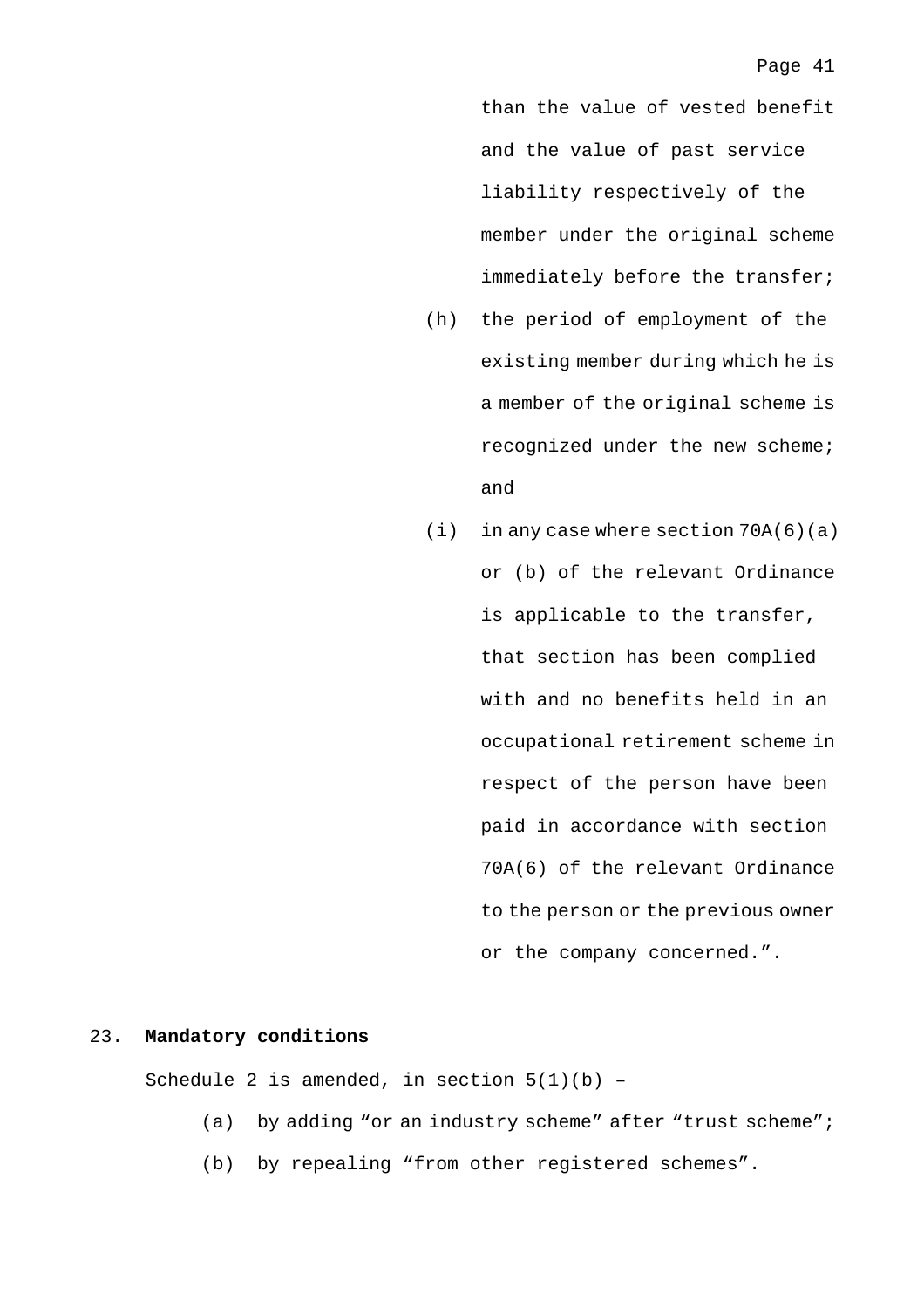than the value of vested benefit and the value of past service liability respectively of the member under the original scheme immediately before the transfer;

(h) the period of employment of the existing member during which he is a member of the original scheme is recognized under the new scheme; and

(i) in any case where section 70A(6)(a) or (b) of the relevant Ordinance is applicable to the transfer, that section has been complied with and no benefits held in an occupational retirement scheme in respect of the person have been paid in accordance with section 70A(6) of the relevant Ordinance to the person or the previous owner or the company concerned.".

23. **Mandatory conditions**

Schedule 2 is amended, in section 5(1)(b) –

(a) by adding "or an industry scheme" after "trust scheme";

(b) by repealing "from other registered schemes".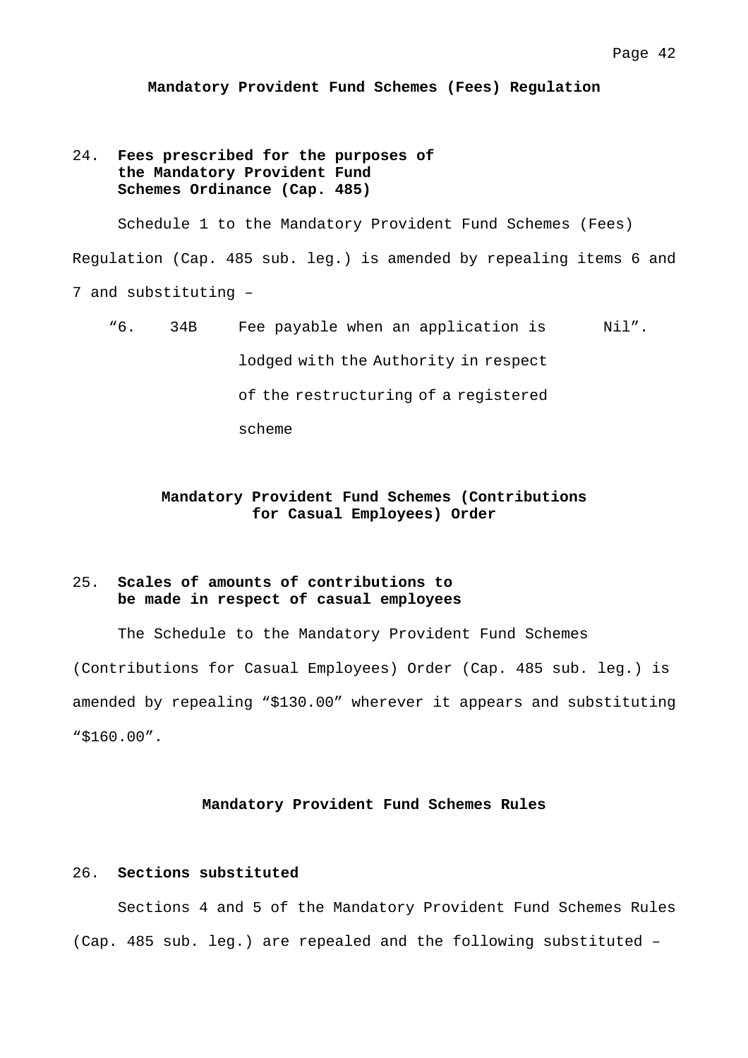## Mandatory Provident Fund Schemes (Fees) Regulation

### 24. Fees prescribed for the purposes of the Mandatory Provident Fund Schemes Ordinance (Cap. 485)

Schedule 1 to the Mandatory Provident Fund Schemes (Fees) Regulation (Cap. 485 sub. leg.) is amended by repealing items 6 and 7 and substituting –

| | | | |
|---|---|---|---|
| "6. | 34B | Fee payable when an application is lodged with the Authority in respect of the restructuring of a registered scheme | Nil". |

## Mandatory Provident Fund Schemes (Contributions for Casual Employees) Order

### 25. Scales of amounts of contributions to be made in respect of casual employees

The Schedule to the Mandatory Provident Fund Schemes (Contributions for Casual Employees) Order (Cap. 485 sub. leg.) is amended by repealing "$130.00" wherever it appears and substituting "$160.00".

## Mandatory Provident Fund Schemes Rules

### 26. Sections substituted

Sections 4 and 5 of the Mandatory Provident Fund Schemes Rules (Cap. 485 sub. leg.) are repealed and the following substituted –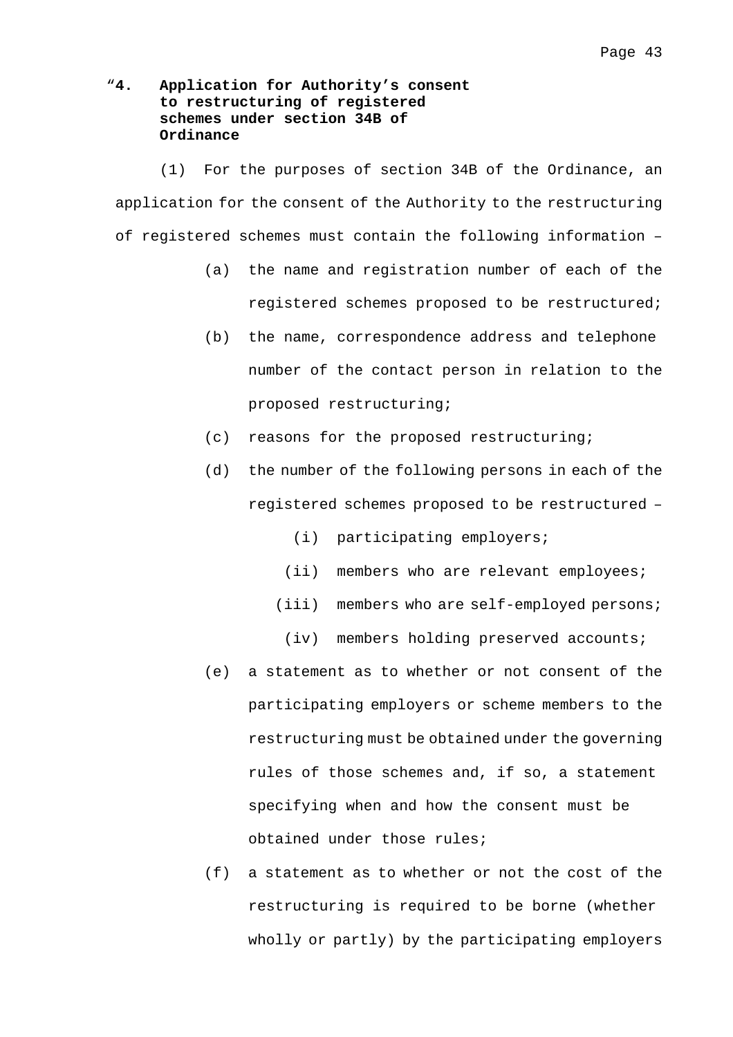**“4. Application for Authority’s consent to restructuring of registered schemes under section 34B of Ordinance**

(1) For the purposes of section 34B of the Ordinance, an application for the consent of the Authority to the restructuring of registered schemes must contain the following information –

(a) the name and registration number of each of the registered schemes proposed to be restructured;

(b) the name, correspondence address and telephone number of the contact person in relation to the proposed restructuring;

(c) reasons for the proposed restructuring;

(d) the number of the following persons in each of the registered schemes proposed to be restructured –

(i) participating employers;

(ii) members who are relevant employees;

(iii) members who are self-employed persons;

(iv) members holding preserved accounts;

(e) a statement as to whether or not consent of the participating employers or scheme members to the restructuring must be obtained under the governing rules of those schemes and, if so, a statement specifying when and how the consent must be obtained under those rules;

(f) a statement as to whether or not the cost of the restructuring is required to be borne (whether wholly or partly) by the participating employers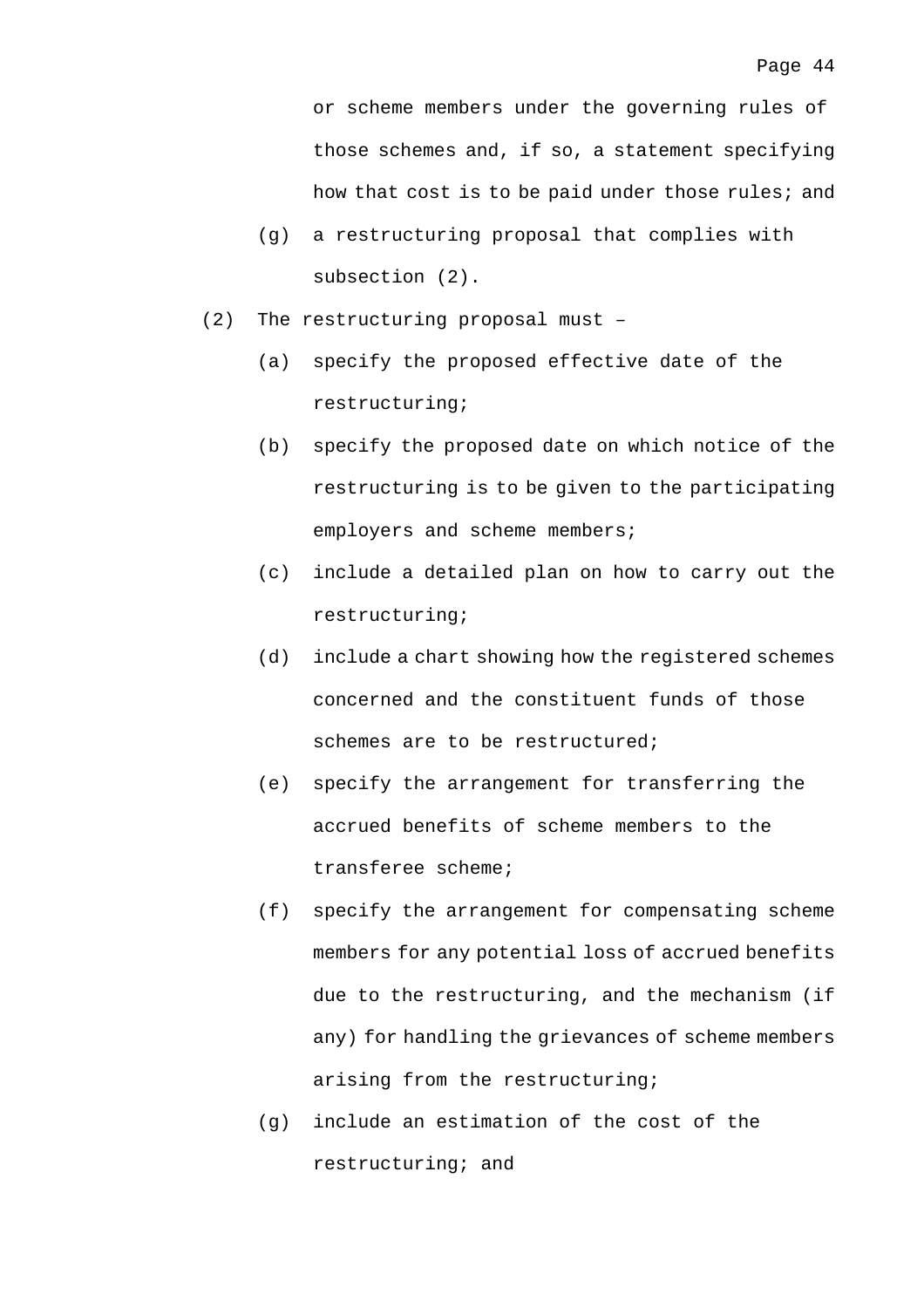or scheme members under the governing rules of those schemes and, if so, a statement specifying how that cost is to be paid under those rules; and

(g) a restructuring proposal that complies with subsection (2).

(2) The restructuring proposal must –

(a) specify the proposed effective date of the restructuring;

(b) specify the proposed date on which notice of the restructuring is to be given to the participating employers and scheme members;

(c) include a detailed plan on how to carry out the restructuring;

(d) include a chart showing how the registered schemes concerned and the constituent funds of those schemes are to be restructured;

(e) specify the arrangement for transferring the accrued benefits of scheme members to the transferee scheme;

(f) specify the arrangement for compensating scheme members for any potential loss of accrued benefits due to the restructuring, and the mechanism (if any) for handling the grievances of scheme members arising from the restructuring;

(g) include an estimation of the cost of the restructuring; and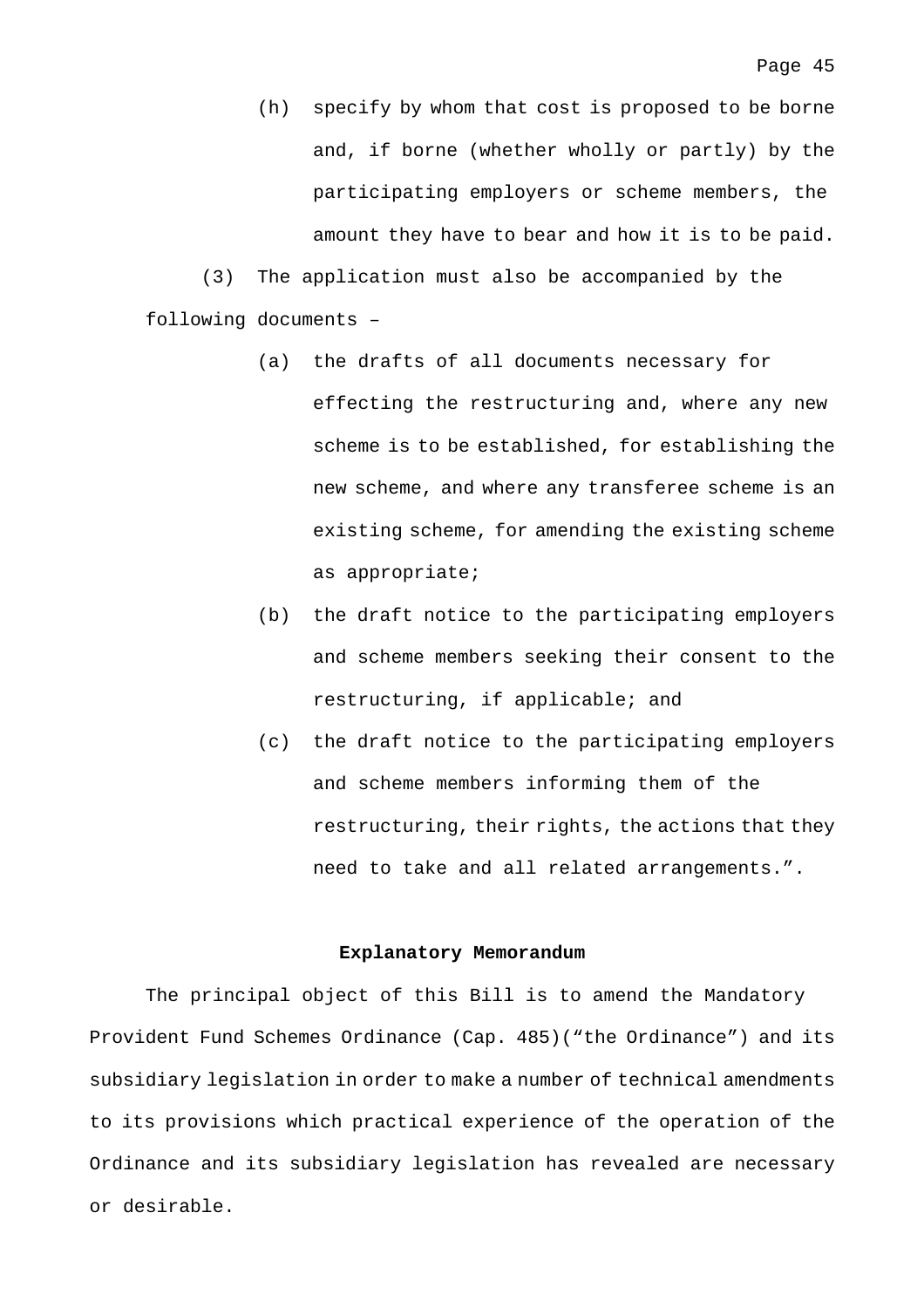(h) specify by whom that cost is proposed to be borne and, if borne (whether wholly or partly) by the participating employers or scheme members, the amount they have to bear and how it is to be paid.

(3) The application must also be accompanied by the following documents –

(a) the drafts of all documents necessary for effecting the restructuring and, where any new scheme is to be established, for establishing the new scheme, and where any transferee scheme is an existing scheme, for amending the existing scheme as appropriate;

(b) the draft notice to the participating employers and scheme members seeking their consent to the restructuring, if applicable; and

(c) the draft notice to the participating employers and scheme members informing them of the restructuring, their rights, the actions that they need to take and all related arrangements.".

**Explanatory Memorandum**

The principal object of this Bill is to amend the Mandatory Provident Fund Schemes Ordinance (Cap. 485)("the Ordinance") and its subsidiary legislation in order to make a number of technical amendments to its provisions which practical experience of the operation of the Ordinance and its subsidiary legislation has revealed are necessary or desirable.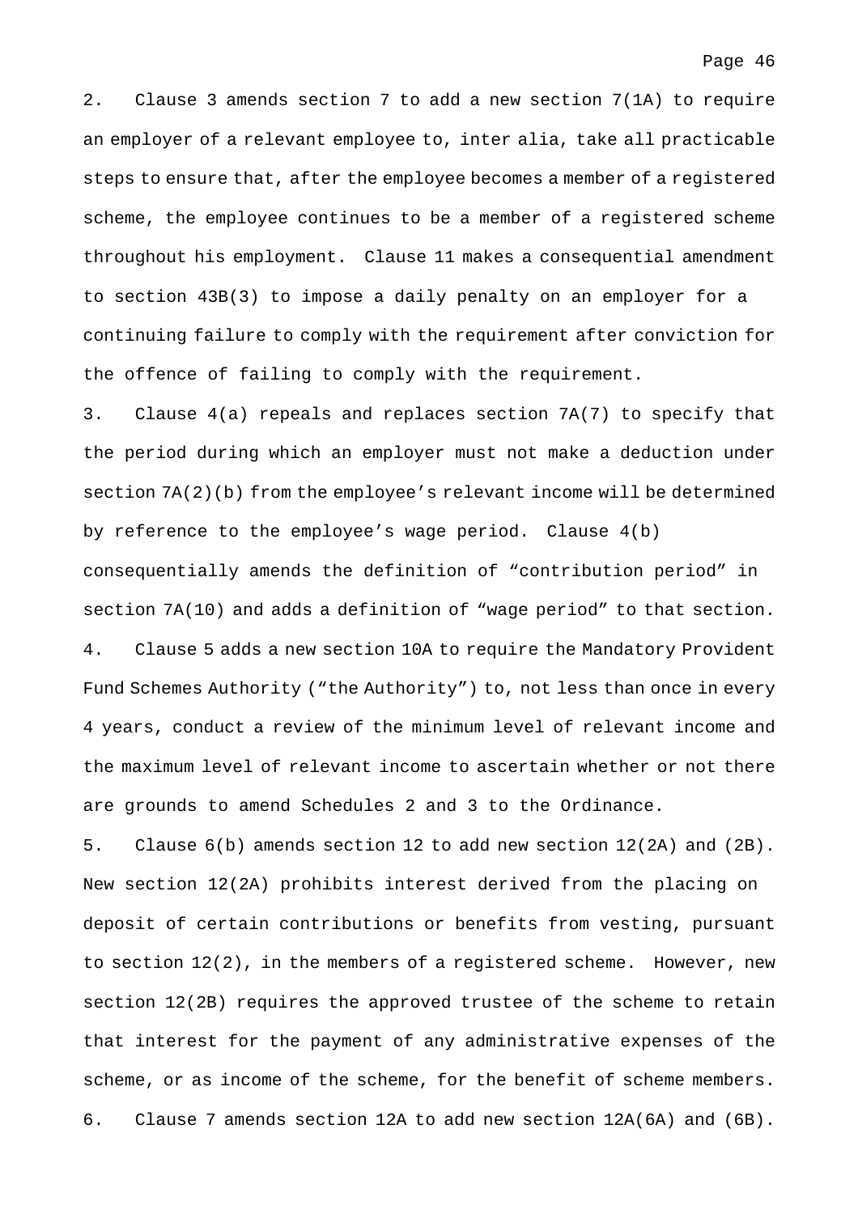2. Clause 3 amends section 7 to add a new section 7(1A) to require an employer of a relevant employee to, inter alia, take all practicable steps to ensure that, after the employee becomes a member of a registered scheme, the employee continues to be a member of a registered scheme throughout his employment. Clause 11 makes a consequential amendment to section 43B(3) to impose a daily penalty on an employer for a continuing failure to comply with the requirement after conviction for the offence of failing to comply with the requirement.

3. Clause 4(a) repeals and replaces section 7A(7) to specify that the period during which an employer must not make a deduction under section 7A(2)(b) from the employee's relevant income will be determined by reference to the employee's wage period. Clause 4(b) consequentially amends the definition of "contribution period" in section 7A(10) and adds a definition of "wage period" to that section.

4. Clause 5 adds a new section 10A to require the Mandatory Provident Fund Schemes Authority ("the Authority") to, not less than once in every 4 years, conduct a review of the minimum level of relevant income and the maximum level of relevant income to ascertain whether or not there are grounds to amend Schedules 2 and 3 to the Ordinance.

5. Clause 6(b) amends section 12 to add new section 12(2A) and (2B). New section 12(2A) prohibits interest derived from the placing on deposit of certain contributions or benefits from vesting, pursuant to section 12(2), in the members of a registered scheme. However, new section 12(2B) requires the approved trustee of the scheme to retain that interest for the payment of any administrative expenses of the scheme, or as income of the scheme, for the benefit of scheme members.

6. Clause 7 amends section 12A to add new section 12A(6A) and (6B).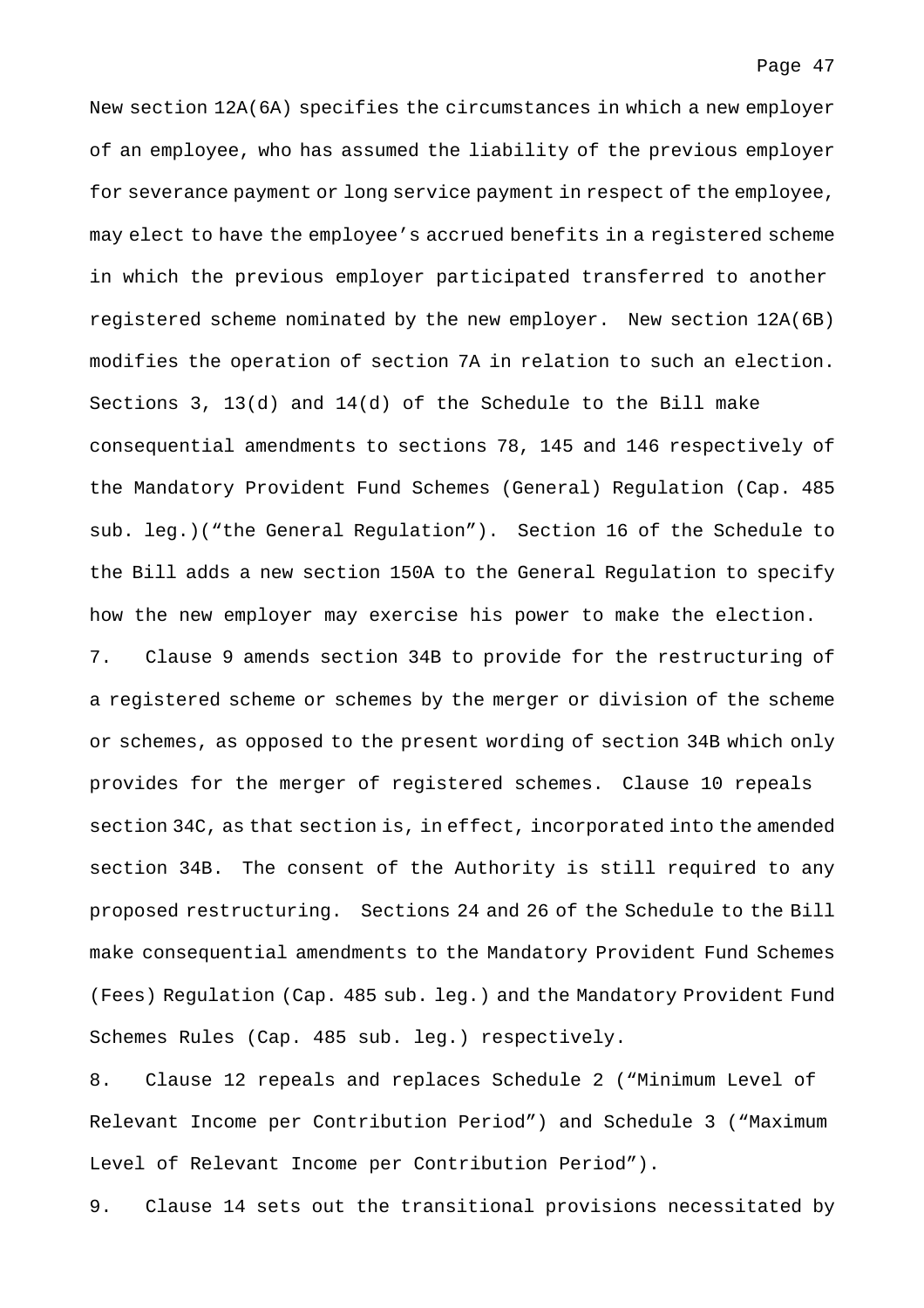New section 12A(6A) specifies the circumstances in which a new employer of an employee, who has assumed the liability of the previous employer for severance payment or long service payment in respect of the employee, may elect to have the employee's accrued benefits in a registered scheme in which the previous employer participated transferred to another registered scheme nominated by the new employer. New section 12A(6B) modifies the operation of section 7A in relation to such an election. Sections 3, 13(d) and 14(d) of the Schedule to the Bill make consequential amendments to sections 78, 145 and 146 respectively of the Mandatory Provident Fund Schemes (General) Regulation (Cap. 485 sub. leg.)("the General Regulation"). Section 16 of the Schedule to the Bill adds a new section 150A to the General Regulation to specify how the new employer may exercise his power to make the election.

7. Clause 9 amends section 34B to provide for the restructuring of a registered scheme or schemes by the merger or division of the scheme or schemes, as opposed to the present wording of section 34B which only provides for the merger of registered schemes. Clause 10 repeals section 34C, as that section is, in effect, incorporated into the amended section 34B. The consent of the Authority is still required to any proposed restructuring. Sections 24 and 26 of the Schedule to the Bill make consequential amendments to the Mandatory Provident Fund Schemes (Fees) Regulation (Cap. 485 sub. leg.) and the Mandatory Provident Fund Schemes Rules (Cap. 485 sub. leg.) respectively.

8. Clause 12 repeals and replaces Schedule 2 ("Minimum Level of Relevant Income per Contribution Period") and Schedule 3 ("Maximum Level of Relevant Income per Contribution Period").

9. Clause 14 sets out the transitional provisions necessitated by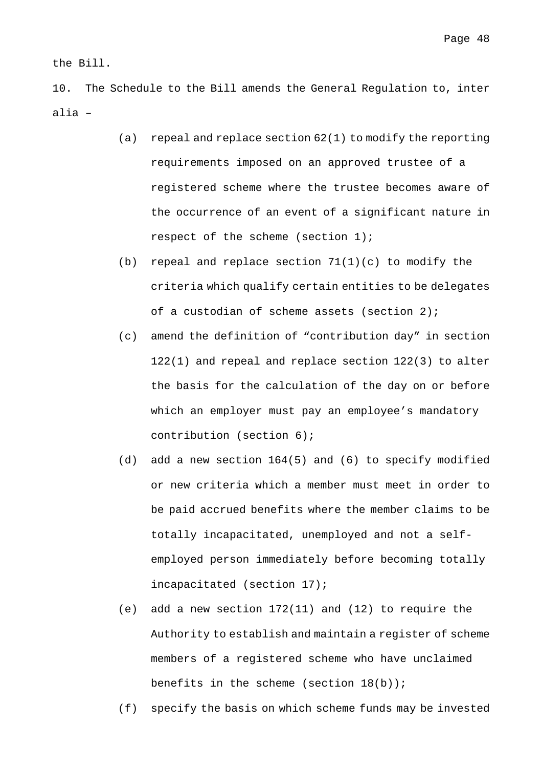the Bill.

10. The Schedule to the Bill amends the General Regulation to, inter alia –

(a) repeal and replace section 62(1) to modify the reporting requirements imposed on an approved trustee of a registered scheme where the trustee becomes aware of the occurrence of an event of a significant nature in respect of the scheme (section 1);

(b) repeal and replace section 71(1)(c) to modify the criteria which qualify certain entities to be delegates of a custodian of scheme assets (section 2);

(c) amend the definition of “contribution day” in section 122(1) and repeal and replace section 122(3) to alter the basis for the calculation of the day on or before which an employer must pay an employee’s mandatory contribution (section 6);

(d) add a new section 164(5) and (6) to specify modified or new criteria which a member must meet in order to be paid accrued benefits where the member claims to be totally incapacitated, unemployed and not a self-employed person immediately before becoming totally incapacitated (section 17);

(e) add a new section 172(11) and (12) to require the Authority to establish and maintain a register of scheme members of a registered scheme who have unclaimed benefits in the scheme (section 18(b));

(f) specify the basis on which scheme funds may be invested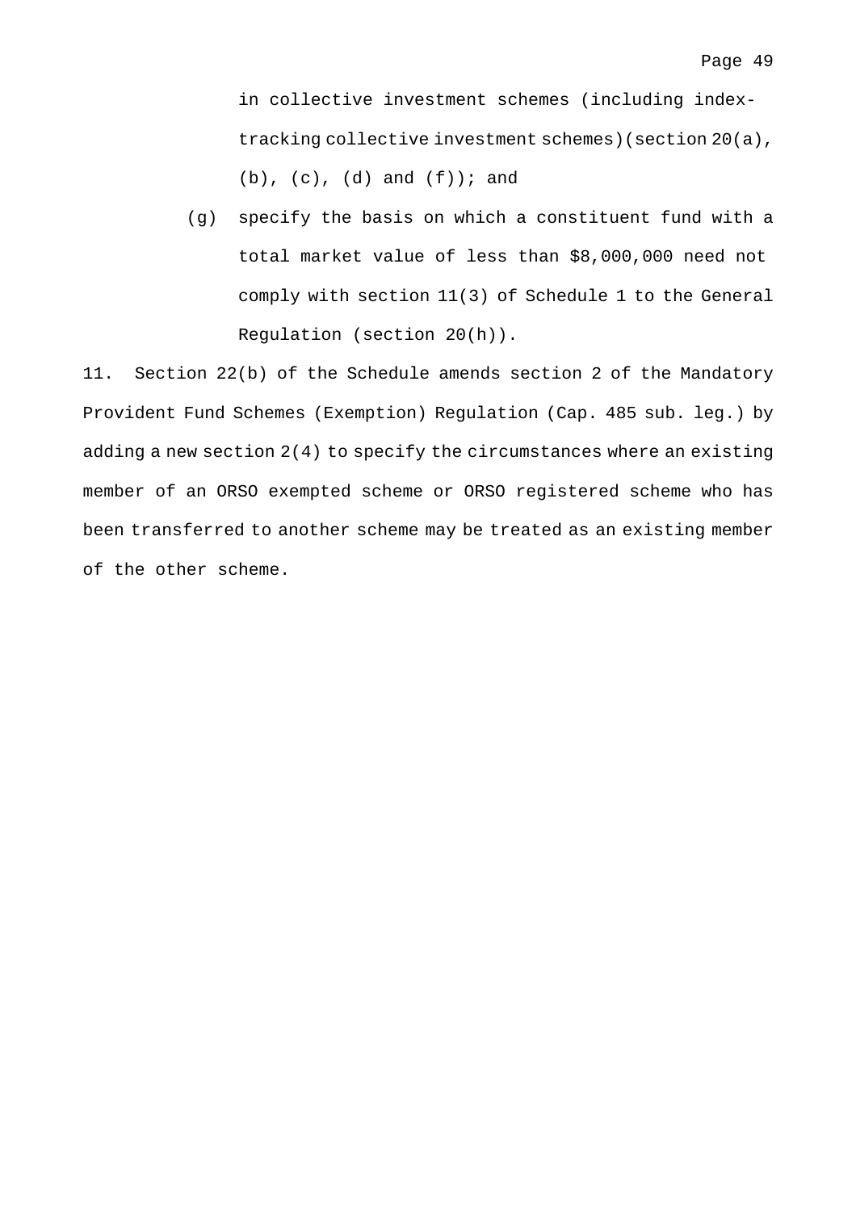in collective investment schemes (including index-tracking collective investment schemes)(section 20(a), (b), (c), (d) and (f)); and

(g) specify the basis on which a constituent fund with a total market value of less than $8,000,000 need not comply with section 11(3) of Schedule 1 to the General Regulation (section 20(h)).

11. Section 22(b) of the Schedule amends section 2 of the Mandatory Provident Fund Schemes (Exemption) Regulation (Cap. 485 sub. leg.) by adding a new section 2(4) to specify the circumstances where an existing member of an ORSO exempted scheme or ORSO registered scheme who has been transferred to another scheme may be treated as an existing member of the other scheme.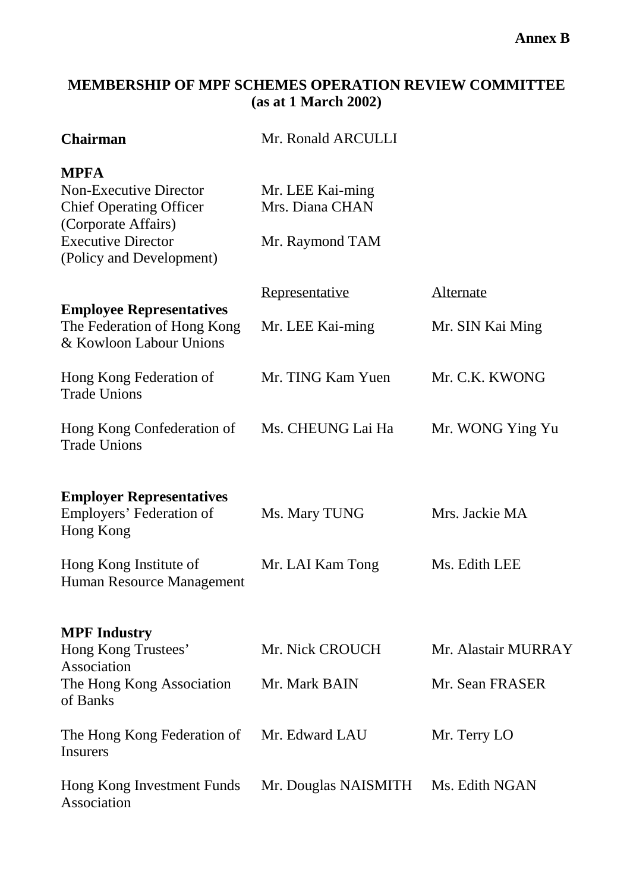**Annex B**

## MEMBERSHIP OF MPF SCHEMES OPERATION REVIEW COMMITTEE (as at 1 March 2002)

| | | |
|---|---|---|
| **Chairman** | Mr. Ronald ARCULLI | |
| **MPFA** | | |
| Non-Executive Director | Mr. LEE Kai-ming | |
| Chief Operating Officer (Corporate Affairs) | Mrs. Diana CHAN | |
| Executive Director (Policy and Development) | Mr. Raymond TAM | |
| | Representative | Alternate |
| **Employee Representatives** | | |
| The Federation of Hong Kong & Kowloon Labour Unions | Mr. LEE Kai-ming | Mr. SIN Kai Ming |
| Hong Kong Federation of Trade Unions | Mr. TING Kam Yuen | Mr. C.K. KWONG |
| Hong Kong Confederation of Trade Unions | Ms. CHEUNG Lai Ha | Mr. WONG Ying Yu |
| **Employer Representatives** | | |
| Employers' Federation of Hong Kong | Ms. Mary TUNG | Mrs. Jackie MA |
| Hong Kong Institute of Human Resource Management | Mr. LAI Kam Tong | Ms. Edith LEE |
| **MPF Industry** | | |
| Hong Kong Trustees' Association | Mr. Nick CROUCH | Mr. Alastair MURRAY |
| The Hong Kong Association of Banks | Mr. Mark BAIN | Mr. Sean FRASER |
| The Hong Kong Federation of Insurers | Mr. Edward LAU | Mr. Terry LO |
| Hong Kong Investment Funds Association | Mr. Douglas NAISMITH | Ms. Edith NGAN |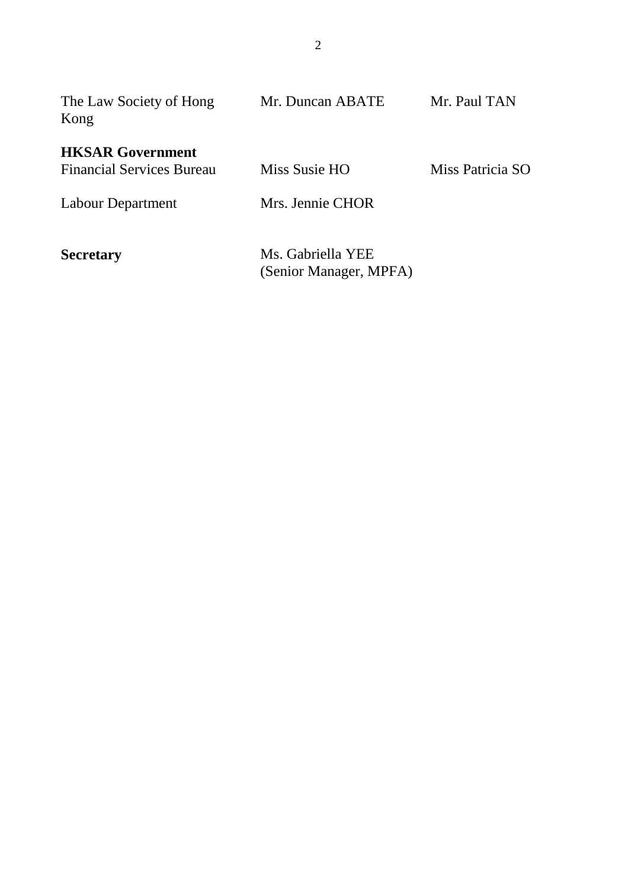| | | |
|---|---|---|
| The Law Society of Hong Kong | Mr. Duncan ABATE | Mr. Paul TAN |
| **HKSAR Government** | | |
| Financial Services Bureau | Miss Susie HO | Miss Patricia SO |
| Labour Department | Mrs. Jennie CHOR | |
| **Secretary** | Ms. Gabriella YEE (Senior Manager, MPFA) | |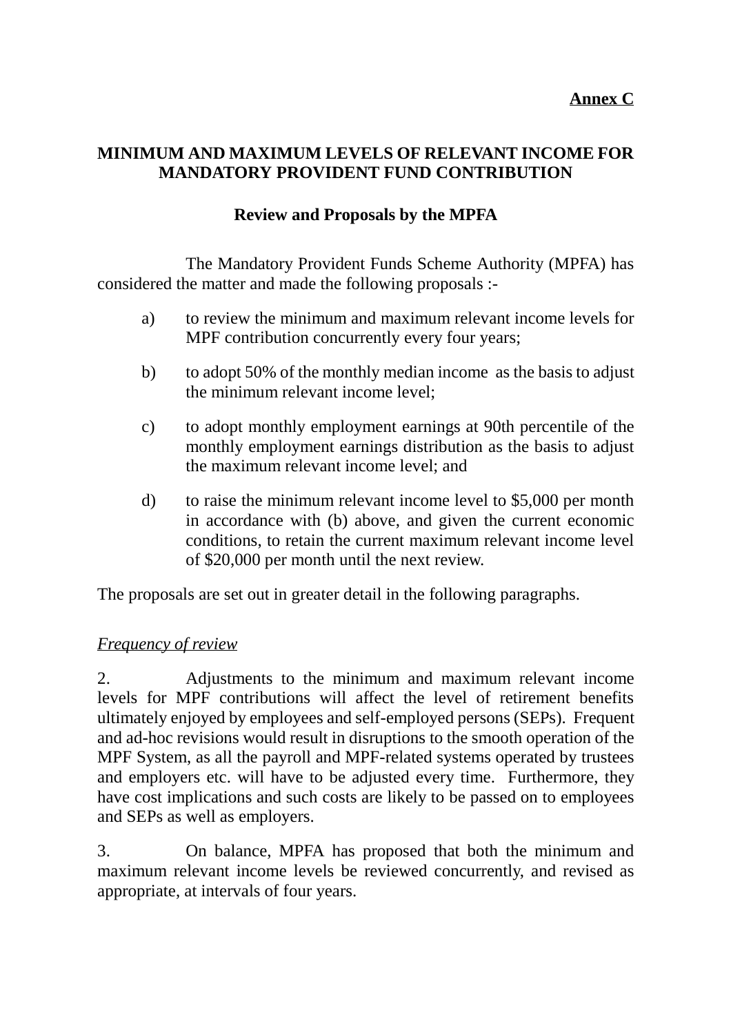**<u>Annex C</u>**

## MINIMUM AND MAXIMUM LEVELS OF RELEVANT INCOME FOR MANDATORY PROVIDENT FUND CONTRIBUTION

### Review and Proposals by the MPFA

The Mandatory Provident Funds Scheme Authority (MPFA) has considered the matter and made the following proposals :-

a) to review the minimum and maximum relevant income levels for MPF contribution concurrently every four years;

b) to adopt 50% of the monthly median income as the basis to adjust the minimum relevant income level;

c) to adopt monthly employment earnings at 90th percentile of the monthly employment earnings distribution as the basis to adjust the maximum relevant income level; and

d) to raise the minimum relevant income level to $5,000 per month in accordance with (b) above, and given the current economic conditions, to retain the current maximum relevant income level of $20,000 per month until the next review.

The proposals are set out in greater detail in the following paragraphs.

*<u>Frequency of review</u>*

2. Adjustments to the minimum and maximum relevant income levels for MPF contributions will affect the level of retirement benefits ultimately enjoyed by employees and self-employed persons (SEPs). Frequent and ad-hoc revisions would result in disruptions to the smooth operation of the MPF System, as all the payroll and MPF-related systems operated by trustees and employers etc. will have to be adjusted every time. Furthermore, they have cost implications and such costs are likely to be passed on to employees and SEPs as well as employers.

3. On balance, MPFA has proposed that both the minimum and maximum relevant income levels be reviewed concurrently, and revised as appropriate, at intervals of four years.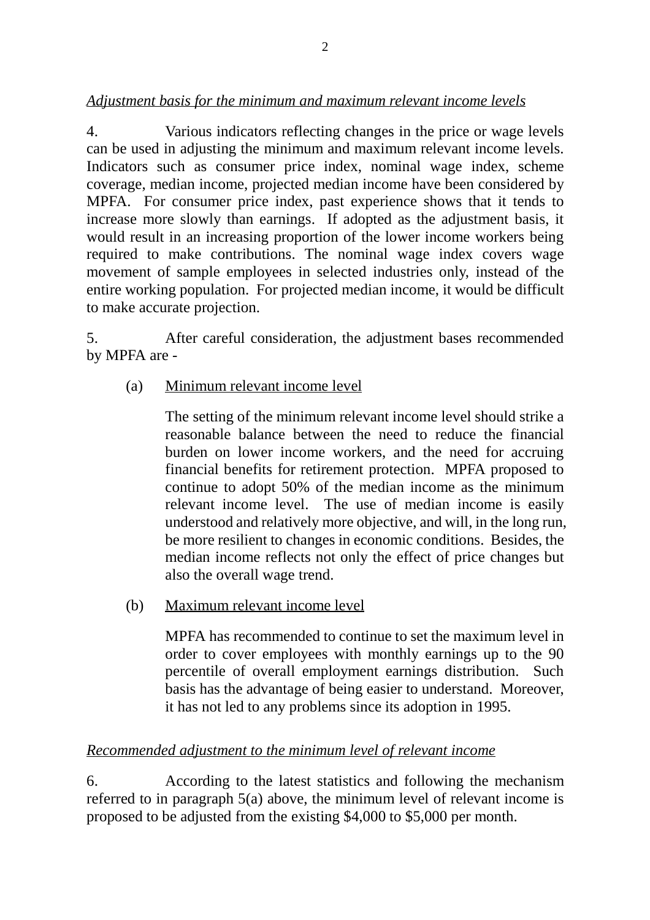*Adjustment basis for the minimum and maximum relevant income levels*

4. Various indicators reflecting changes in the price or wage levels can be used in adjusting the minimum and maximum relevant income levels. Indicators such as consumer price index, nominal wage index, scheme coverage, median income, projected median income have been considered by MPFA. For consumer price index, past experience shows that it tends to increase more slowly than earnings. If adopted as the adjustment basis, it would result in an increasing proportion of the lower income workers being required to make contributions. The nominal wage index covers wage movement of sample employees in selected industries only, instead of the entire working population. For projected median income, it would be difficult to make accurate projection.

5. After careful consideration, the adjustment bases recommended by MPFA are -

(a) <u>Minimum relevant income level</u>

The setting of the minimum relevant income level should strike a reasonable balance between the need to reduce the financial burden on lower income workers, and the need for accruing financial benefits for retirement protection. MPFA proposed to continue to adopt 50% of the median income as the minimum relevant income level. The use of median income is easily understood and relatively more objective, and will, in the long run, be more resilient to changes in economic conditions. Besides, the median income reflects not only the effect of price changes but also the overall wage trend.

(b) <u>Maximum relevant income level</u>

MPFA has recommended to continue to set the maximum level in order to cover employees with monthly earnings up to the 90 percentile of overall employment earnings distribution. Such basis has the advantage of being easier to understand. Moreover, it has not led to any problems since its adoption in 1995.

*Recommended adjustment to the minimum level of relevant income*

6. According to the latest statistics and following the mechanism referred to in paragraph 5(a) above, the minimum level of relevant income is proposed to be adjusted from the existing $4,000 to $5,000 per month.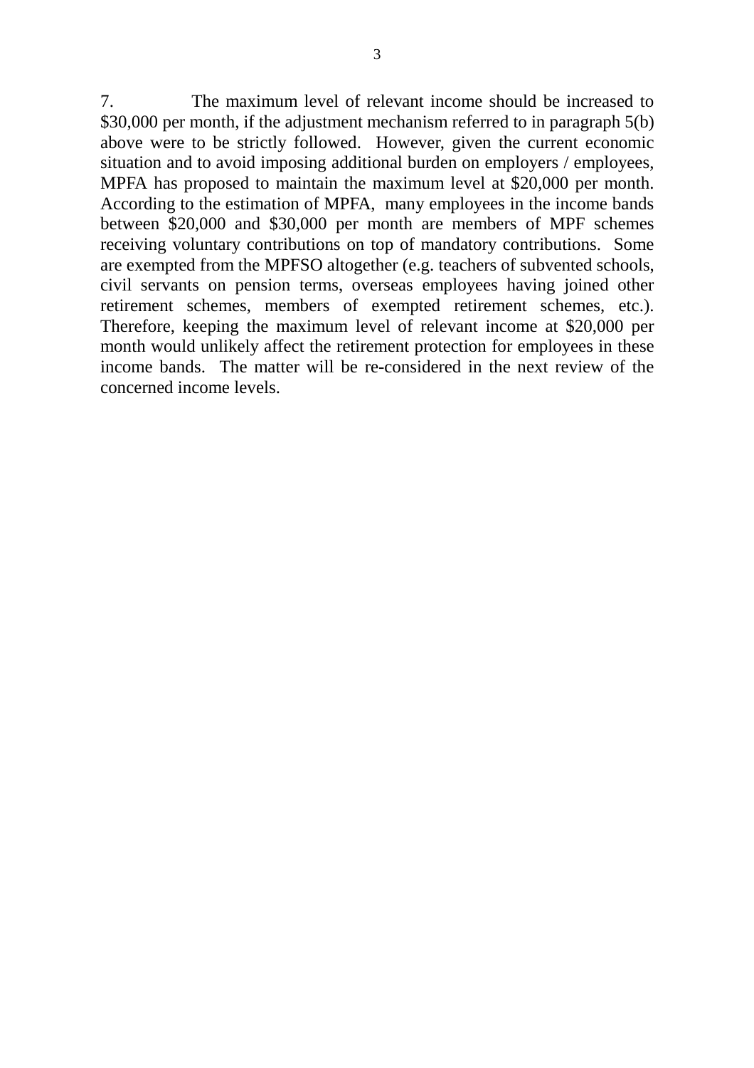7. The maximum level of relevant income should be increased to $30,000 per month, if the adjustment mechanism referred to in paragraph 5(b) above were to be strictly followed. However, given the current economic situation and to avoid imposing additional burden on employers / employees, MPFA has proposed to maintain the maximum level at $20,000 per month. According to the estimation of MPFA, many employees in the income bands between $20,000 and $30,000 per month are members of MPF schemes receiving voluntary contributions on top of mandatory contributions. Some are exempted from the MPFSO altogether (e.g. teachers of subvented schools, civil servants on pension terms, overseas employees having joined other retirement schemes, members of exempted retirement schemes, etc.). Therefore, keeping the maximum level of relevant income at $20,000 per month would unlikely affect the retirement protection for employees in these income bands. The matter will be re-considered in the next review of the concerned income levels.